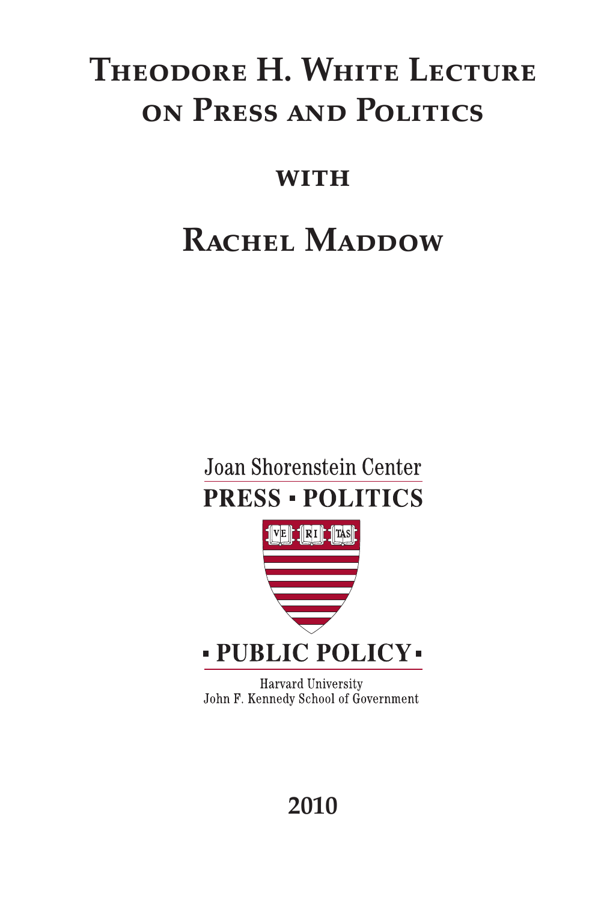# Theodore H. White Lecture on Press and Politics

## with

# Rachel Maddow

Joan Shorenstein Center

PRESS · POLITICS

VE RI TAS

· PUBLIC POLICY ·

Harvard University
John F. Kennedy School of Government

2010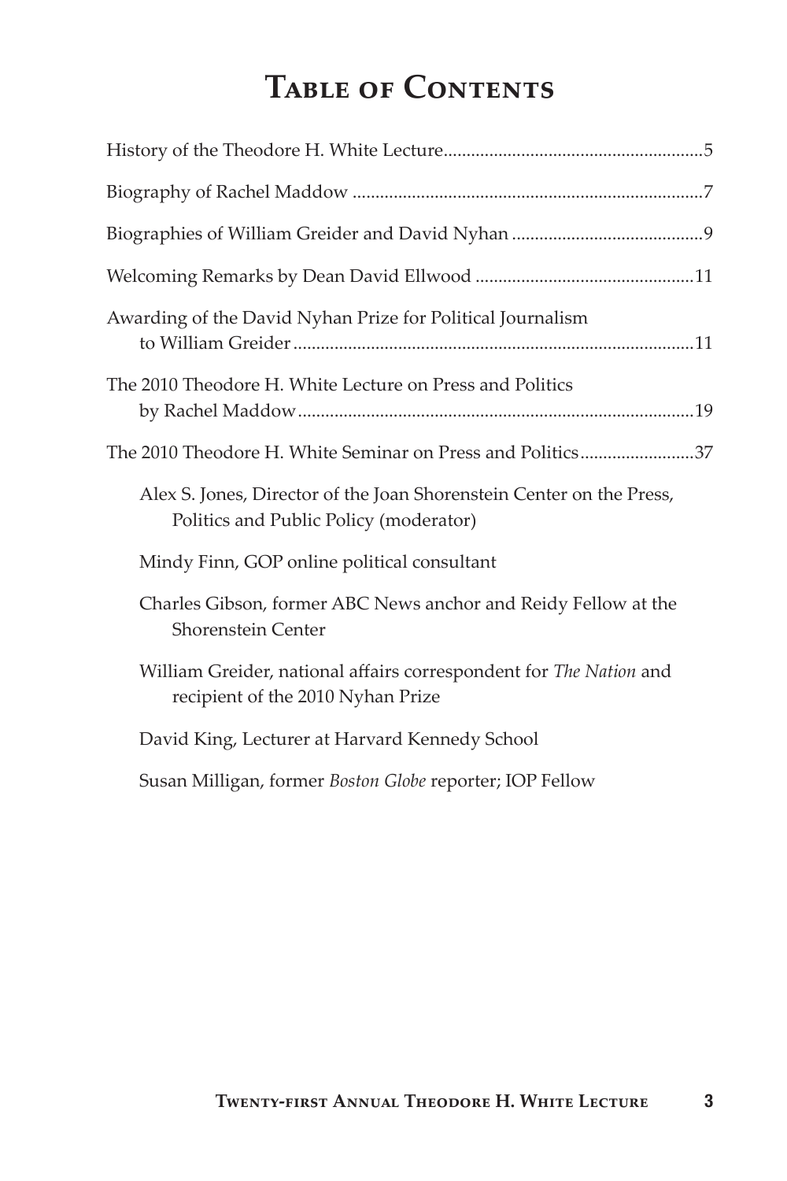# Table of Contents

History of the Theodore H. White Lecture....................................................5

Biography of Rachel Maddow ....................................................................7

Biographies of William Greider and David Nyhan ........................................9

Welcoming Remarks by Dean David Ellwood ..............................................11

Awarding of the David Nyhan Prize for Political Journalism to William Greider....................................................................................11

The 2010 Theodore H. White Lecture on Press and Politics by Rachel Maddow.....................................................................................19

The 2010 Theodore H. White Seminar on Press and Politics........................37

- Alex S. Jones, Director of the Joan Shorenstein Center on the Press, Politics and Public Policy (moderator)
- Mindy Finn, GOP online political consultant
- Charles Gibson, former ABC News anchor and Reidy Fellow at the Shorenstein Center
- William Greider, national affairs correspondent for *The Nation* and recipient of the 2010 Nyhan Prize
- David King, Lecturer at Harvard Kennedy School
- Susan Milligan, former *Boston Globe* reporter; IOP Fellow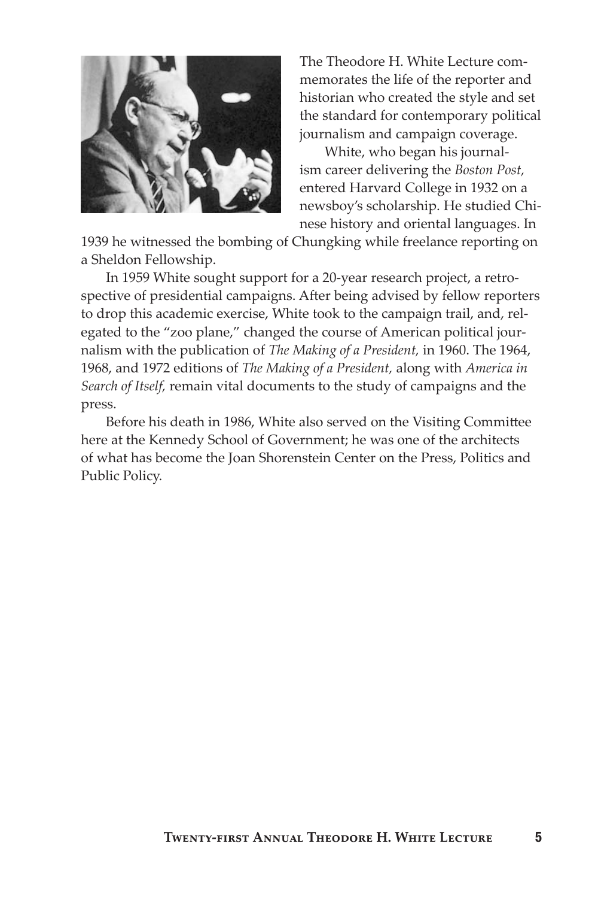The Theodore H. White Lecture commemorates the life of the reporter and historian who created the style and set the standard for contemporary political journalism and campaign coverage.

White, who began his journalism career delivering the *Boston Post,* entered Harvard College in 1932 on a newsboy's scholarship. He studied Chinese history and oriental languages. In 1939 he witnessed the bombing of Chungking while freelance reporting on a Sheldon Fellowship.

In 1959 White sought support for a 20-year research project, a retrospective of presidential campaigns. After being advised by fellow reporters to drop this academic exercise, White took to the campaign trail, and, relegated to the "zoo plane," changed the course of American political journalism with the publication of *The Making of a President,* in 1960. The 1964, 1968, and 1972 editions of *The Making of a President,* along with *America in Search of Itself,* remain vital documents to the study of campaigns and the press.

Before his death in 1986, White also served on the Visiting Committee here at the Kennedy School of Government; he was one of the architects of what has become the Joan Shorenstein Center on the Press, Politics and Public Policy.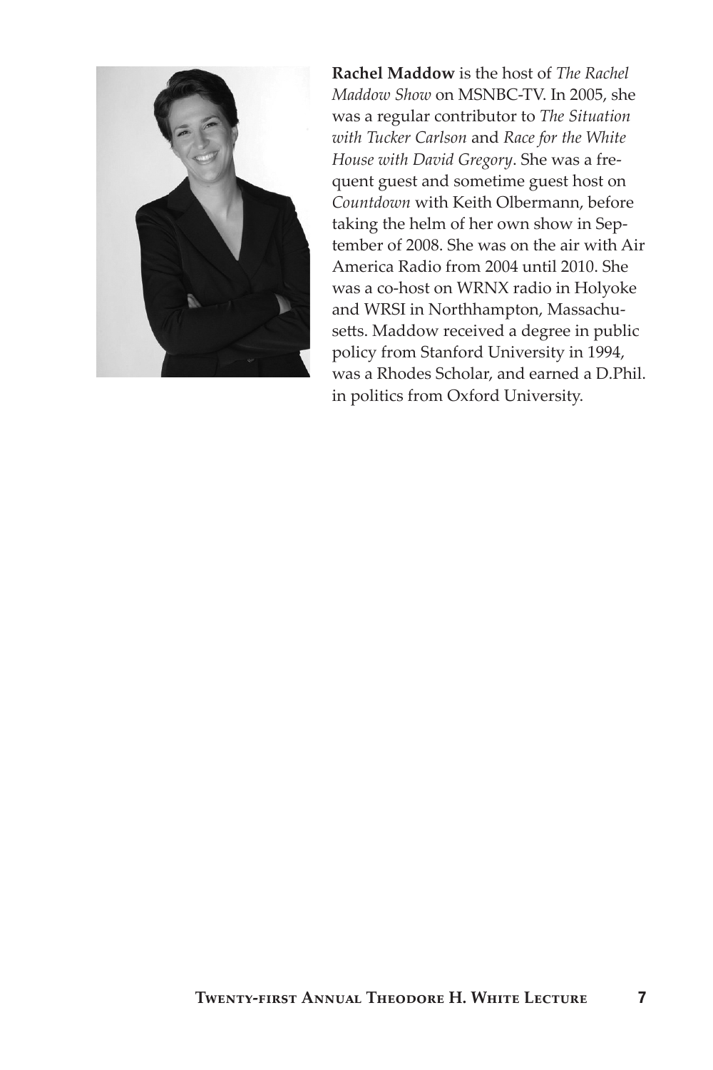**Rachel Maddow** is the host of *The Rachel Maddow Show* on MSNBC-TV. In 2005, she was a regular contributor to *The Situation with Tucker Carlson* and *Race for the White House with David Gregory*. She was a frequent guest and sometime guest host on *Countdown* with Keith Olbermann, before taking the helm of her own show in September of 2008. She was on the air with Air America Radio from 2004 until 2010. She was a co-host on WRNX radio in Holyoke and WRSI in Northhampton, Massachusetts. Maddow received a degree in public policy from Stanford University in 1994, was a Rhodes Scholar, and earned a D.Phil. in politics from Oxford University.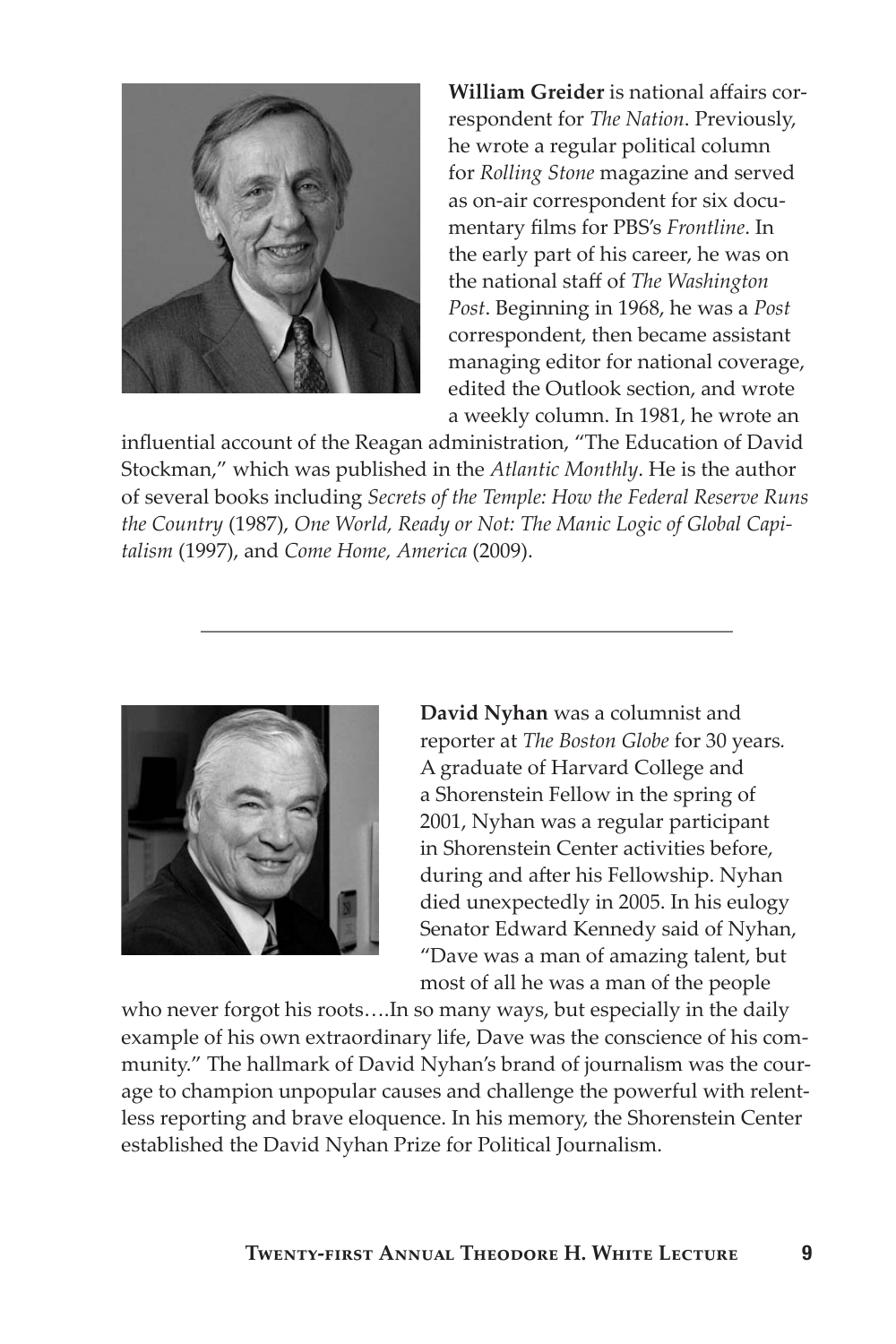**William Greider** is national affairs correspondent for *The Nation*. Previously, he wrote a regular political column for *Rolling Stone* magazine and served as on-air correspondent for six documentary films for PBS's *Frontline*. In the early part of his career, he was on the national staff of *The Washington Post*. Beginning in 1968, he was a *Post* correspondent, then became assistant managing editor for national coverage, edited the Outlook section, and wrote a weekly column. In 1981, he wrote an influential account of the Reagan administration, "The Education of David Stockman," which was published in the *Atlantic Monthly*. He is the author of several books including *Secrets of the Temple: How the Federal Reserve Runs the Country* (1987), *One World, Ready or Not: The Manic Logic of Global Capitalism* (1997), and *Come Home, America* (2009).

---

**David Nyhan** was a columnist and reporter at *The Boston Globe* for 30 years. A graduate of Harvard College and a Shorenstein Fellow in the spring of 2001, Nyhan was a regular participant in Shorenstein Center activities before, during and after his Fellowship. Nyhan died unexpectedly in 2005. In his eulogy Senator Edward Kennedy said of Nyhan, "Dave was a man of amazing talent, but most of all he was a man of the people who never forgot his roots….In so many ways, but especially in the daily example of his own extraordinary life, Dave was the conscience of his community." The hallmark of David Nyhan's brand of journalism was the courage to champion unpopular causes and challenge the powerful with relentless reporting and brave eloquence. In his memory, the Shorenstein Center established the David Nyhan Prize for Political Journalism.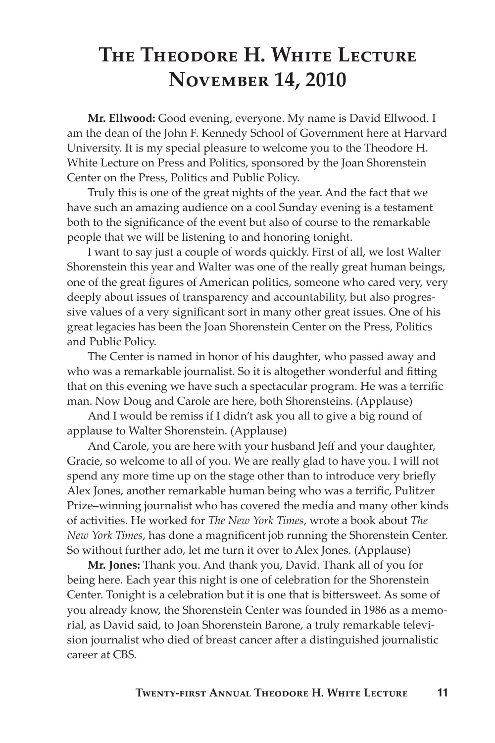# The Theodore H. White Lecture November 14, 2010

**Mr. Ellwood:** Good evening, everyone. My name is David Ellwood. I am the dean of the John F. Kennedy School of Government here at Harvard University. It is my special pleasure to welcome you to the Theodore H. White Lecture on Press and Politics, sponsored by the Joan Shorenstein Center on the Press, Politics and Public Policy.

Truly this is one of the great nights of the year. And the fact that we have such an amazing audience on a cool Sunday evening is a testament both to the significance of the event but also of course to the remarkable people that we will be listening to and honoring tonight.

I want to say just a couple of words quickly. First of all, we lost Walter Shorenstein this year and Walter was one of the really great human beings, one of the great figures of American politics, someone who cared very, very deeply about issues of transparency and accountability, but also progressive values of a very significant sort in many other great issues. One of his great legacies has been the Joan Shorenstein Center on the Press, Politics and Public Policy.

The Center is named in honor of his daughter, who passed away and who was a remarkable journalist. So it is altogether wonderful and fitting that on this evening we have such a spectacular program. He was a terrific man. Now Doug and Carole are here, both Shorensteins. (Applause)

And I would be remiss if I didn't ask you all to give a big round of applause to Walter Shorenstein. (Applause)

And Carole, you are here with your husband Jeff and your daughter, Gracie, so welcome to all of you. We are really glad to have you. I will not spend any more time up on the stage other than to introduce very briefly Alex Jones, another remarkable human being who was a terrific, Pulitzer Prize–winning journalist who has covered the media and many other kinds of activities. He worked for *The New York Times*, wrote a book about *The New York Times*, has done a magnificent job running the Shorenstein Center. So without further ado, let me turn it over to Alex Jones. (Applause)

**Mr. Jones:** Thank you. And thank you, David. Thank all of you for being here. Each year this night is one of celebration for the Shorenstein Center. Tonight is a celebration but it is one that is bittersweet. As some of you already know, the Shorenstein Center was founded in 1986 as a memorial, as David said, to Joan Shorenstein Barone, a truly remarkable television journalist who died of breast cancer after a distinguished journalistic career at CBS.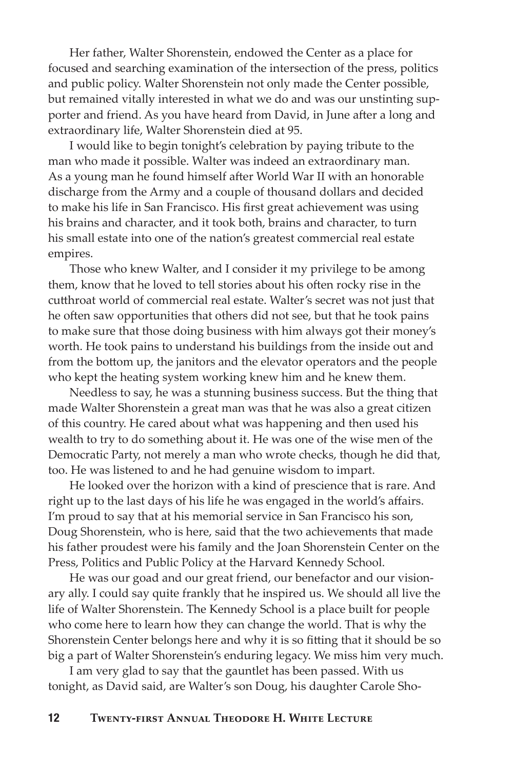Her father, Walter Shorenstein, endowed the Center as a place for focused and searching examination of the intersection of the press, politics and public policy. Walter Shorenstein not only made the Center possible, but remained vitally interested in what we do and was our unstinting supporter and friend. As you have heard from David, in June after a long and extraordinary life, Walter Shorenstein died at 95.

I would like to begin tonight's celebration by paying tribute to the man who made it possible. Walter was indeed an extraordinary man. As a young man he found himself after World War II with an honorable discharge from the Army and a couple of thousand dollars and decided to make his life in San Francisco. His first great achievement was using his brains and character, and it took both, brains and character, to turn his small estate into one of the nation's greatest commercial real estate empires.

Those who knew Walter, and I consider it my privilege to be among them, know that he loved to tell stories about his often rocky rise in the cutthroat world of commercial real estate. Walter's secret was not just that he often saw opportunities that others did not see, but that he took pains to make sure that those doing business with him always got their money's worth. He took pains to understand his buildings from the inside out and from the bottom up, the janitors and the elevator operators and the people who kept the heating system working knew him and he knew them.

Needless to say, he was a stunning business success. But the thing that made Walter Shorenstein a great man was that he was also a great citizen of this country. He cared about what was happening and then used his wealth to try to do something about it. He was one of the wise men of the Democratic Party, not merely a man who wrote checks, though he did that, too. He was listened to and he had genuine wisdom to impart.

He looked over the horizon with a kind of prescience that is rare. And right up to the last days of his life he was engaged in the world's affairs. I'm proud to say that at his memorial service in San Francisco his son, Doug Shorenstein, who is here, said that the two achievements that made his father proudest were his family and the Joan Shorenstein Center on the Press, Politics and Public Policy at the Harvard Kennedy School.

He was our goad and our great friend, our benefactor and our visionary ally. I could say quite frankly that he inspired us. We should all live the life of Walter Shorenstein. The Kennedy School is a place built for people who come here to learn how they can change the world. That is why the Shorenstein Center belongs here and why it is so fitting that it should be so big a part of Walter Shorenstein's enduring legacy. We miss him very much.

I am very glad to say that the gauntlet has been passed. With us tonight, as David said, are Walter's son Doug, his daughter Carole Sho-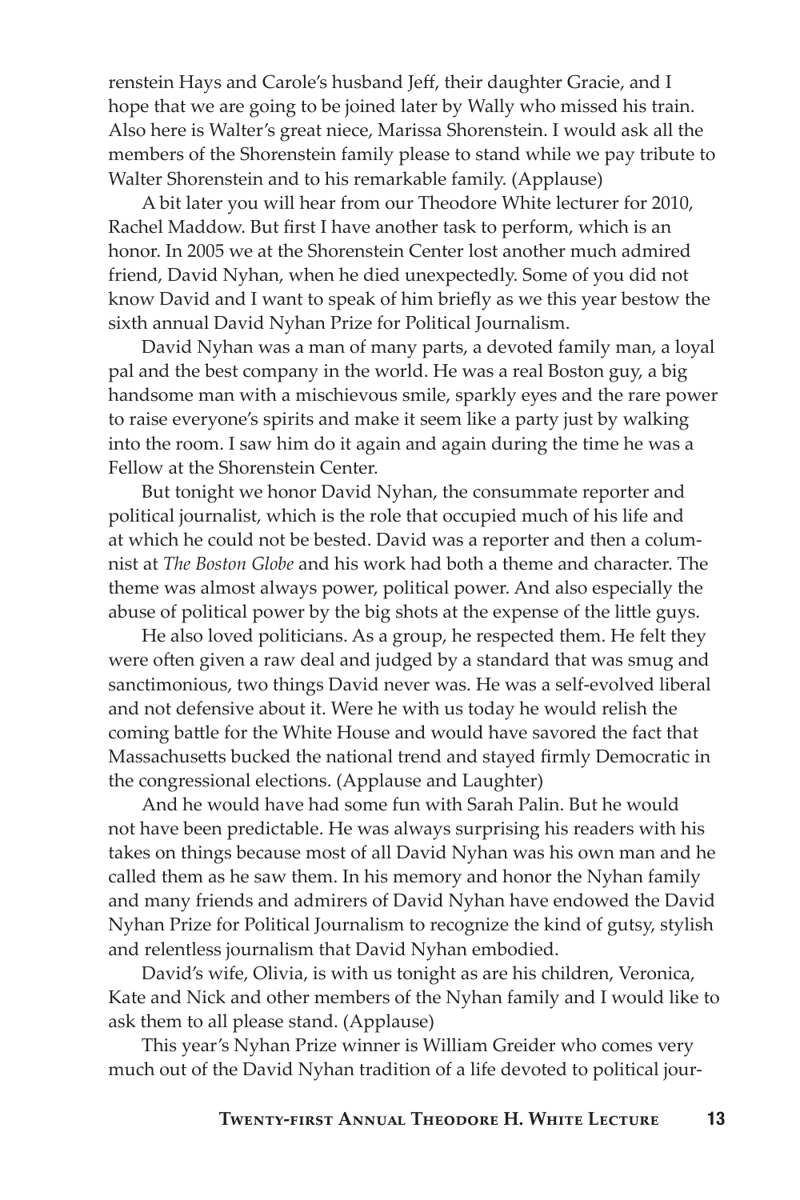renstein Hays and Carole's husband Jeff, their daughter Gracie, and I hope that we are going to be joined later by Wally who missed his train. Also here is Walter's great niece, Marissa Shorenstein. I would ask all the members of the Shorenstein family please to stand while we pay tribute to Walter Shorenstein and to his remarkable family. (Applause)

A bit later you will hear from our Theodore White lecturer for 2010, Rachel Maddow. But first I have another task to perform, which is an honor. In 2005 we at the Shorenstein Center lost another much admired friend, David Nyhan, when he died unexpectedly. Some of you did not know David and I want to speak of him briefly as we this year bestow the sixth annual David Nyhan Prize for Political Journalism.

David Nyhan was a man of many parts, a devoted family man, a loyal pal and the best company in the world. He was a real Boston guy, a big handsome man with a mischievous smile, sparkly eyes and the rare power to raise everyone's spirits and make it seem like a party just by walking into the room. I saw him do it again and again during the time he was a Fellow at the Shorenstein Center.

But tonight we honor David Nyhan, the consummate reporter and political journalist, which is the role that occupied much of his life and at which he could not be bested. David was a reporter and then a columnist at *The Boston Globe* and his work had both a theme and character. The theme was almost always power, political power. And also especially the abuse of political power by the big shots at the expense of the little guys.

He also loved politicians. As a group, he respected them. He felt they were often given a raw deal and judged by a standard that was smug and sanctimonious, two things David never was. He was a self-evolved liberal and not defensive about it. Were he with us today he would relish the coming battle for the White House and would have savored the fact that Massachusetts bucked the national trend and stayed firmly Democratic in the congressional elections. (Applause and Laughter)

And he would have had some fun with Sarah Palin. But he would not have been predictable. He was always surprising his readers with his takes on things because most of all David Nyhan was his own man and he called them as he saw them. In his memory and honor the Nyhan family and many friends and admirers of David Nyhan have endowed the David Nyhan Prize for Political Journalism to recognize the kind of gutsy, stylish and relentless journalism that David Nyhan embodied.

David's wife, Olivia, is with us tonight as are his children, Veronica, Kate and Nick and other members of the Nyhan family and I would like to ask them to all please stand. (Applause)

This year's Nyhan Prize winner is William Greider who comes very much out of the David Nyhan tradition of a life devoted to political jour-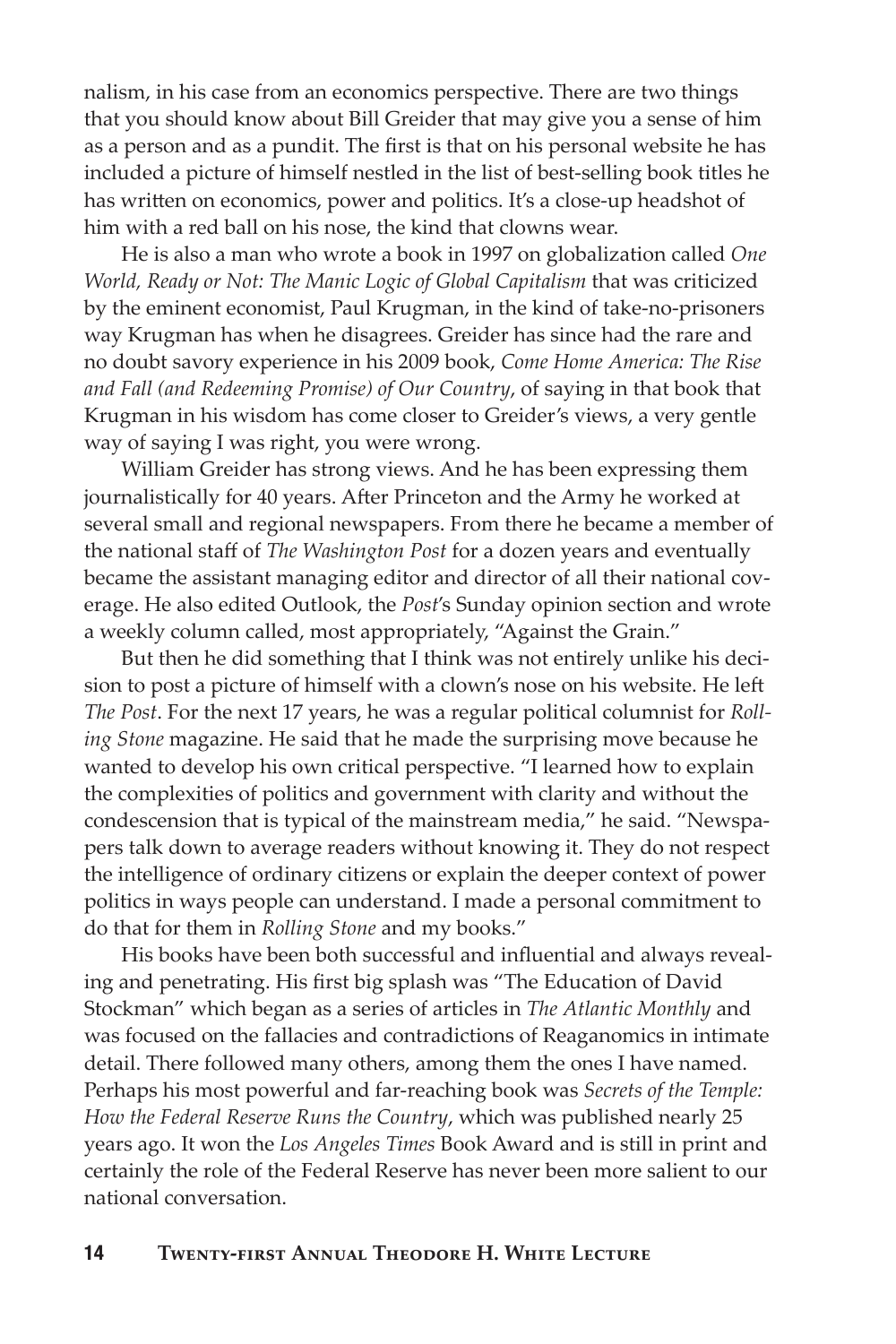nalism, in his case from an economics perspective. There are two things that you should know about Bill Greider that may give you a sense of him as a person and as a pundit. The first is that on his personal website he has included a picture of himself nestled in the list of best-selling book titles he has written on economics, power and politics. It's a close-up headshot of him with a red ball on his nose, the kind that clowns wear.

He is also a man who wrote a book in 1997 on globalization called *One World, Ready or Not: The Manic Logic of Global Capitalism* that was criticized by the eminent economist, Paul Krugman, in the kind of take-no-prisoners way Krugman has when he disagrees. Greider has since had the rare and no doubt savory experience in his 2009 book, *Come Home America: The Rise and Fall (and Redeeming Promise) of Our Country*, of saying in that book that Krugman in his wisdom has come closer to Greider's views, a very gentle way of saying I was right, you were wrong.

William Greider has strong views. And he has been expressing them journalistically for 40 years. After Princeton and the Army he worked at several small and regional newspapers. From there he became a member of the national staff of *The Washington Post* for a dozen years and eventually became the assistant managing editor and director of all their national coverage. He also edited Outlook, the *Post*'s Sunday opinion section and wrote a weekly column called, most appropriately, "Against the Grain."

But then he did something that I think was not entirely unlike his decision to post a picture of himself with a clown's nose on his website. He left *The Post*. For the next 17 years, he was a regular political columnist for *Rolling Stone* magazine. He said that he made the surprising move because he wanted to develop his own critical perspective. "I learned how to explain the complexities of politics and government with clarity and without the condescension that is typical of the mainstream media," he said. "Newspapers talk down to average readers without knowing it. They do not respect the intelligence of ordinary citizens or explain the deeper context of power politics in ways people can understand. I made a personal commitment to do that for them in *Rolling Stone* and my books."

His books have been both successful and influential and always revealing and penetrating. His first big splash was "The Education of David Stockman" which began as a series of articles in *The Atlantic Monthly* and was focused on the fallacies and contradictions of Reaganomics in intimate detail. There followed many others, among them the ones I have named. Perhaps his most powerful and far-reaching book was *Secrets of the Temple: How the Federal Reserve Runs the Country*, which was published nearly 25 years ago. It won the *Los Angeles Times* Book Award and is still in print and certainly the role of the Federal Reserve has never been more salient to our national conversation.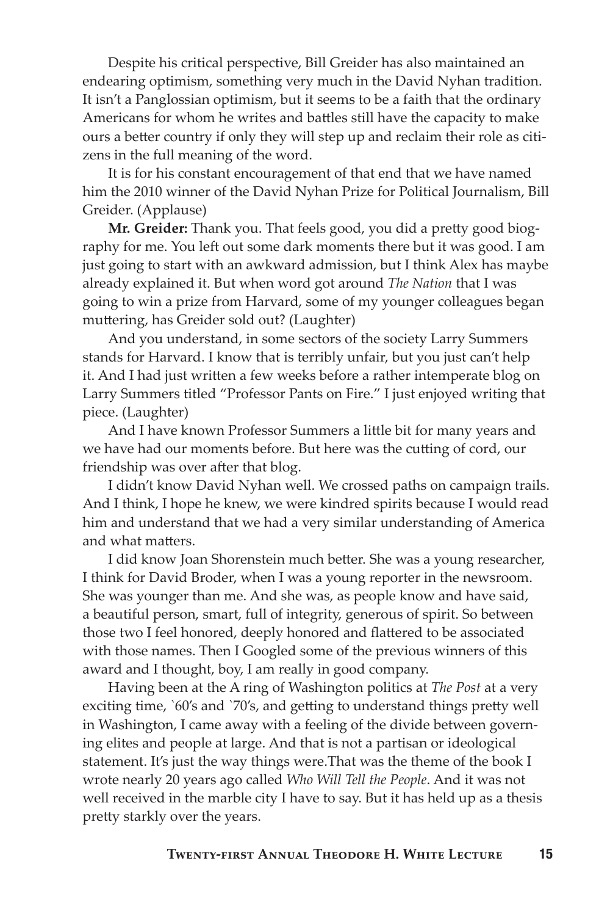Despite his critical perspective, Bill Greider has also maintained an endearing optimism, something very much in the David Nyhan tradition. It isn't a Panglossian optimism, but it seems to be a faith that the ordinary Americans for whom he writes and battles still have the capacity to make ours a better country if only they will step up and reclaim their role as citizens in the full meaning of the word.

It is for his constant encouragement of that end that we have named him the 2010 winner of the David Nyhan Prize for Political Journalism, Bill Greider. (Applause)

**Mr. Greider:** Thank you. That feels good, you did a pretty good biography for me. You left out some dark moments there but it was good. I am just going to start with an awkward admission, but I think Alex has maybe already explained it. But when word got around *The Nation* that I was going to win a prize from Harvard, some of my younger colleagues began muttering, has Greider sold out? (Laughter)

And you understand, in some sectors of the society Larry Summers stands for Harvard. I know that is terribly unfair, but you just can't help it. And I had just written a few weeks before a rather intemperate blog on Larry Summers titled "Professor Pants on Fire." I just enjoyed writing that piece. (Laughter)

And I have known Professor Summers a little bit for many years and we have had our moments before. But here was the cutting of cord, our friendship was over after that blog.

I didn't know David Nyhan well. We crossed paths on campaign trails. And I think, I hope he knew, we were kindred spirits because I would read him and understand that we had a very similar understanding of America and what matters.

I did know Joan Shorenstein much better. She was a young researcher, I think for David Broder, when I was a young reporter in the newsroom. She was younger than me. And she was, as people know and have said, a beautiful person, smart, full of integrity, generous of spirit. So between those two I feel honored, deeply honored and flattered to be associated with those names. Then I Googled some of the previous winners of this award and I thought, boy, I am really in good company.

Having been at the A ring of Washington politics at *The Post* at a very exciting time, `60's and `70's, and getting to understand things pretty well in Washington, I came away with a feeling of the divide between governing elites and people at large. And that is not a partisan or ideological statement. It's just the way things were.That was the theme of the book I wrote nearly 20 years ago called *Who Will Tell the People*. And it was not well received in the marble city I have to say. But it has held up as a thesis pretty starkly over the years.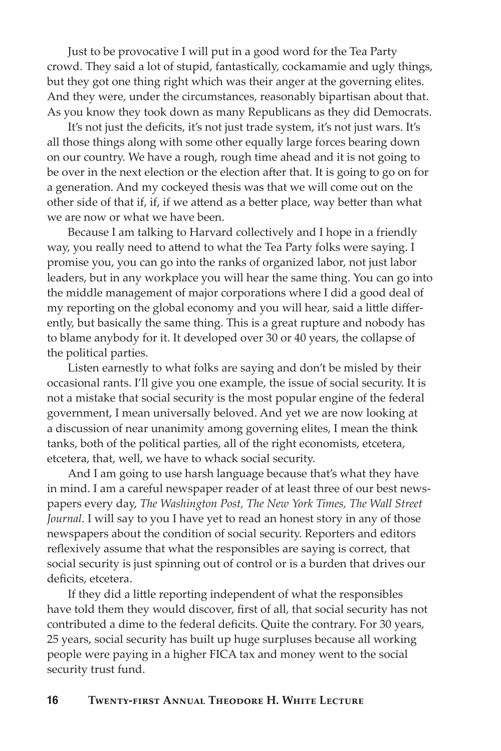Just to be provocative I will put in a good word for the Tea Party crowd. They said a lot of stupid, fantastically, cockamamie and ugly things, but they got one thing right which was their anger at the governing elites. And they were, under the circumstances, reasonably bipartisan about that. As you know they took down as many Republicans as they did Democrats.

It's not just the deficits, it's not just trade system, it's not just wars. It's all those things along with some other equally large forces bearing down on our country. We have a rough, rough time ahead and it is not going to be over in the next election or the election after that. It is going to go on for a generation. And my cockeyed thesis was that we will come out on the other side of that if, if, if we attend as a better place, way better than what we are now or what we have been.

Because I am talking to Harvard collectively and I hope in a friendly way, you really need to attend to what the Tea Party folks were saying. I promise you, you can go into the ranks of organized labor, not just labor leaders, but in any workplace you will hear the same thing. You can go into the middle management of major corporations where I did a good deal of my reporting on the global economy and you will hear, said a little differently, but basically the same thing. This is a great rupture and nobody has to blame anybody for it. It developed over 30 or 40 years, the collapse of the political parties.

Listen earnestly to what folks are saying and don't be misled by their occasional rants. I'll give you one example, the issue of social security. It is not a mistake that social security is the most popular engine of the federal government, I mean universally beloved. And yet we are now looking at a discussion of near unanimity among governing elites, I mean the think tanks, both of the political parties, all of the right economists, etcetera, etcetera, that, well, we have to whack social security.

And I am going to use harsh language because that's what they have in mind. I am a careful newspaper reader of at least three of our best newspapers every day, *The Washington Post, The New York Times, The Wall Street Journal*. I will say to you I have yet to read an honest story in any of those newspapers about the condition of social security. Reporters and editors reflexively assume that what the responsibles are saying is correct, that social security is just spinning out of control or is a burden that drives our deficits, etcetera.

If they did a little reporting independent of what the responsibles have told them they would discover, first of all, that social security has not contributed a dime to the federal deficits. Quite the contrary. For 30 years, 25 years, social security has built up huge surpluses because all working people were paying in a higher FICA tax and money went to the social security trust fund.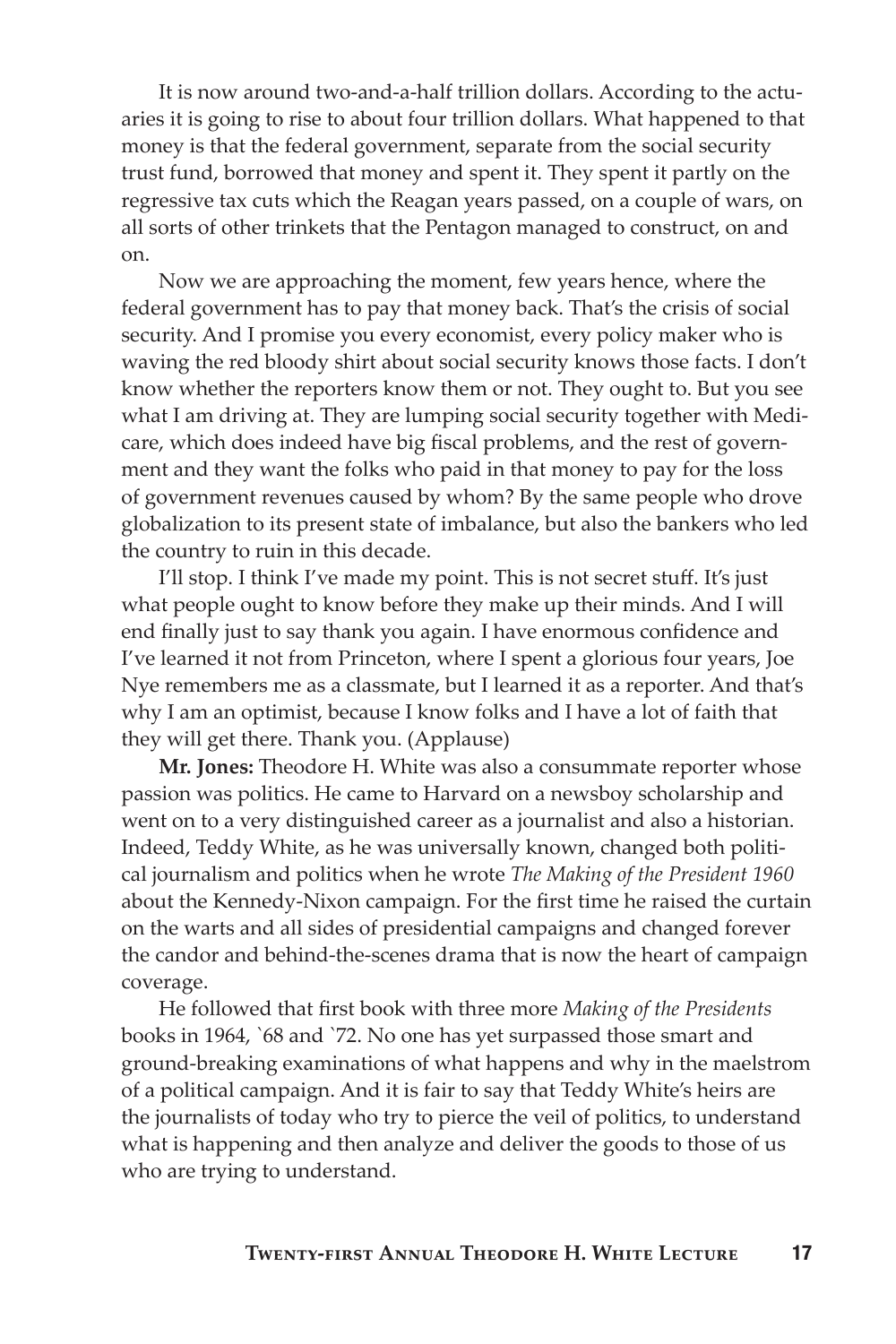It is now around two-and-a-half trillion dollars. According to the actuaries it is going to rise to about four trillion dollars. What happened to that money is that the federal government, separate from the social security trust fund, borrowed that money and spent it. They spent it partly on the regressive tax cuts which the Reagan years passed, on a couple of wars, on all sorts of other trinkets that the Pentagon managed to construct, on and on.

Now we are approaching the moment, few years hence, where the federal government has to pay that money back. That's the crisis of social security. And I promise you every economist, every policy maker who is waving the red bloody shirt about social security knows those facts. I don't know whether the reporters know them or not. They ought to. But you see what I am driving at. They are lumping social security together with Medicare, which does indeed have big fiscal problems, and the rest of government and they want the folks who paid in that money to pay for the loss of government revenues caused by whom? By the same people who drove globalization to its present state of imbalance, but also the bankers who led the country to ruin in this decade.

I'll stop. I think I've made my point. This is not secret stuff. It's just what people ought to know before they make up their minds. And I will end finally just to say thank you again. I have enormous confidence and I've learned it not from Princeton, where I spent a glorious four years, Joe Nye remembers me as a classmate, but I learned it as a reporter. And that's why I am an optimist, because I know folks and I have a lot of faith that they will get there. Thank you. (Applause)

**Mr. Jones:** Theodore H. White was also a consummate reporter whose passion was politics. He came to Harvard on a newsboy scholarship and went on to a very distinguished career as a journalist and also a historian. Indeed, Teddy White, as he was universally known, changed both political journalism and politics when he wrote *The Making of the President 1960* about the Kennedy-Nixon campaign. For the first time he raised the curtain on the warts and all sides of presidential campaigns and changed forever the candor and behind-the-scenes drama that is now the heart of campaign coverage.

He followed that first book with three more *Making of the Presidents* books in 1964, `68 and `72. No one has yet surpassed those smart and ground-breaking examinations of what happens and why in the maelstrom of a political campaign. And it is fair to say that Teddy White's heirs are the journalists of today who try to pierce the veil of politics, to understand what is happening and then analyze and deliver the goods to those of us who are trying to understand.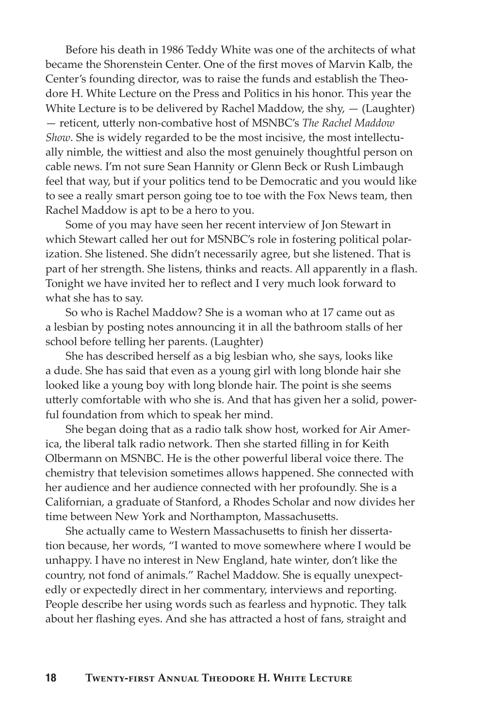Before his death in 1986 Teddy White was one of the architects of what became the Shorenstein Center. One of the first moves of Marvin Kalb, the Center's founding director, was to raise the funds and establish the Theodore H. White Lecture on the Press and Politics in his honor. This year the White Lecture is to be delivered by Rachel Maddow, the shy, — (Laughter) — reticent, utterly non-combative host of MSNBC's *The Rachel Maddow Show*. She is widely regarded to be the most incisive, the most intellectually nimble, the wittiest and also the most genuinely thoughtful person on cable news. I'm not sure Sean Hannity or Glenn Beck or Rush Limbaugh feel that way, but if your politics tend to be Democratic and you would like to see a really smart person going toe to toe with the Fox News team, then Rachel Maddow is apt to be a hero to you.

Some of you may have seen her recent interview of Jon Stewart in which Stewart called her out for MSNBC's role in fostering political polarization. She listened. She didn't necessarily agree, but she listened. That is part of her strength. She listens, thinks and reacts. All apparently in a flash. Tonight we have invited her to reflect and I very much look forward to what she has to say.

So who is Rachel Maddow? She is a woman who at 17 came out as a lesbian by posting notes announcing it in all the bathroom stalls of her school before telling her parents. (Laughter)

She has described herself as a big lesbian who, she says, looks like a dude. She has said that even as a young girl with long blonde hair she looked like a young boy with long blonde hair. The point is she seems utterly comfortable with who she is. And that has given her a solid, powerful foundation from which to speak her mind.

She began doing that as a radio talk show host, worked for Air America, the liberal talk radio network. Then she started filling in for Keith Olbermann on MSNBC. He is the other powerful liberal voice there. The chemistry that television sometimes allows happened. She connected with her audience and her audience connected with her profoundly. She is a Californian, a graduate of Stanford, a Rhodes Scholar and now divides her time between New York and Northampton, Massachusetts.

She actually came to Western Massachusetts to finish her dissertation because, her words, "I wanted to move somewhere where I would be unhappy. I have no interest in New England, hate winter, don't like the country, not fond of animals." Rachel Maddow. She is equally unexpectedly or expectedly direct in her commentary, interviews and reporting. People describe her using words such as fearless and hypnotic. They talk about her flashing eyes. And she has attracted a host of fans, straight and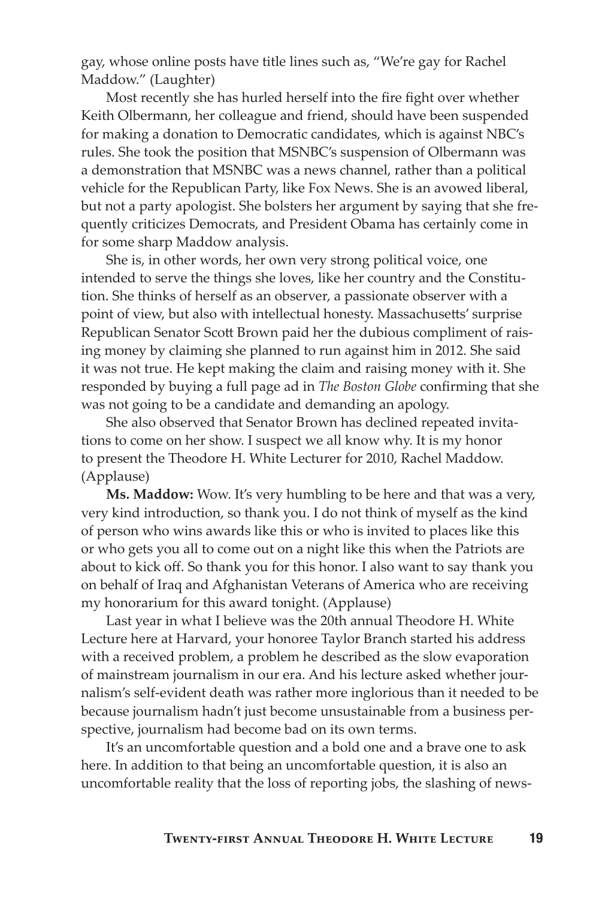gay, whose online posts have title lines such as, "We're gay for Rachel Maddow." (Laughter)

Most recently she has hurled herself into the fire fight over whether Keith Olbermann, her colleague and friend, should have been suspended for making a donation to Democratic candidates, which is against NBC's rules. She took the position that MSNBC's suspension of Olbermann was a demonstration that MSNBC was a news channel, rather than a political vehicle for the Republican Party, like Fox News. She is an avowed liberal, but not a party apologist. She bolsters her argument by saying that she frequently criticizes Democrats, and President Obama has certainly come in for some sharp Maddow analysis.

She is, in other words, her own very strong political voice, one intended to serve the things she loves, like her country and the Constitution. She thinks of herself as an observer, a passionate observer with a point of view, but also with intellectual honesty. Massachusetts' surprise Republican Senator Scott Brown paid her the dubious compliment of raising money by claiming she planned to run against him in 2012. She said it was not true. He kept making the claim and raising money with it. She responded by buying a full page ad in *The Boston Globe* confirming that she was not going to be a candidate and demanding an apology.

She also observed that Senator Brown has declined repeated invitations to come on her show. I suspect we all know why. It is my honor to present the Theodore H. White Lecturer for 2010, Rachel Maddow. (Applause)

**Ms. Maddow:** Wow. It's very humbling to be here and that was a very, very kind introduction, so thank you. I do not think of myself as the kind of person who wins awards like this or who is invited to places like this or who gets you all to come out on a night like this when the Patriots are about to kick off. So thank you for this honor. I also want to say thank you on behalf of Iraq and Afghanistan Veterans of America who are receiving my honorarium for this award tonight. (Applause)

Last year in what I believe was the 20th annual Theodore H. White Lecture here at Harvard, your honoree Taylor Branch started his address with a received problem, a problem he described as the slow evaporation of mainstream journalism in our era. And his lecture asked whether journalism's self-evident death was rather more inglorious than it needed to be because journalism hadn't just become unsustainable from a business perspective, journalism had become bad on its own terms.

It's an uncomfortable question and a bold one and a brave one to ask here. In addition to that being an uncomfortable question, it is also an uncomfortable reality that the loss of reporting jobs, the slashing of news-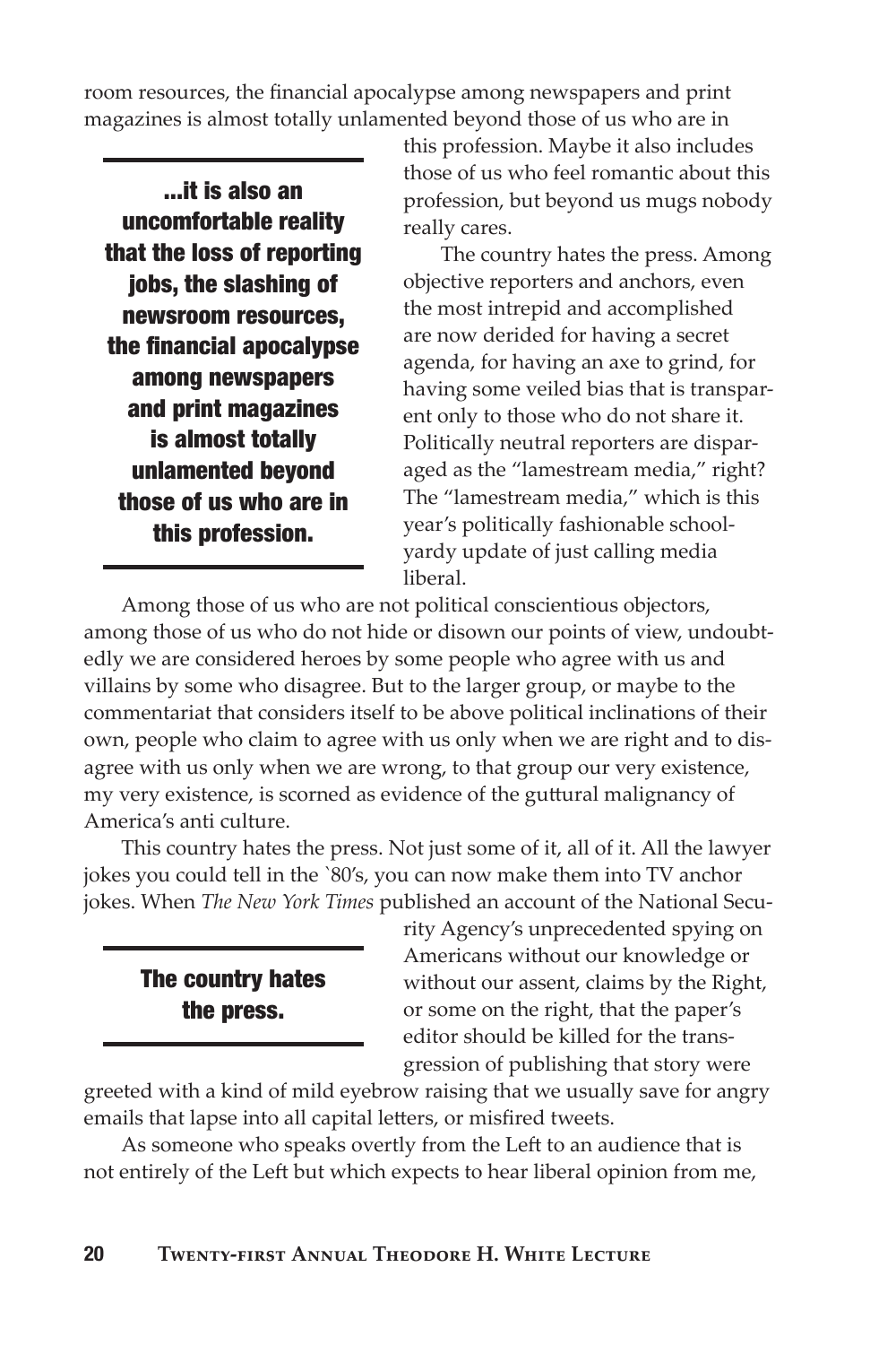room resources, the financial apocalypse among newspapers and print magazines is almost totally unlamented beyond those of us who are in this profession. Maybe it also includes those of us who feel romantic about this profession, but beyond us mugs nobody really cares.

> **...it is also an uncomfortable reality that the loss of reporting jobs, the slashing of newsroom resources, the financial apocalypse among newspapers and print magazines is almost totally unlamented beyond those of us who are in this profession.**

The country hates the press. Among objective reporters and anchors, even the most intrepid and accomplished are now derided for having a secret agenda, for having an axe to grind, for having some veiled bias that is transparent only to those who do not share it. Politically neutral reporters are disparaged as the "lamestream media," right? The "lamestream media," which is this year's politically fashionable schoolyardy update of just calling media liberal.

Among those of us who are not political conscientious objectors, among those of us who do not hide or disown our points of view, undoubtedly we are considered heroes by some people who agree with us and villains by some who disagree. But to the larger group, or maybe to the commentariat that considers itself to be above political inclinations of their own, people who claim to agree with us only when we are right and to disagree with us only when we are wrong, to that group our very existence, my very existence, is scorned as evidence of the guttural malignancy of America's anti culture.

This country hates the press. Not just some of it, all of it. All the lawyer jokes you could tell in the `80's, you can now make them into TV anchor jokes. When *The New York Times* published an account of the National Security Agency's unprecedented spying on Americans without our knowledge or without our assent, claims by the Right, or some on the right, that the paper's editor should be killed for the transgression of publishing that story were greeted with a kind of mild eyebrow raising that we usually save for angry emails that lapse into all capital letters, or misfired tweets.

> **The country hates the press.**

As someone who speaks overtly from the Left to an audience that is not entirely of the Left but which expects to hear liberal opinion from me,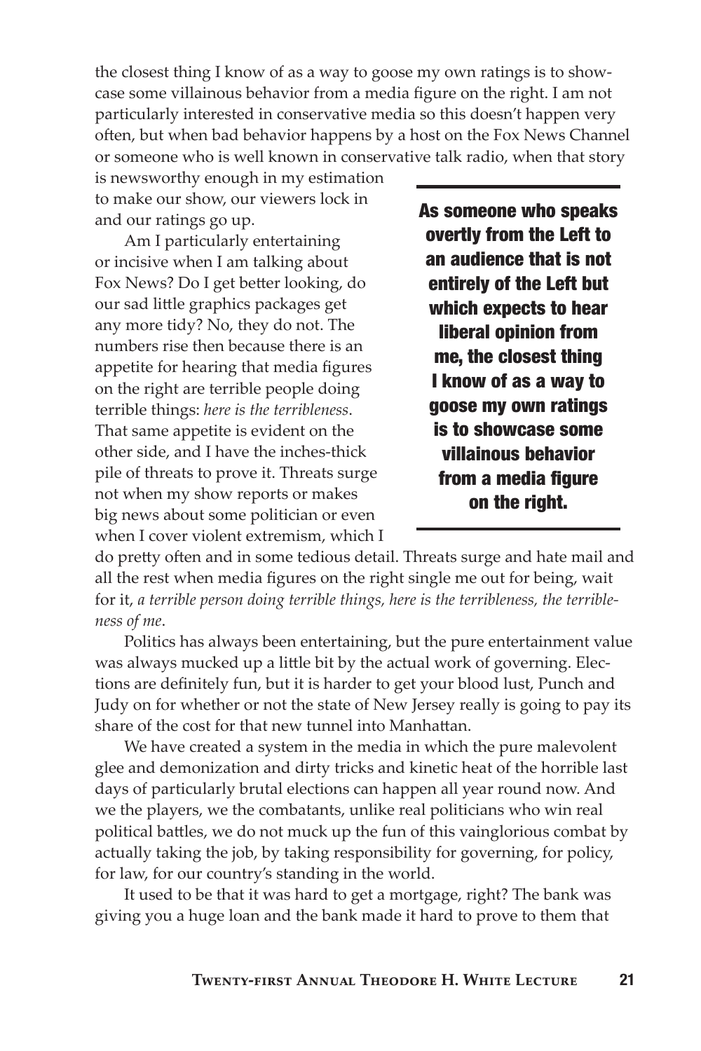the closest thing I know of as a way to goose my own ratings is to showcase some villainous behavior from a media figure on the right. I am not particularly interested in conservative media so this doesn't happen very often, but when bad behavior happens by a host on the Fox News Channel or someone who is well known in conservative talk radio, when that story is newsworthy enough in my estimation to make our show, our viewers lock in and our ratings go up.

**As someone who speaks overtly from the Left to an audience that is not entirely of the Left but which expects to hear liberal opinion from me, the closest thing I know of as a way to goose my own ratings is to showcase some villainous behavior from a media figure on the right.**

Am I particularly entertaining or incisive when I am talking about Fox News? Do I get better looking, do our sad little graphics packages get any more tidy? No, they do not. The numbers rise then because there is an appetite for hearing that media figures on the right are terrible people doing terrible things: *here is the terribleness*. That same appetite is evident on the other side, and I have the inches-thick pile of threats to prove it. Threats surge not when my show reports or makes big news about some politician or even when I cover violent extremism, which I do pretty often and in some tedious detail. Threats surge and hate mail and all the rest when media figures on the right single me out for being, wait for it, *a terrible person doing terrible things, here is the terribleness, the terribleness of me*.

Politics has always been entertaining, but the pure entertainment value was always mucked up a little bit by the actual work of governing. Elections are definitely fun, but it is harder to get your blood lust, Punch and Judy on for whether or not the state of New Jersey really is going to pay its share of the cost for that new tunnel into Manhattan.

We have created a system in the media in which the pure malevolent glee and demonization and dirty tricks and kinetic heat of the horrible last days of particularly brutal elections can happen all year round now. And we the players, we the combatants, unlike real politicians who win real political battles, we do not muck up the fun of this vainglorious combat by actually taking the job, by taking responsibility for governing, for policy, for law, for our country's standing in the world.

It used to be that it was hard to get a mortgage, right? The bank was giving you a huge loan and the bank made it hard to prove to them that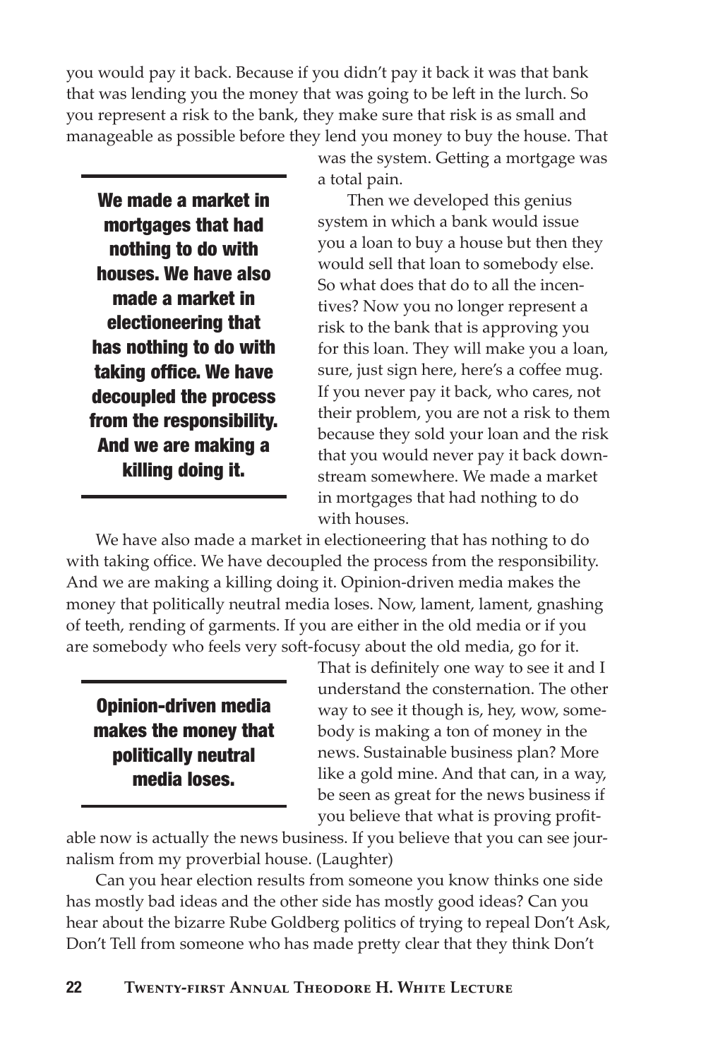you would pay it back. Because if you didn't pay it back it was that bank that was lending you the money that was going to be left in the lurch. So you represent a risk to the bank, they make sure that risk is as small and manageable as possible before they lend you money to buy the house. That was the system. Getting a mortgage was a total pain.

> **We made a market in mortgages that had nothing to do with houses. We have also made a market in electioneering that has nothing to do with taking office. We have decoupled the process from the responsibility. And we are making a killing doing it.**

Then we developed this genius system in which a bank would issue you a loan to buy a house but then they would sell that loan to somebody else. So what does that do to all the incentives? Now you no longer represent a risk to the bank that is approving you for this loan. They will make you a loan, sure, just sign here, here's a coffee mug. If you never pay it back, who cares, not their problem, you are not a risk to them because they sold your loan and the risk that you would never pay it back downstream somewhere. We made a market in mortgages that had nothing to do with houses.

We have also made a market in electioneering that has nothing to do with taking office. We have decoupled the process from the responsibility. And we are making a killing doing it. Opinion-driven media makes the money that politically neutral media loses. Now, lament, lament, gnashing of teeth, rending of garments. If you are either in the old media or if you are somebody who feels very soft-focusy about the old media, go for it. That is definitely one way to see it and I understand the consternation. The other way to see it though is, hey, wow, somebody is making a ton of money in the news. Sustainable business plan? More like a gold mine. And that can, in a way, be seen as great for the news business if you believe that what is proving profitable now is actually the news business. If you believe that you can see journalism from my proverbial house. (Laughter)

> **Opinion-driven media makes the money that politically neutral media loses.**

Can you hear election results from someone you know thinks one side has mostly bad ideas and the other side has mostly good ideas? Can you hear about the bizarre Rube Goldberg politics of trying to repeal Don't Ask, Don't Tell from someone who has made pretty clear that they think Don't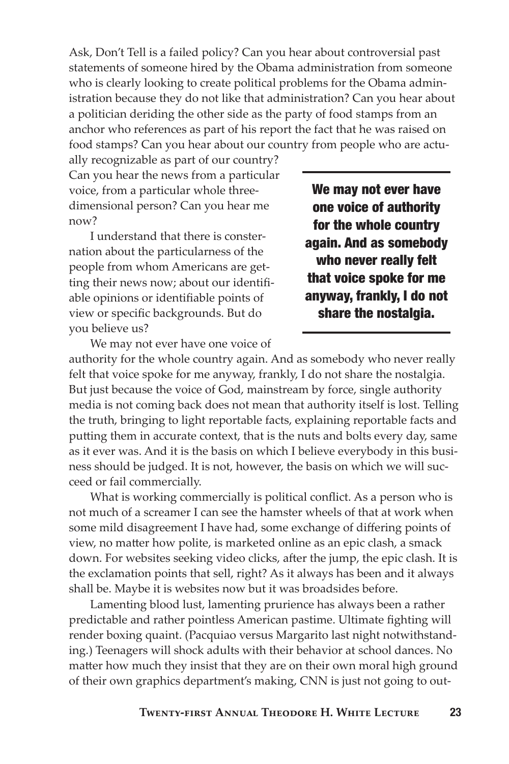Ask, Don't Tell is a failed policy? Can you hear about controversial past statements of someone hired by the Obama administration from someone who is clearly looking to create political problems for the Obama administration because they do not like that administration? Can you hear about a politician deriding the other side as the party of food stamps from an anchor who references as part of his report the fact that he was raised on food stamps? Can you hear about our country from people who are actually recognizable as part of our country? Can you hear the news from a particular voice, from a particular whole three-dimensional person? Can you hear me now?

I understand that there is consternation about the particularness of the people from whom Americans are getting their news now; about our identifiable opinions or identifiable points of view or specific backgrounds. But do you believe us?

**We may not ever have one voice of authority for the whole country again. And as somebody who never really felt that voice spoke for me anyway, frankly, I do not share the nostalgia.**

We may not ever have one voice of authority for the whole country again. And as somebody who never really felt that voice spoke for me anyway, frankly, I do not share the nostalgia. But just because the voice of God, mainstream by force, single authority media is not coming back does not mean that authority itself is lost. Telling the truth, bringing to light reportable facts, explaining reportable facts and putting them in accurate context, that is the nuts and bolts every day, same as it ever was. And it is the basis on which I believe everybody in this business should be judged. It is not, however, the basis on which we will succeed or fail commercially.

What is working commercially is political conflict. As a person who is not much of a screamer I can see the hamster wheels of that at work when some mild disagreement I have had, some exchange of differing points of view, no matter how polite, is marketed online as an epic clash, a smack down. For websites seeking video clicks, after the jump, the epic clash. It is the exclamation points that sell, right? As it always has been and it always shall be. Maybe it is websites now but it was broadsides before.

Lamenting blood lust, lamenting prurience has always been a rather predictable and rather pointless American pastime. Ultimate fighting will render boxing quaint. (Pacquiao versus Margarito last night notwithstanding.) Teenagers will shock adults with their behavior at school dances. No matter how much they insist that they are on their own moral high ground of their own graphics department's making, CNN is just not going to out-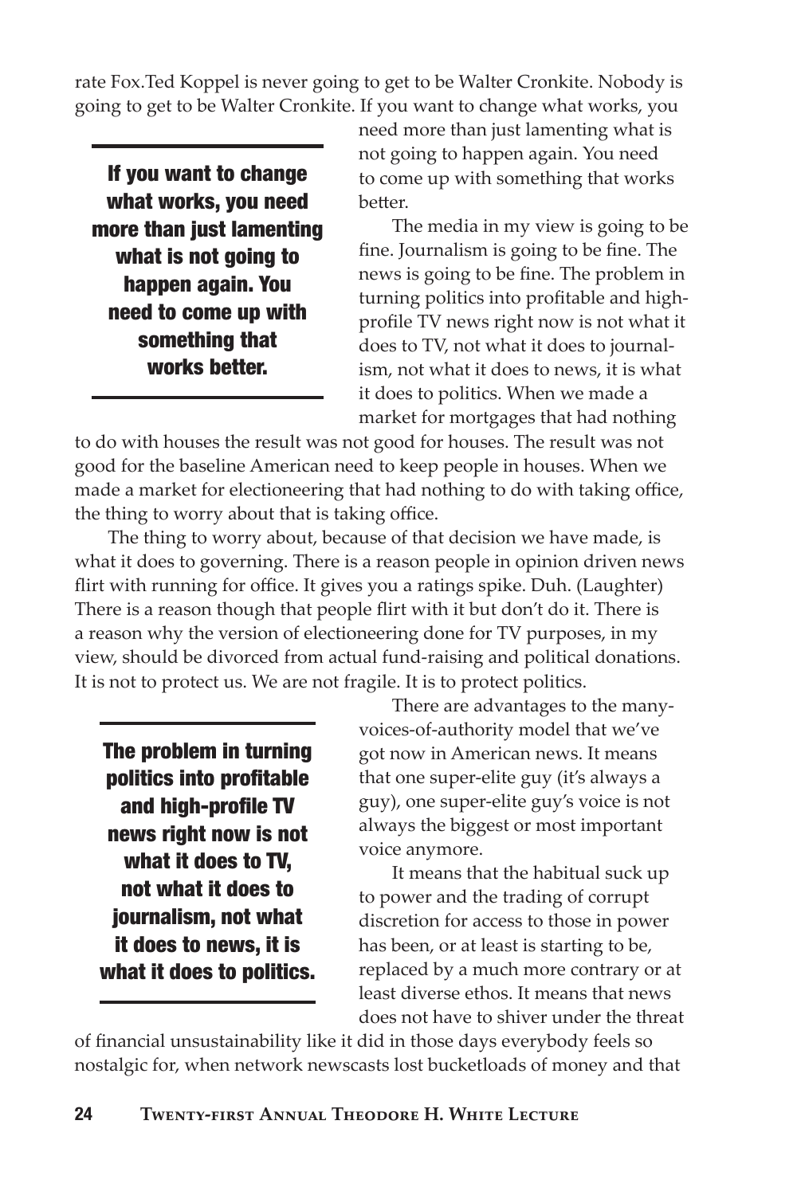rate Fox.Ted Koppel is never going to get to be Walter Cronkite. Nobody is going to get to be Walter Cronkite. If you want to change what works, you need more than just lamenting what is not going to happen again. You need to come up with something that works better.

> **If you want to change what works, you need more than just lamenting what is not going to happen again. You need to come up with something that works better.**

The media in my view is going to be fine. Journalism is going to be fine. The news is going to be fine. The problem in turning politics into profitable and high-profile TV news right now is not what it does to TV, not what it does to journalism, not what it does to news, it is what it does to politics. When we made a market for mortgages that had nothing to do with houses the result was not good for houses. The result was not good for the baseline American need to keep people in houses. When we made a market for electioneering that had nothing to do with taking office, the thing to worry about that is taking office.

The thing to worry about, because of that decision we have made, is what it does to governing. There is a reason people in opinion driven news flirt with running for office. It gives you a ratings spike. Duh. (Laughter) There is a reason though that people flirt with it but don't do it. There is a reason why the version of electioneering done for TV purposes, in my view, should be divorced from actual fund-raising and political donations. It is not to protect us. We are not fragile. It is to protect politics.

> **The problem in turning politics into profitable and high-profile TV news right now is not what it does to TV, not what it does to journalism, not what it does to news, it is what it does to politics.**

There are advantages to the many-voices-of-authority model that we've got now in American news. It means that one super-elite guy (it's always a guy), one super-elite guy's voice is not always the biggest or most important voice anymore.

It means that the habitual suck up to power and the trading of corrupt discretion for access to those in power has been, or at least is starting to be, replaced by a much more contrary or at least diverse ethos. It means that news does not have to shiver under the threat of financial unsustainability like it did in those days everybody feels so nostalgic for, when network newscasts lost bucketloads of money and that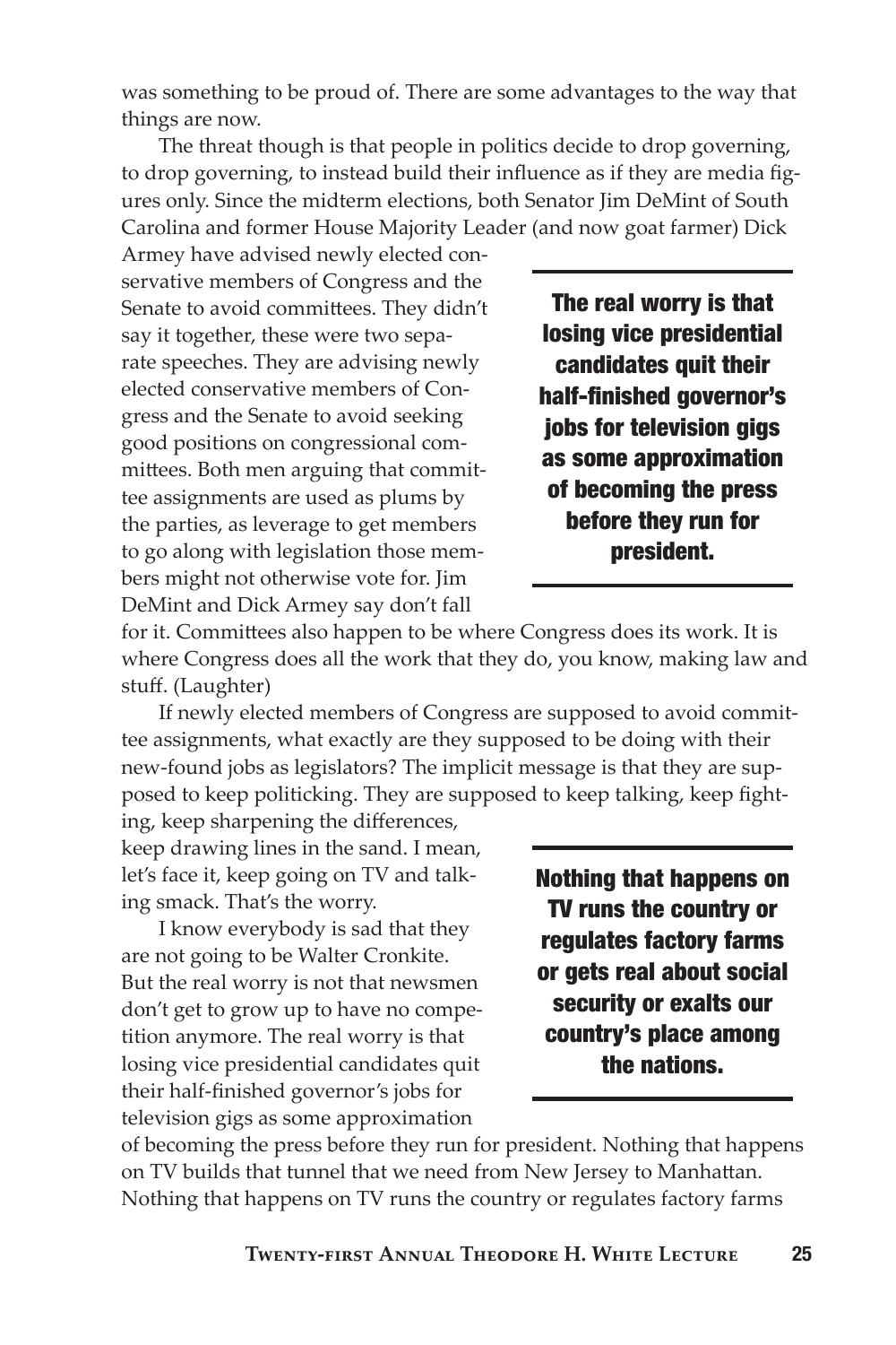was something to be proud of. There are some advantages to the way that things are now.

The threat though is that people in politics decide to drop governing, to drop governing, to instead build their influence as if they are media figures only. Since the midterm elections, both Senator Jim DeMint of South Carolina and former House Majority Leader (and now goat farmer) Dick Armey have advised newly elected conservative members of Congress and the Senate to avoid committees. They didn't say it together, these were two separate speeches. They are advising newly elected conservative members of Congress and the Senate to avoid seeking good positions on congressional committees. Both men arguing that committee assignments are used as plums by the parties, as leverage to get members to go along with legislation those members might not otherwise vote for. Jim DeMint and Dick Armey say don't fall for it. Committees also happen to be where Congress does its work. It is where Congress does all the work that they do, you know, making law and stuff. (Laughter)

**The real worry is that losing vice presidential candidates quit their half-finished governor's jobs for television gigs as some approximation of becoming the press before they run for president.**

If newly elected members of Congress are supposed to avoid committee assignments, what exactly are they supposed to be doing with their new-found jobs as legislators? The implicit message is that they are supposed to keep politicking. They are supposed to keep talking, keep fighting, keep sharpening the differences, keep drawing lines in the sand. I mean, let's face it, keep going on TV and talking smack. That's the worry.

**Nothing that happens on TV runs the country or regulates factory farms or gets real about social security or exalts our country's place among the nations.**

I know everybody is sad that they are not going to be Walter Cronkite. But the real worry is not that newsmen don't get to grow up to have no competition anymore. The real worry is that losing vice presidential candidates quit their half-finished governor's jobs for television gigs as some approximation of becoming the press before they run for president. Nothing that happens on TV builds that tunnel that we need from New Jersey to Manhattan. Nothing that happens on TV runs the country or regulates factory farms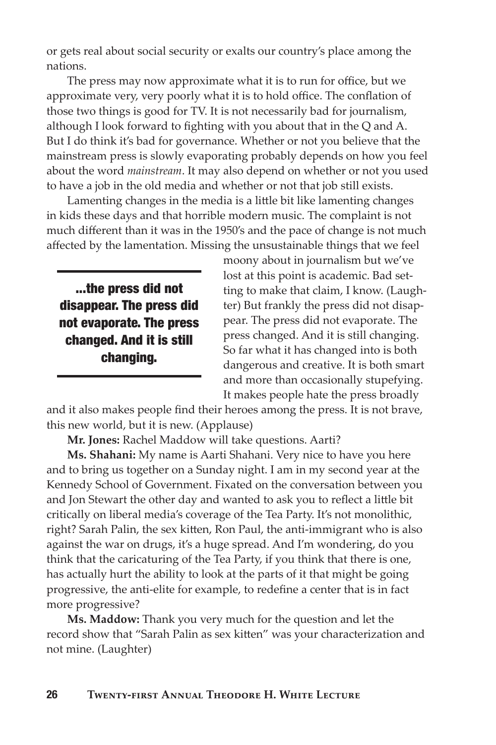or gets real about social security or exalts our country's place among the nations.

The press may now approximate what it is to run for office, but we approximate very, very poorly what it is to hold office. The conflation of those two things is good for TV. It is not necessarily bad for journalism, although I look forward to fighting with you about that in the Q and A. But I do think it's bad for governance. Whether or not you believe that the mainstream press is slowly evaporating probably depends on how you feel about the word *mainstream*. It may also depend on whether or not you used to have a job in the old media and whether or not that job still exists.

Lamenting changes in the media is a little bit like lamenting changes in kids these days and that horrible modern music. The complaint is not much different than it was in the 1950's and the pace of change is not much affected by the lamentation. Missing the unsustainable things that we feel moony about in journalism but we've lost at this point is academic. Bad setting to make that claim, I know. (Laughter) But frankly the press did not disappear. The press did not evaporate. The press changed. And it is still changing. So far what it has changed into is both dangerous and creative. It is both smart and more than occasionally stupefying. It makes people hate the press broadly and it also makes people find their heroes among the press. It is not brave, this new world, but it is new. (Applause)

> **...the press did not disappear. The press did not evaporate. The press changed. And it is still changing.**

**Mr. Jones:** Rachel Maddow will take questions. Aarti?

**Ms. Shahani:** My name is Aarti Shahani. Very nice to have you here and to bring us together on a Sunday night. I am in my second year at the Kennedy School of Government. Fixated on the conversation between you and Jon Stewart the other day and wanted to ask you to reflect a little bit critically on liberal media's coverage of the Tea Party. It's not monolithic, right? Sarah Palin, the sex kitten, Ron Paul, the anti-immigrant who is also against the war on drugs, it's a huge spread. And I'm wondering, do you think that the caricaturing of the Tea Party, if you think that there is one, has actually hurt the ability to look at the parts of it that might be going progressive, the anti-elite for example, to redefine a center that is in fact more progressive?

**Ms. Maddow:** Thank you very much for the question and let the record show that "Sarah Palin as sex kitten" was your characterization and not mine. (Laughter)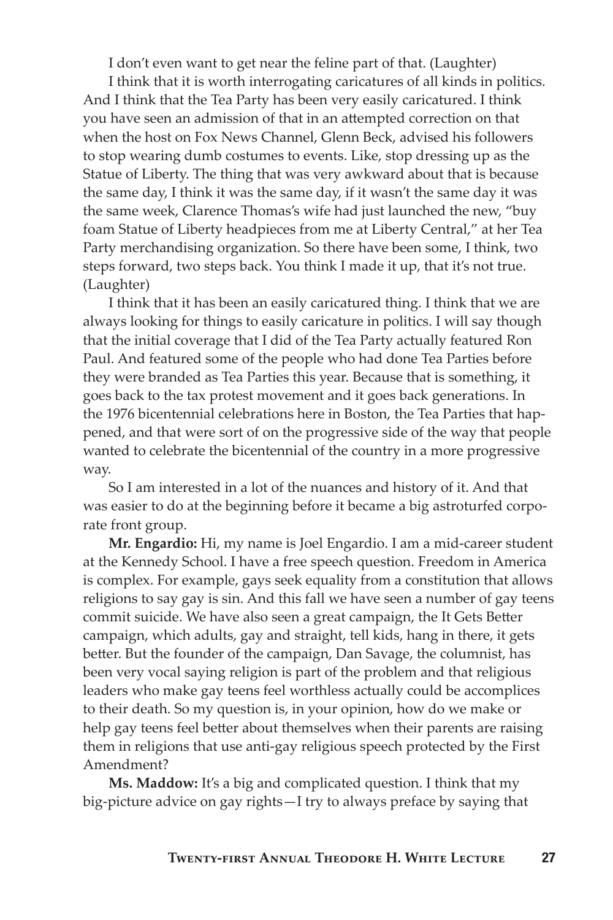I don't even want to get near the feline part of that. (Laughter)

I think that it is worth interrogating caricatures of all kinds in politics. And I think that the Tea Party has been very easily caricatured. I think you have seen an admission of that in an attempted correction on that when the host on Fox News Channel, Glenn Beck, advised his followers to stop wearing dumb costumes to events. Like, stop dressing up as the Statue of Liberty. The thing that was very awkward about that is because the same day, I think it was the same day, if it wasn't the same day it was the same week, Clarence Thomas's wife had just launched the new, "buy foam Statue of Liberty headpieces from me at Liberty Central," at her Tea Party merchandising organization. So there have been some, I think, two steps forward, two steps back. You think I made it up, that it's not true. (Laughter)

I think that it has been an easily caricatured thing. I think that we are always looking for things to easily caricature in politics. I will say though that the initial coverage that I did of the Tea Party actually featured Ron Paul. And featured some of the people who had done Tea Parties before they were branded as Tea Parties this year. Because that is something, it goes back to the tax protest movement and it goes back generations. In the 1976 bicentennial celebrations here in Boston, the Tea Parties that happened, and that were sort of on the progressive side of the way that people wanted to celebrate the bicentennial of the country in a more progressive way.

So I am interested in a lot of the nuances and history of it. And that was easier to do at the beginning before it became a big astroturfed corporate front group.

**Mr. Engardio:** Hi, my name is Joel Engardio. I am a mid-career student at the Kennedy School. I have a free speech question. Freedom in America is complex. For example, gays seek equality from a constitution that allows religions to say gay is sin. And this fall we have seen a number of gay teens commit suicide. We have also seen a great campaign, the It Gets Better campaign, which adults, gay and straight, tell kids, hang in there, it gets better. But the founder of the campaign, Dan Savage, the columnist, has been very vocal saying religion is part of the problem and that religious leaders who make gay teens feel worthless actually could be accomplices to their death. So my question is, in your opinion, how do we make or help gay teens feel better about themselves when their parents are raising them in religions that use anti-gay religious speech protected by the First Amendment?

**Ms. Maddow:** It's a big and complicated question. I think that my big-picture advice on gay rights—I try to always preface by saying that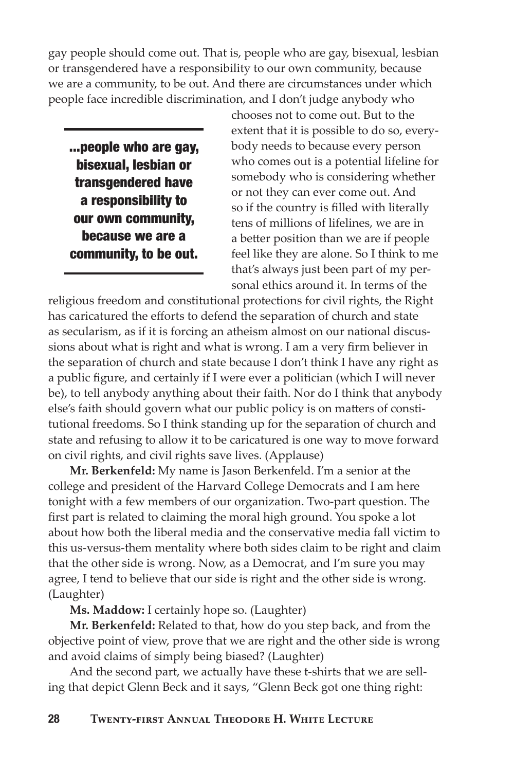gay people should come out. That is, people who are gay, bisexual, lesbian or transgendered have a responsibility to our own community, because we are a community, to be out. And there are circumstances under which people face incredible discrimination, and I don't judge anybody who chooses not to come out. But to the extent that it is possible to do so, everybody needs to because every person who comes out is a potential lifeline for somebody who is considering whether or not they can ever come out. And so if the country is filled with literally tens of millions of lifelines, we are in a better position than we are if people feel like they are alone. So I think to me that's always just been part of my personal ethics around it. In terms of the religious freedom and constitutional protections for civil rights, the Right has caricatured the efforts to defend the separation of church and state as secularism, as if it is forcing an atheism almost on our national discussions about what is right and what is wrong. I am a very firm believer in the separation of church and state because I don't think I have any right as a public figure, and certainly if I were ever a politician (which I will never be), to tell anybody anything about their faith. Nor do I think that anybody else's faith should govern what our public policy is on matters of constitutional freedoms. So I think standing up for the separation of church and state and refusing to allow it to be caricatured is one way to move forward on civil rights, and civil rights save lives. (Applause)

> **...people who are gay, bisexual, lesbian or transgendered have a responsibility to our own community, because we are a community, to be out.**

**Mr. Berkenfeld:** My name is Jason Berkenfeld. I'm a senior at the college and president of the Harvard College Democrats and I am here tonight with a few members of our organization. Two-part question. The first part is related to claiming the moral high ground. You spoke a lot about how both the liberal media and the conservative media fall victim to this us-versus-them mentality where both sides claim to be right and claim that the other side is wrong. Now, as a Democrat, and I'm sure you may agree, I tend to believe that our side is right and the other side is wrong. (Laughter)

**Ms. Maddow:** I certainly hope so. (Laughter)

**Mr. Berkenfeld:** Related to that, how do you step back, and from the objective point of view, prove that we are right and the other side is wrong and avoid claims of simply being biased? (Laughter)

And the second part, we actually have these t-shirts that we are selling that depict Glenn Beck and it says, "Glenn Beck got one thing right: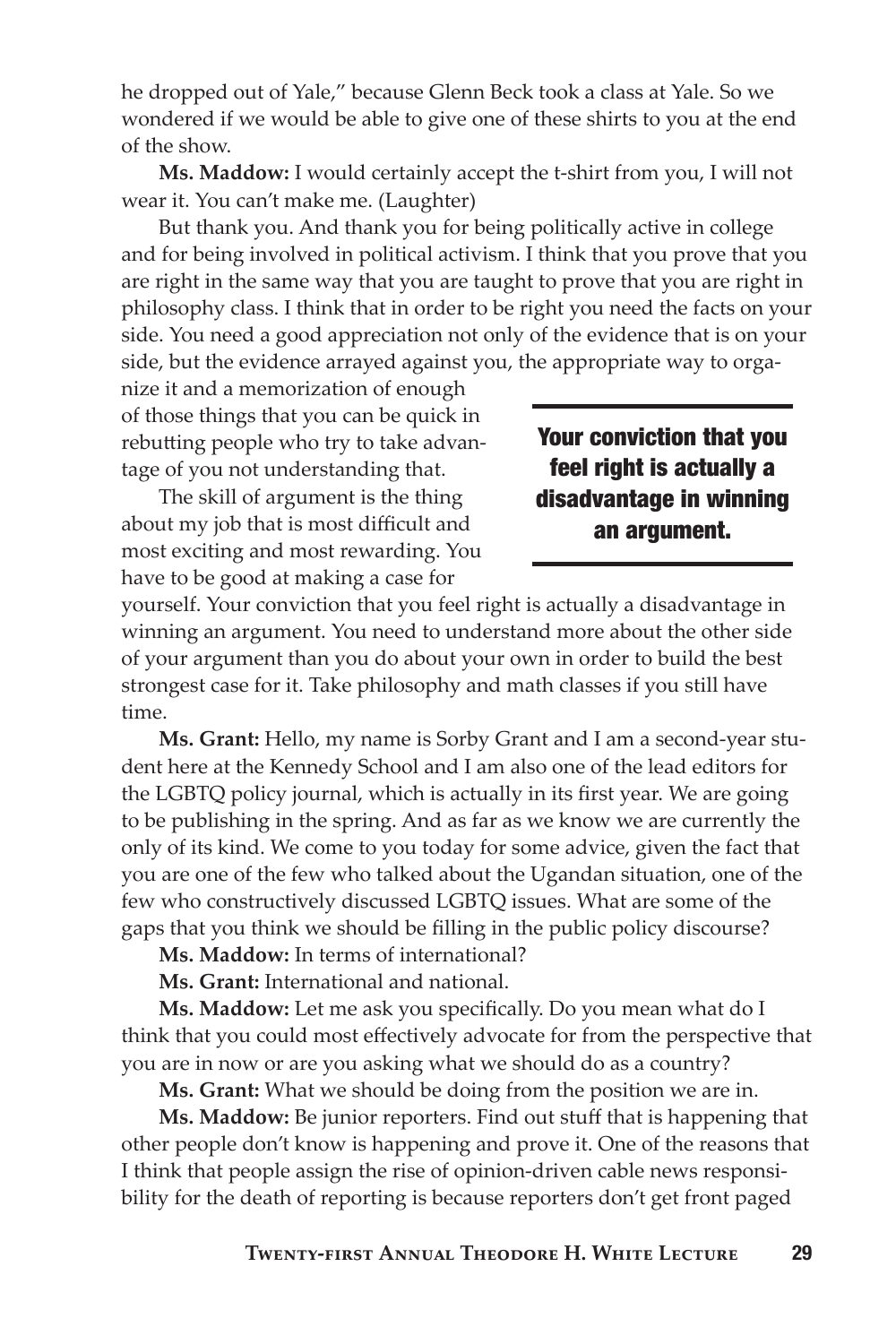he dropped out of Yale," because Glenn Beck took a class at Yale. So we wondered if we would be able to give one of these shirts to you at the end of the show.

**Ms. Maddow:** I would certainly accept the t-shirt from you, I will not wear it. You can't make me. (Laughter)

But thank you. And thank you for being politically active in college and for being involved in political activism. I think that you prove that you are right in the same way that you are taught to prove that you are right in philosophy class. I think that in order to be right you need the facts on your side. You need a good appreciation not only of the evidence that is on your side, but the evidence arrayed against you, the appropriate way to organize it and a memorization of enough of those things that you can be quick in rebutting people who try to take advantage of you not understanding that.

> **Your conviction that you feel right is actually a disadvantage in winning an argument.**

The skill of argument is the thing about my job that is most difficult and most exciting and most rewarding. You have to be good at making a case for yourself. Your conviction that you feel right is actually a disadvantage in winning an argument. You need to understand more about the other side of your argument than you do about your own in order to build the best strongest case for it. Take philosophy and math classes if you still have time.

**Ms. Grant:** Hello, my name is Sorby Grant and I am a second-year student here at the Kennedy School and I am also one of the lead editors for the LGBTQ policy journal, which is actually in its first year. We are going to be publishing in the spring. And as far as we know we are currently the only of its kind. We come to you today for some advice, given the fact that you are one of the few who talked about the Ugandan situation, one of the few who constructively discussed LGBTQ issues. What are some of the gaps that you think we should be filling in the public policy discourse?

**Ms. Maddow:** In terms of international?

**Ms. Grant:** International and national.

**Ms. Maddow:** Let me ask you specifically. Do you mean what do I think that you could most effectively advocate for from the perspective that you are in now or are you asking what we should do as a country?

**Ms. Grant:** What we should be doing from the position we are in.

**Ms. Maddow:** Be junior reporters. Find out stuff that is happening that other people don't know is happening and prove it. One of the reasons that I think that people assign the rise of opinion-driven cable news responsibility for the death of reporting is because reporters don't get front paged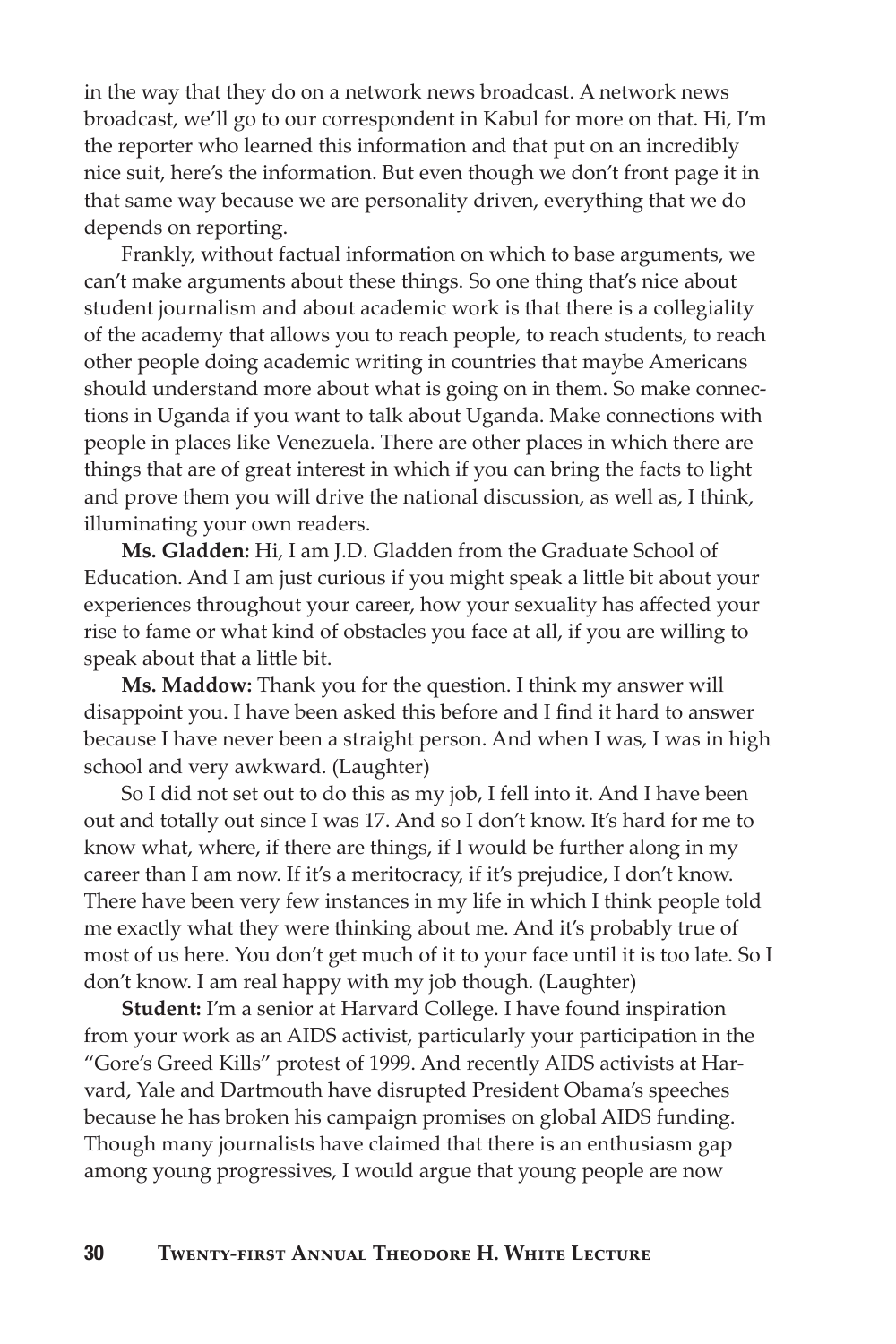in the way that they do on a network news broadcast. A network news broadcast, we'll go to our correspondent in Kabul for more on that. Hi, I'm the reporter who learned this information and that put on an incredibly nice suit, here's the information. But even though we don't front page it in that same way because we are personality driven, everything that we do depends on reporting.

Frankly, without factual information on which to base arguments, we can't make arguments about these things. So one thing that's nice about student journalism and about academic work is that there is a collegiality of the academy that allows you to reach people, to reach students, to reach other people doing academic writing in countries that maybe Americans should understand more about what is going on in them. So make connections in Uganda if you want to talk about Uganda. Make connections with people in places like Venezuela. There are other places in which there are things that are of great interest in which if you can bring the facts to light and prove them you will drive the national discussion, as well as, I think, illuminating your own readers.

**Ms. Gladden:** Hi, I am J.D. Gladden from the Graduate School of Education. And I am just curious if you might speak a little bit about your experiences throughout your career, how your sexuality has affected your rise to fame or what kind of obstacles you face at all, if you are willing to speak about that a little bit.

**Ms. Maddow:** Thank you for the question. I think my answer will disappoint you. I have been asked this before and I find it hard to answer because I have never been a straight person. And when I was, I was in high school and very awkward. (Laughter)

So I did not set out to do this as my job, I fell into it. And I have been out and totally out since I was 17. And so I don't know. It's hard for me to know what, where, if there are things, if I would be further along in my career than I am now. If it's a meritocracy, if it's prejudice, I don't know. There have been very few instances in my life in which I think people told me exactly what they were thinking about me. And it's probably true of most of us here. You don't get much of it to your face until it is too late. So I don't know. I am real happy with my job though. (Laughter)

**Student:** I'm a senior at Harvard College. I have found inspiration from your work as an AIDS activist, particularly your participation in the "Gore's Greed Kills" protest of 1999. And recently AIDS activists at Harvard, Yale and Dartmouth have disrupted President Obama's speeches because he has broken his campaign promises on global AIDS funding. Though many journalists have claimed that there is an enthusiasm gap among young progressives, I would argue that young people are now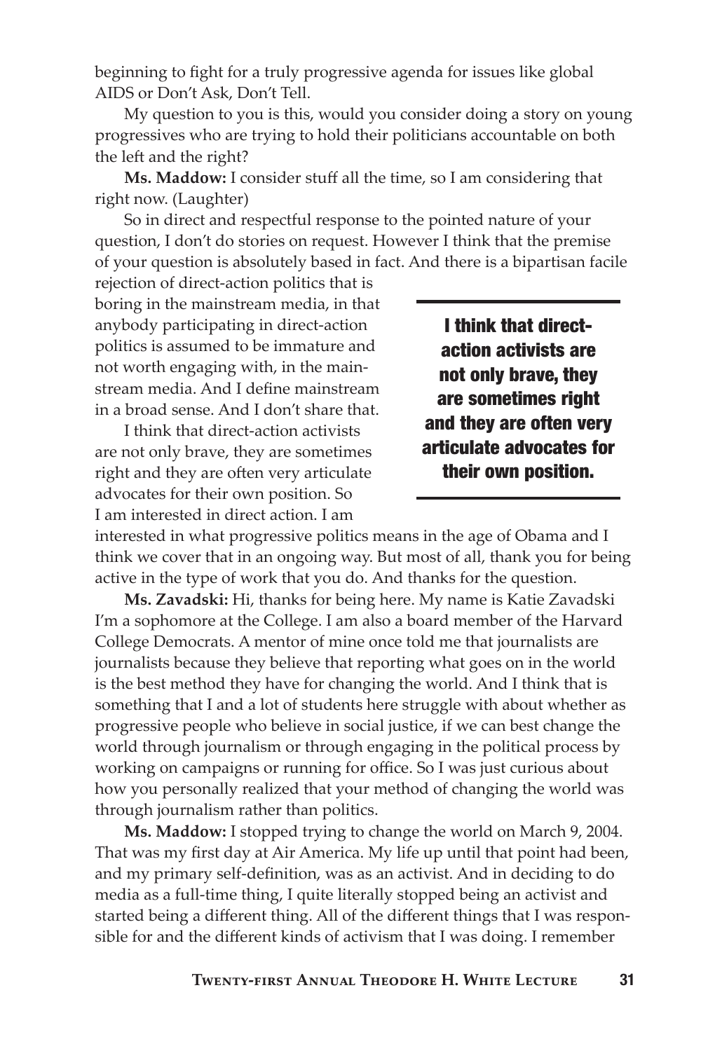beginning to fight for a truly progressive agenda for issues like global AIDS or Don't Ask, Don't Tell.

My question to you is this, would you consider doing a story on young progressives who are trying to hold their politicians accountable on both the left and the right?

**Ms. Maddow:** I consider stuff all the time, so I am considering that right now. (Laughter)

So in direct and respectful response to the pointed nature of your question, I don't do stories on request. However I think that the premise of your question is absolutely based in fact. And there is a bipartisan facile rejection of direct-action politics that is boring in the mainstream media, in that anybody participating in direct-action politics is assumed to be immature and not worth engaging with, in the mainstream media. And I define mainstream in a broad sense. And I don't share that.

**I think that direct-action activists are not only brave, they are sometimes right and they are often very articulate advocates for their own position.**

I think that direct-action activists are not only brave, they are sometimes right and they are often very articulate advocates for their own position. So I am interested in direct action. I am interested in what progressive politics means in the age of Obama and I think we cover that in an ongoing way. But most of all, thank you for being active in the type of work that you do. And thanks for the question.

**Ms. Zavadski:** Hi, thanks for being here. My name is Katie Zavadski I'm a sophomore at the College. I am also a board member of the Harvard College Democrats. A mentor of mine once told me that journalists are journalists because they believe that reporting what goes on in the world is the best method they have for changing the world. And I think that is something that I and a lot of students here struggle with about whether as progressive people who believe in social justice, if we can best change the world through journalism or through engaging in the political process by working on campaigns or running for office. So I was just curious about how you personally realized that your method of changing the world was through journalism rather than politics.

**Ms. Maddow:** I stopped trying to change the world on March 9, 2004. That was my first day at Air America. My life up until that point had been, and my primary self-definition, was as an activist. And in deciding to do media as a full-time thing, I quite literally stopped being an activist and started being a different thing. All of the different things that I was responsible for and the different kinds of activism that I was doing. I remember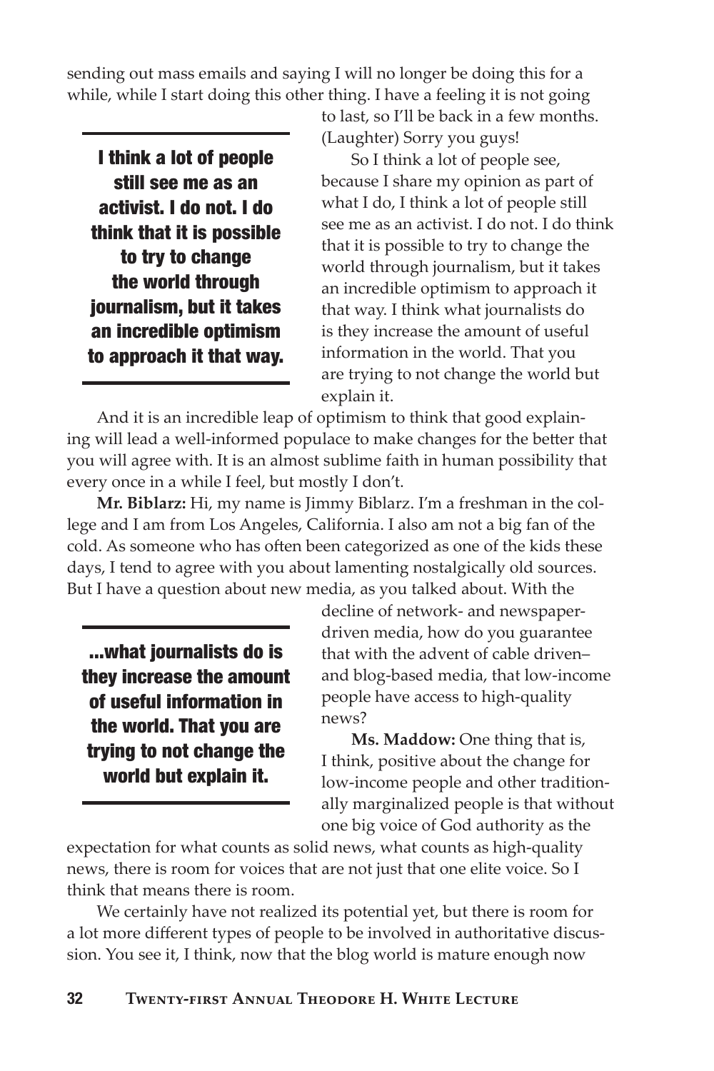sending out mass emails and saying I will no longer be doing this for a while, while I start doing this other thing. I have a feeling it is not going to last, so I'll be back in a few months. (Laughter) Sorry you guys!

> **I think a lot of people still see me as an activist. I do not. I do think that it is possible to try to change the world through journalism, but it takes an incredible optimism to approach it that way.**

So I think a lot of people see, because I share my opinion as part of what I do, I think a lot of people still see me as an activist. I do not. I do think that it is possible to try to change the world through journalism, but it takes an incredible optimism to approach it that way. I think what journalists do is they increase the amount of useful information in the world. That you are trying to not change the world but explain it.

And it is an incredible leap of optimism to think that good explaining will lead a well-informed populace to make changes for the better that you will agree with. It is an almost sublime faith in human possibility that every once in a while I feel, but mostly I don't.

**Mr. Biblarz:** Hi, my name is Jimmy Biblarz. I'm a freshman in the college and I am from Los Angeles, California. I also am not a big fan of the cold. As someone who has often been categorized as one of the kids these days, I tend to agree with you about lamenting nostalgically old sources. But I have a question about new media, as you talked about. With the decline of network- and newspaper-driven media, how do you guarantee that with the advent of cable driven– and blog-based media, that low-income people have access to high-quality news?

> **...what journalists do is they increase the amount of useful information in the world. That you are trying to not change the world but explain it.**

**Ms. Maddow:** One thing that is, I think, positive about the change for low-income people and other traditionally marginalized people is that without one big voice of God authority as the expectation for what counts as solid news, what counts as high-quality news, there is room for voices that are not just that one elite voice. So I think that means there is room.

We certainly have not realized its potential yet, but there is room for a lot more different types of people to be involved in authoritative discussion. You see it, I think, now that the blog world is mature enough now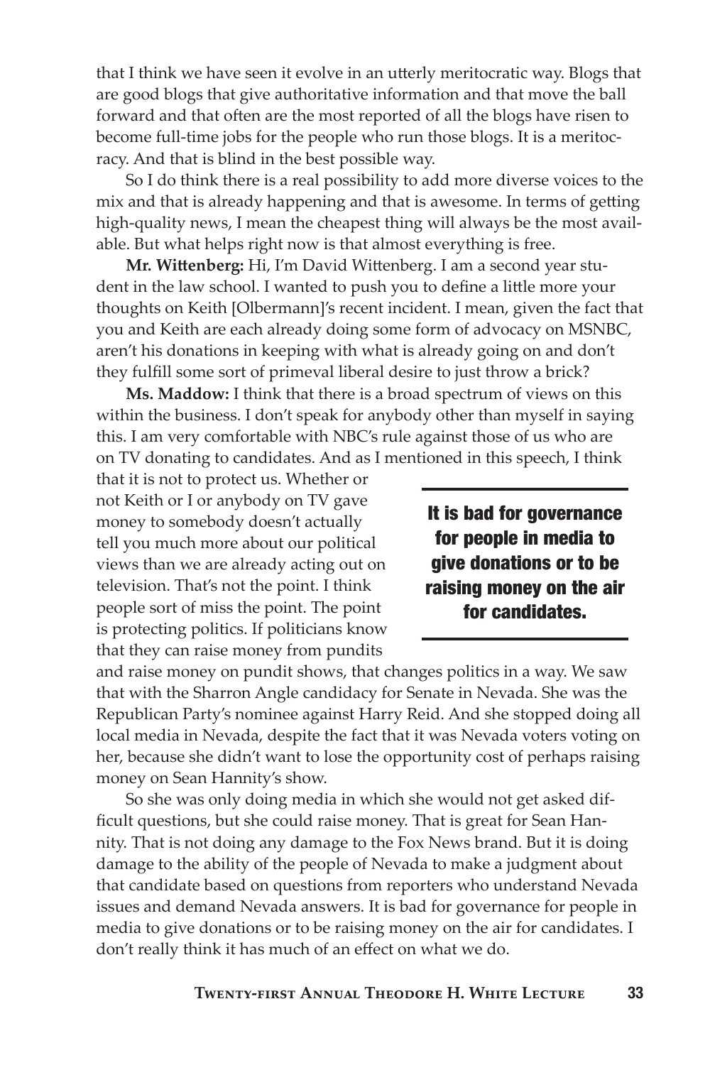that I think we have seen it evolve in an utterly meritocratic way. Blogs that are good blogs that give authoritative information and that move the ball forward and that often are the most reported of all the blogs have risen to become full-time jobs for the people who run those blogs. It is a meritocracy. And that is blind in the best possible way.

So I do think there is a real possibility to add more diverse voices to the mix and that is already happening and that is awesome. In terms of getting high-quality news, I mean the cheapest thing will always be the most available. But what helps right now is that almost everything is free.

**Mr. Wittenberg:** Hi, I'm David Wittenberg. I am a second year student in the law school. I wanted to push you to define a little more your thoughts on Keith [Olbermann]'s recent incident. I mean, given the fact that you and Keith are each already doing some form of advocacy on MSNBC, aren't his donations in keeping with what is already going on and don't they fulfill some sort of primeval liberal desire to just throw a brick?

**Ms. Maddow:** I think that there is a broad spectrum of views on this within the business. I don't speak for anybody other than myself in saying this. I am very comfortable with NBC's rule against those of us who are on TV donating to candidates. And as I mentioned in this speech, I think that it is not to protect us. Whether or not Keith or I or anybody on TV gave money to somebody doesn't actually tell you much more about our political views than we are already acting out on television. That's not the point. I think people sort of miss the point. The point is protecting politics. If politicians know that they can raise money from pundits and raise money on pundit shows, that changes politics in a way. We saw that with the Sharron Angle candidacy for Senate in Nevada. She was the Republican Party's nominee against Harry Reid. And she stopped doing all local media in Nevada, despite the fact that it was Nevada voters voting on her, because she didn't want to lose the opportunity cost of perhaps raising money on Sean Hannity's show.

> **It is bad for governance for people in media to give donations or to be raising money on the air for candidates.**

So she was only doing media in which she would not get asked difficult questions, but she could raise money. That is great for Sean Hannity. That is not doing any damage to the Fox News brand. But it is doing damage to the ability of the people of Nevada to make a judgment about that candidate based on questions from reporters who understand Nevada issues and demand Nevada answers. It is bad for governance for people in media to give donations or to be raising money on the air for candidates. I don't really think it has much of an effect on what we do.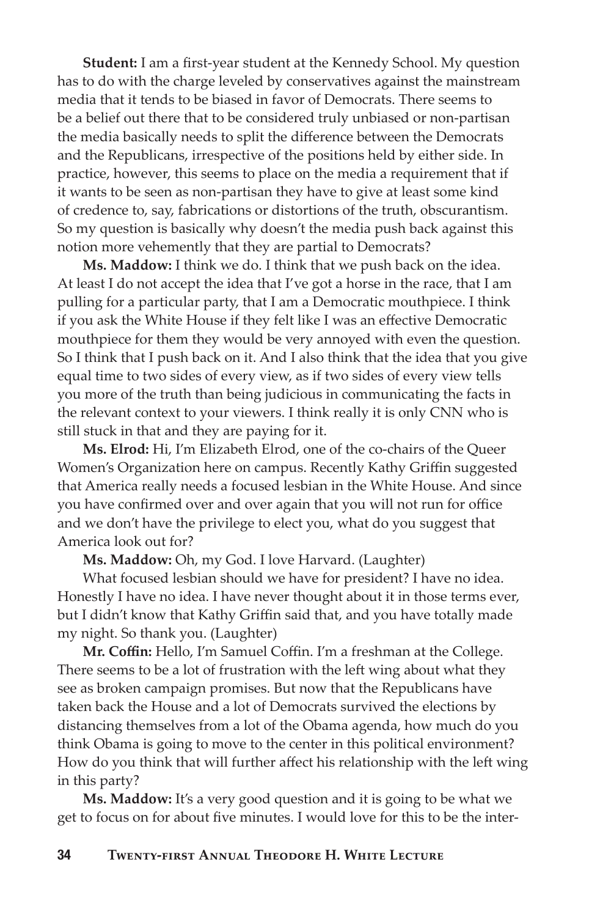**Student:** I am a first-year student at the Kennedy School. My question has to do with the charge leveled by conservatives against the mainstream media that it tends to be biased in favor of Democrats. There seems to be a belief out there that to be considered truly unbiased or non-partisan the media basically needs to split the difference between the Democrats and the Republicans, irrespective of the positions held by either side. In practice, however, this seems to place on the media a requirement that if it wants to be seen as non-partisan they have to give at least some kind of credence to, say, fabrications or distortions of the truth, obscurantism. So my question is basically why doesn't the media push back against this notion more vehemently that they are partial to Democrats?

**Ms. Maddow:** I think we do. I think that we push back on the idea. At least I do not accept the idea that I've got a horse in the race, that I am pulling for a particular party, that I am a Democratic mouthpiece. I think if you ask the White House if they felt like I was an effective Democratic mouthpiece for them they would be very annoyed with even the question. So I think that I push back on it. And I also think that the idea that you give equal time to two sides of every view, as if two sides of every view tells you more of the truth than being judicious in communicating the facts in the relevant context to your viewers. I think really it is only CNN who is still stuck in that and they are paying for it.

**Ms. Elrod:** Hi, I'm Elizabeth Elrod, one of the co-chairs of the Queer Women's Organization here on campus. Recently Kathy Griffin suggested that America really needs a focused lesbian in the White House. And since you have confirmed over and over again that you will not run for office and we don't have the privilege to elect you, what do you suggest that America look out for?

**Ms. Maddow:** Oh, my God. I love Harvard. (Laughter)

What focused lesbian should we have for president? I have no idea. Honestly I have no idea. I have never thought about it in those terms ever, but I didn't know that Kathy Griffin said that, and you have totally made my night. So thank you. (Laughter)

**Mr. Coffin:** Hello, I'm Samuel Coffin. I'm a freshman at the College. There seems to be a lot of frustration with the left wing about what they see as broken campaign promises. But now that the Republicans have taken back the House and a lot of Democrats survived the elections by distancing themselves from a lot of the Obama agenda, how much do you think Obama is going to move to the center in this political environment? How do you think that will further affect his relationship with the left wing in this party?

**Ms. Maddow:** It's a very good question and it is going to be what we get to focus on for about five minutes. I would love for this to be the inter-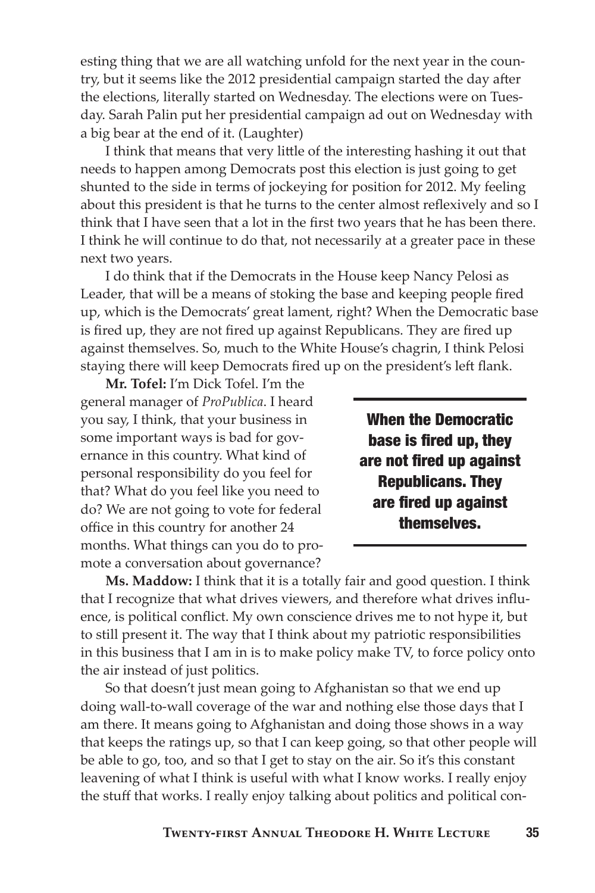esting thing that we are all watching unfold for the next year in the country, but it seems like the 2012 presidential campaign started the day after the elections, literally started on Wednesday. The elections were on Tuesday. Sarah Palin put her presidential campaign ad out on Wednesday with a big bear at the end of it. (Laughter)

I think that means that very little of the interesting hashing it out that needs to happen among Democrats post this election is just going to get shunted to the side in terms of jockeying for position for 2012. My feeling about this president is that he turns to the center almost reflexively and so I think that I have seen that a lot in the first two years that he has been there. I think he will continue to do that, not necessarily at a greater pace in these next two years.

I do think that if the Democrats in the House keep Nancy Pelosi as Leader, that will be a means of stoking the base and keeping people fired up, which is the Democrats' great lament, right? When the Democratic base is fired up, they are not fired up against Republicans. They are fired up against themselves. So, much to the White House's chagrin, I think Pelosi staying there will keep Democrats fired up on the president's left flank.

**Mr. Tofel:** I'm Dick Tofel. I'm the general manager of *ProPublica*. I heard you say, I think, that your business in some important ways is bad for governance in this country. What kind of personal responsibility do you feel for that? What do you feel like you need to do? We are not going to vote for federal office in this country for another 24 months. What things can you do to promote a conversation about governance?

> **When the Democratic base is fired up, they are not fired up against Republicans. They are fired up against themselves.**

**Ms. Maddow:** I think that it is a totally fair and good question. I think that I recognize that what drives viewers, and therefore what drives influence, is political conflict. My own conscience drives me to not hype it, but to still present it. The way that I think about my patriotic responsibilities in this business that I am in is to make policy make TV, to force policy onto the air instead of just politics.

So that doesn't just mean going to Afghanistan so that we end up doing wall-to-wall coverage of the war and nothing else those days that I am there. It means going to Afghanistan and doing those shows in a way that keeps the ratings up, so that I can keep going, so that other people will be able to go, too, and so that I get to stay on the air. So it's this constant leavening of what I think is useful with what I know works. I really enjoy the stuff that works. I really enjoy talking about politics and political con-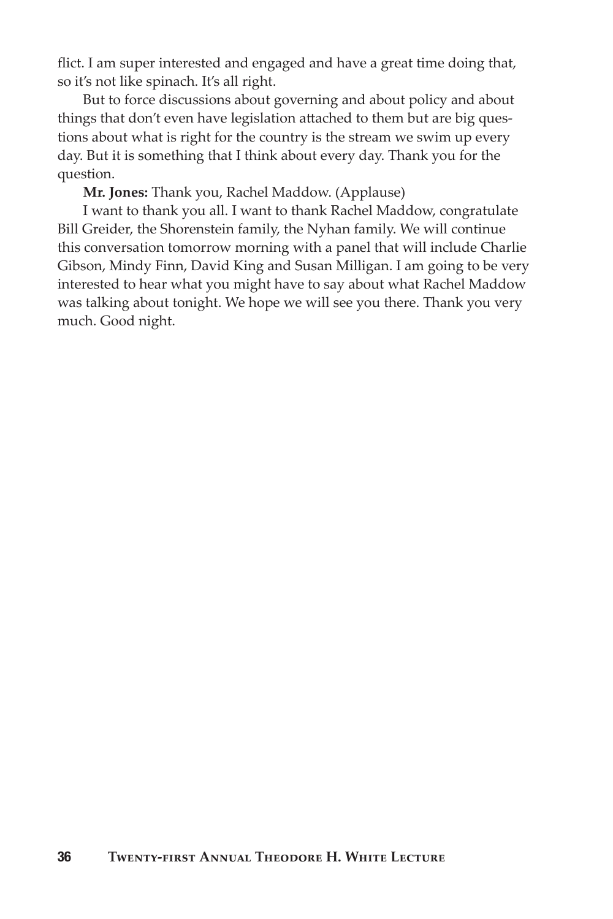flict. I am super interested and engaged and have a great time doing that, so it's not like spinach. It's all right.

But to force discussions about governing and about policy and about things that don't even have legislation attached to them but are big questions about what is right for the country is the stream we swim up every day. But it is something that I think about every day. Thank you for the question.

**Mr. Jones:** Thank you, Rachel Maddow. (Applause)

I want to thank you all. I want to thank Rachel Maddow, congratulate Bill Greider, the Shorenstein family, the Nyhan family. We will continue this conversation tomorrow morning with a panel that will include Charlie Gibson, Mindy Finn, David King and Susan Milligan. I am going to be very interested to hear what you might have to say about what Rachel Maddow was talking about tonight. We hope we will see you there. Thank you very much. Good night.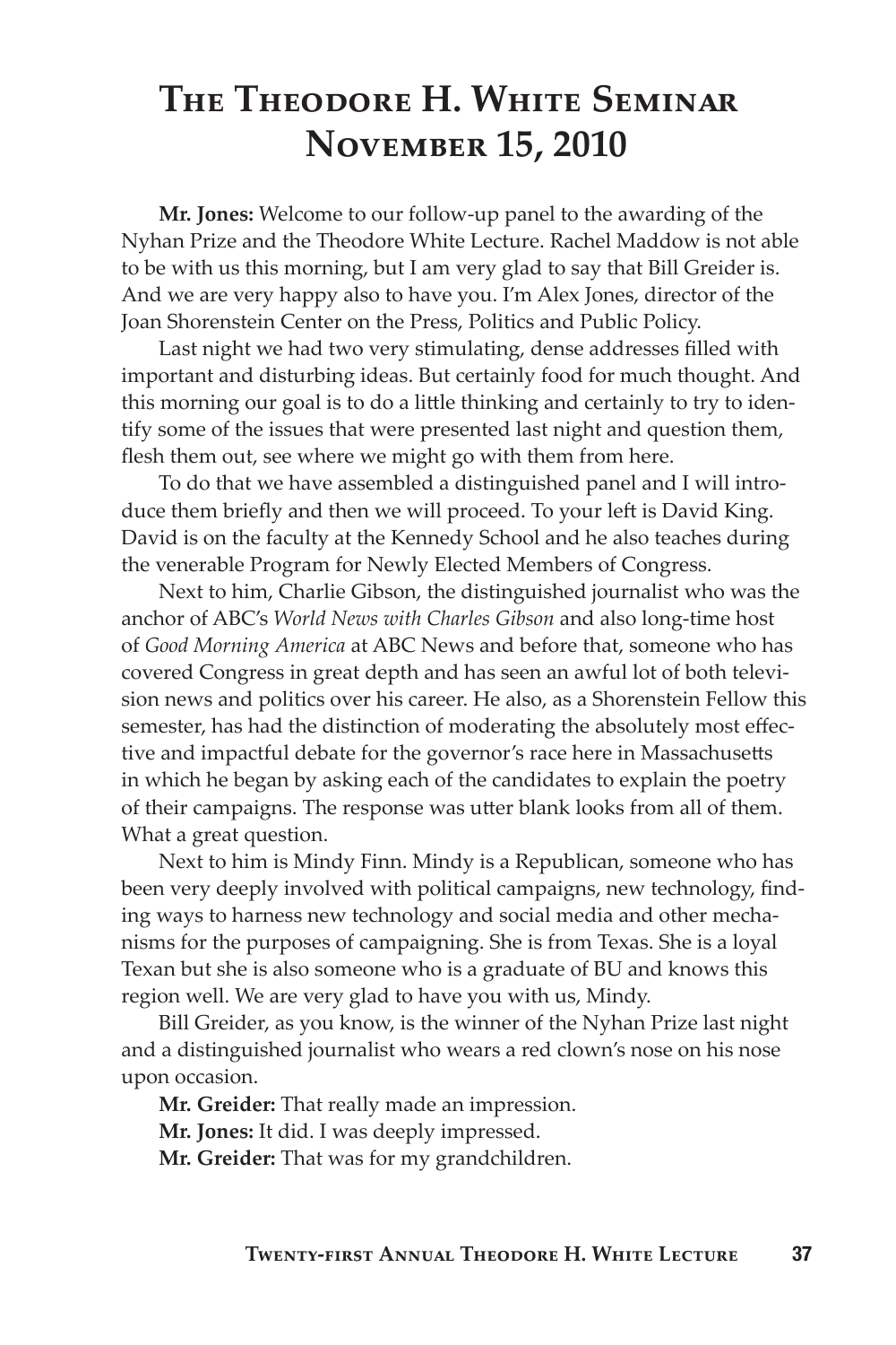# The Theodore H. White Seminar November 15, 2010

**Mr. Jones:** Welcome to our follow-up panel to the awarding of the Nyhan Prize and the Theodore White Lecture. Rachel Maddow is not able to be with us this morning, but I am very glad to say that Bill Greider is. And we are very happy also to have you. I'm Alex Jones, director of the Joan Shorenstein Center on the Press, Politics and Public Policy.

Last night we had two very stimulating, dense addresses filled with important and disturbing ideas. But certainly food for much thought. And this morning our goal is to do a little thinking and certainly to try to identify some of the issues that were presented last night and question them, flesh them out, see where we might go with them from here.

To do that we have assembled a distinguished panel and I will introduce them briefly and then we will proceed. To your left is David King. David is on the faculty at the Kennedy School and he also teaches during the venerable Program for Newly Elected Members of Congress.

Next to him, Charlie Gibson, the distinguished journalist who was the anchor of ABC's *World News with Charles Gibson* and also long-time host of *Good Morning America* at ABC News and before that, someone who has covered Congress in great depth and has seen an awful lot of both television news and politics over his career. He also, as a Shorenstein Fellow this semester, has had the distinction of moderating the absolutely most effective and impactful debate for the governor's race here in Massachusetts in which he began by asking each of the candidates to explain the poetry of their campaigns. The response was utter blank looks from all of them. What a great question.

Next to him is Mindy Finn. Mindy is a Republican, someone who has been very deeply involved with political campaigns, new technology, finding ways to harness new technology and social media and other mechanisms for the purposes of campaigning. She is from Texas. She is a loyal Texan but she is also someone who is a graduate of BU and knows this region well. We are very glad to have you with us, Mindy.

Bill Greider, as you know, is the winner of the Nyhan Prize last night and a distinguished journalist who wears a red clown's nose on his nose upon occasion.

**Mr. Greider:** That really made an impression.

**Mr. Jones:** It did. I was deeply impressed.

**Mr. Greider:** That was for my grandchildren.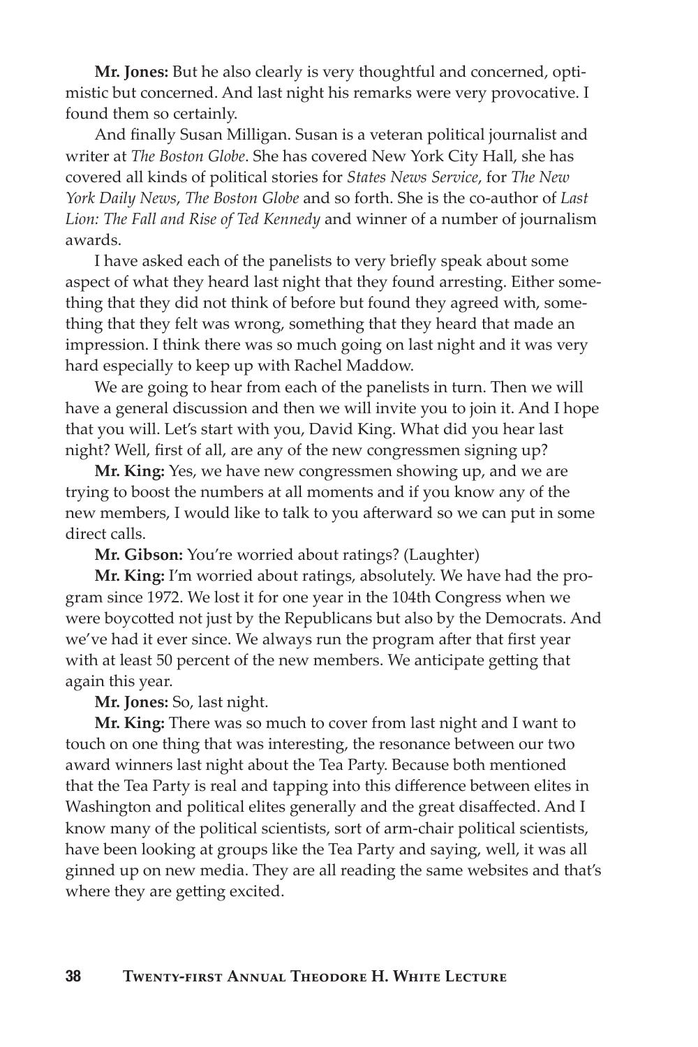**Mr. Jones:** But he also clearly is very thoughtful and concerned, optimistic but concerned. And last night his remarks were very provocative. I found them so certainly.

And finally Susan Milligan. Susan is a veteran political journalist and writer at *The Boston Globe*. She has covered New York City Hall, she has covered all kinds of political stories for *States News Service*, for *The New York Daily News*, *The Boston Globe* and so forth. She is the co-author of *Last Lion: The Fall and Rise of Ted Kennedy* and winner of a number of journalism awards.

I have asked each of the panelists to very briefly speak about some aspect of what they heard last night that they found arresting. Either something that they did not think of before but found they agreed with, something that they felt was wrong, something that they heard that made an impression. I think there was so much going on last night and it was very hard especially to keep up with Rachel Maddow.

We are going to hear from each of the panelists in turn. Then we will have a general discussion and then we will invite you to join it. And I hope that you will. Let's start with you, David King. What did you hear last night? Well, first of all, are any of the new congressmen signing up?

**Mr. King:** Yes, we have new congressmen showing up, and we are trying to boost the numbers at all moments and if you know any of the new members, I would like to talk to you afterward so we can put in some direct calls.

**Mr. Gibson:** You're worried about ratings? (Laughter)

**Mr. King:** I'm worried about ratings, absolutely. We have had the program since 1972. We lost it for one year in the 104th Congress when we were boycotted not just by the Republicans but also by the Democrats. And we've had it ever since. We always run the program after that first year with at least 50 percent of the new members. We anticipate getting that again this year.

**Mr. Jones:** So, last night.

**Mr. King:** There was so much to cover from last night and I want to touch on one thing that was interesting, the resonance between our two award winners last night about the Tea Party. Because both mentioned that the Tea Party is real and tapping into this difference between elites in Washington and political elites generally and the great disaffected. And I know many of the political scientists, sort of arm-chair political scientists, have been looking at groups like the Tea Party and saying, well, it was all ginned up on new media. They are all reading the same websites and that's where they are getting excited.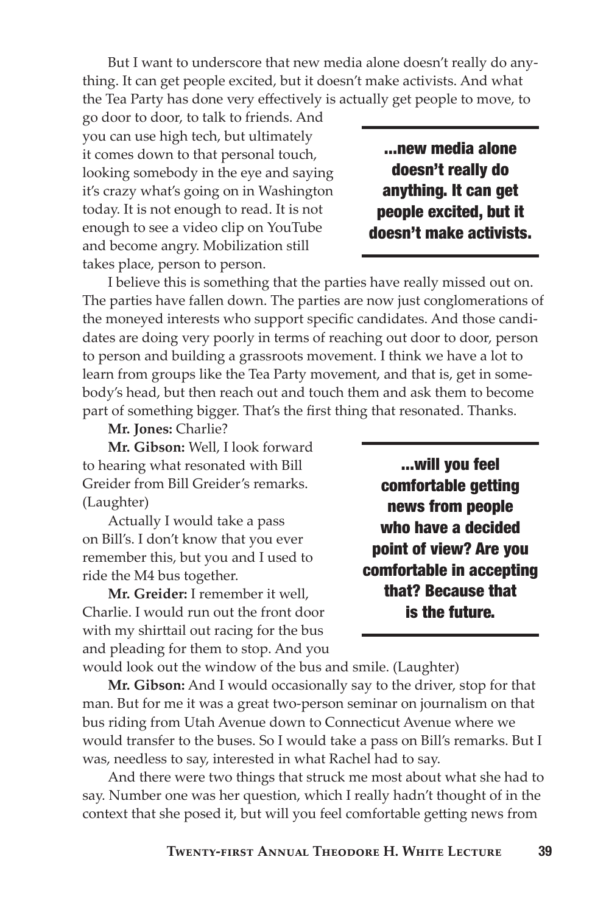But I want to underscore that new media alone doesn't really do anything. It can get people excited, but it doesn't make activists. And what the Tea Party has done very effectively is actually get people to move, to go door to door, to talk to friends. And you can use high tech, but ultimately it comes down to that personal touch, looking somebody in the eye and saying it's crazy what's going on in Washington today. It is not enough to read. It is not enough to see a video clip on YouTube and become angry. Mobilization still takes place, person to person.

**...new media alone doesn't really do anything. It can get people excited, but it doesn't make activists.**

I believe this is something that the parties have really missed out on. The parties have fallen down. The parties are now just conglomerations of the moneyed interests who support specific candidates. And those candidates are doing very poorly in terms of reaching out door to door, person to person and building a grassroots movement. I think we have a lot to learn from groups like the Tea Party movement, and that is, get in somebody's head, but then reach out and touch them and ask them to become part of something bigger. That's the first thing that resonated. Thanks.

**Mr. Jones:** Charlie?

**Mr. Gibson:** Well, I look forward to hearing what resonated with Bill Greider from Bill Greider's remarks. (Laughter)

Actually I would take a pass on Bill's. I don't know that you ever remember this, but you and I used to ride the M4 bus together.

**Mr. Greider:** I remember it well, Charlie. I would run out the front door with my shirttail out racing for the bus and pleading for them to stop. And you would look out the window of the bus and smile. (Laughter)

**...will you feel comfortable getting news from people who have a decided point of view? Are you comfortable in accepting that? Because that is the future.**

**Mr. Gibson:** And I would occasionally say to the driver, stop for that man. But for me it was a great two-person seminar on journalism on that bus riding from Utah Avenue down to Connecticut Avenue where we would transfer to the buses. So I would take a pass on Bill's remarks. But I was, needless to say, interested in what Rachel had to say.

And there were two things that struck me most about what she had to say. Number one was her question, which I really hadn't thought of in the context that she posed it, but will you feel comfortable getting news from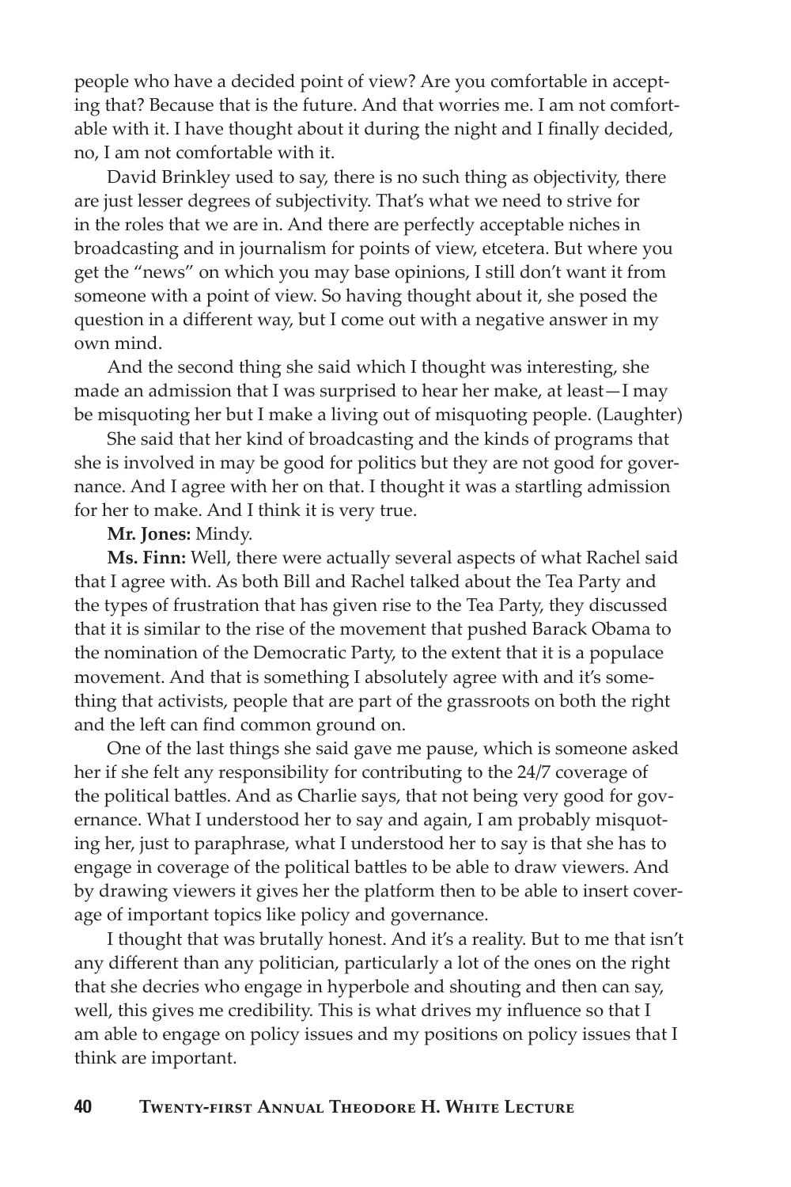people who have a decided point of view? Are you comfortable in accepting that? Because that is the future. And that worries me. I am not comfortable with it. I have thought about it during the night and I finally decided, no, I am not comfortable with it.

David Brinkley used to say, there is no such thing as objectivity, there are just lesser degrees of subjectivity. That's what we need to strive for in the roles that we are in. And there are perfectly acceptable niches in broadcasting and in journalism for points of view, etcetera. But where you get the "news" on which you may base opinions, I still don't want it from someone with a point of view. So having thought about it, she posed the question in a different way, but I come out with a negative answer in my own mind.

And the second thing she said which I thought was interesting, she made an admission that I was surprised to hear her make, at least—I may be misquoting her but I make a living out of misquoting people. (Laughter)

She said that her kind of broadcasting and the kinds of programs that she is involved in may be good for politics but they are not good for governance. And I agree with her on that. I thought it was a startling admission for her to make. And I think it is very true.

**Mr. Jones:** Mindy.

**Ms. Finn:** Well, there were actually several aspects of what Rachel said that I agree with. As both Bill and Rachel talked about the Tea Party and the types of frustration that has given rise to the Tea Party, they discussed that it is similar to the rise of the movement that pushed Barack Obama to the nomination of the Democratic Party, to the extent that it is a populace movement. And that is something I absolutely agree with and it's something that activists, people that are part of the grassroots on both the right and the left can find common ground on.

One of the last things she said gave me pause, which is someone asked her if she felt any responsibility for contributing to the 24/7 coverage of the political battles. And as Charlie says, that not being very good for governance. What I understood her to say and again, I am probably misquoting her, just to paraphrase, what I understood her to say is that she has to engage in coverage of the political battles to be able to draw viewers. And by drawing viewers it gives her the platform then to be able to insert coverage of important topics like policy and governance.

I thought that was brutally honest. And it's a reality. But to me that isn't any different than any politician, particularly a lot of the ones on the right that she decries who engage in hyperbole and shouting and then can say, well, this gives me credibility. This is what drives my influence so that I am able to engage on policy issues and my positions on policy issues that I think are important.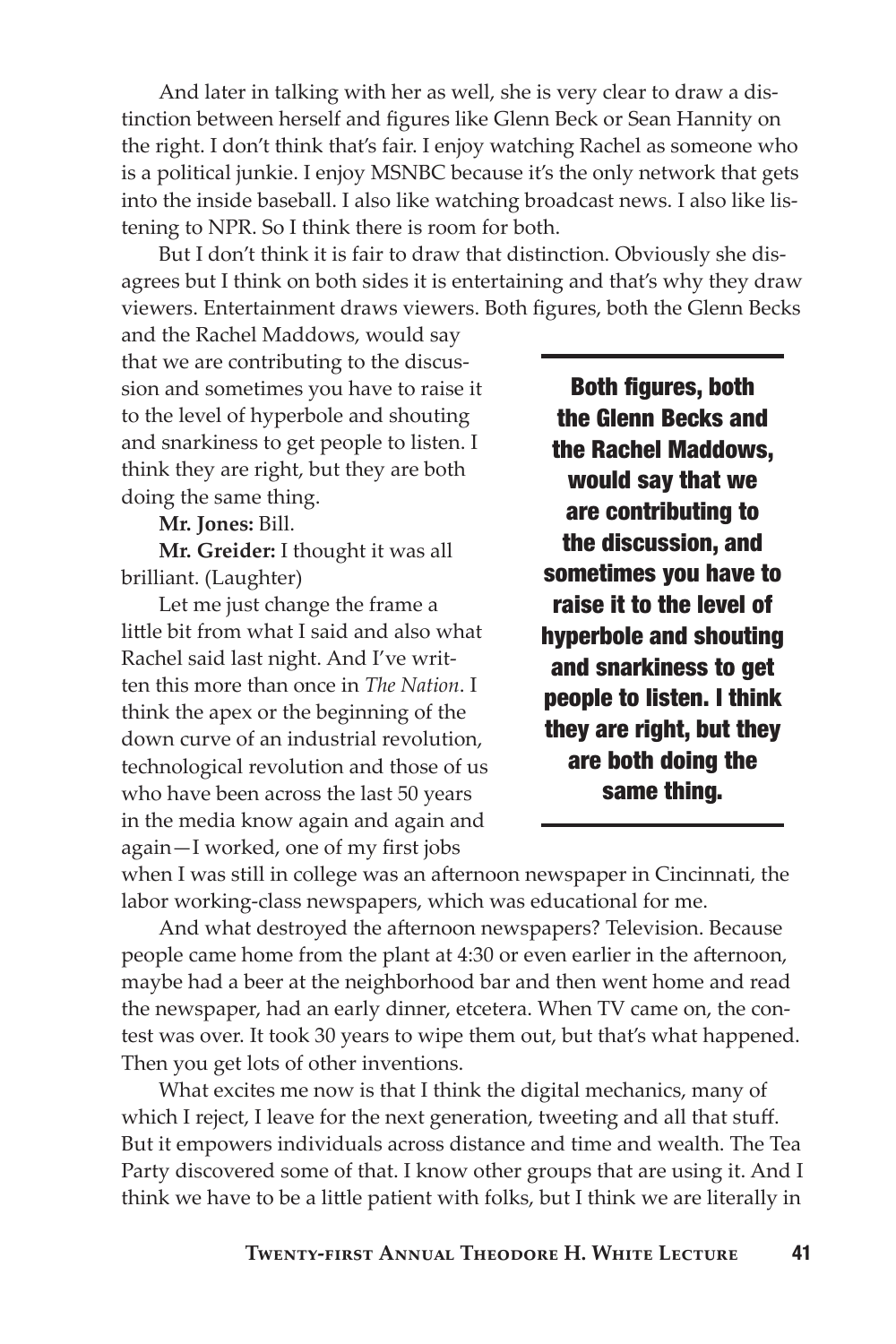And later in talking with her as well, she is very clear to draw a distinction between herself and figures like Glenn Beck or Sean Hannity on the right. I don't think that's fair. I enjoy watching Rachel as someone who is a political junkie. I enjoy MSNBC because it's the only network that gets into the inside baseball. I also like watching broadcast news. I also like listening to NPR. So I think there is room for both.

But I don't think it is fair to draw that distinction. Obviously she disagrees but I think on both sides it is entertaining and that's why they draw viewers. Entertainment draws viewers. Both figures, both the Glenn Becks and the Rachel Maddows, would say that we are contributing to the discussion and sometimes you have to raise it to the level of hyperbole and shouting and snarkiness to get people to listen. I think they are right, but they are both doing the same thing.

> **Both figures, both the Glenn Becks and the Rachel Maddows, would say that we are contributing to the discussion, and sometimes you have to raise it to the level of hyperbole and shouting and snarkiness to get people to listen. I think they are right, but they are both doing the same thing.**

**Mr. Jones:** Bill.

**Mr. Greider:** I thought it was all brilliant. (Laughter)

Let me just change the frame a little bit from what I said and also what Rachel said last night. And I've written this more than once in *The Nation*. I think the apex or the beginning of the down curve of an industrial revolution, technological revolution and those of us who have been across the last 50 years in the media know again and again and again—I worked, one of my first jobs when I was still in college was an afternoon newspaper in Cincinnati, the labor working-class newspapers, which was educational for me.

And what destroyed the afternoon newspapers? Television. Because people came home from the plant at 4:30 or even earlier in the afternoon, maybe had a beer at the neighborhood bar and then went home and read the newspaper, had an early dinner, etcetera. When TV came on, the contest was over. It took 30 years to wipe them out, but that's what happened. Then you get lots of other inventions.

What excites me now is that I think the digital mechanics, many of which I reject, I leave for the next generation, tweeting and all that stuff. But it empowers individuals across distance and time and wealth. The Tea Party discovered some of that. I know other groups that are using it. And I think we have to be a little patient with folks, but I think we are literally in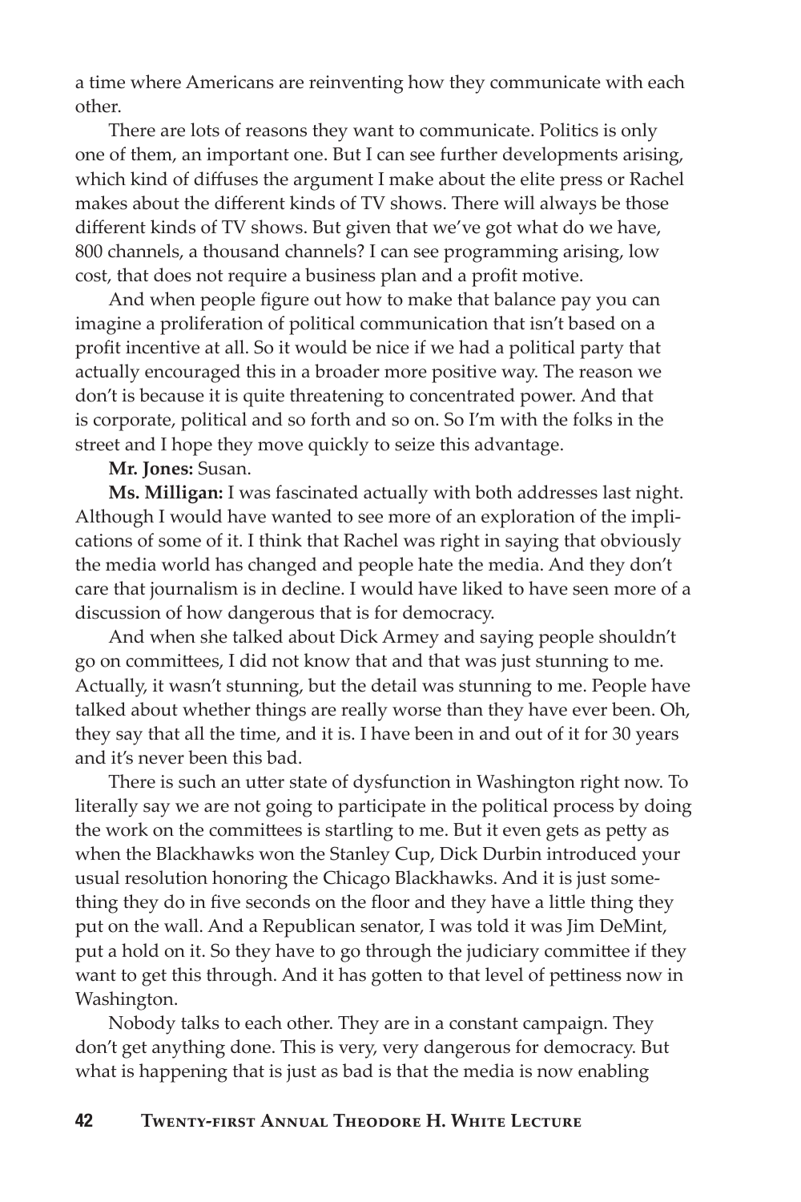a time where Americans are reinventing how they communicate with each other.

There are lots of reasons they want to communicate. Politics is only one of them, an important one. But I can see further developments arising, which kind of diffuses the argument I make about the elite press or Rachel makes about the different kinds of TV shows. There will always be those different kinds of TV shows. But given that we've got what do we have, 800 channels, a thousand channels? I can see programming arising, low cost, that does not require a business plan and a profit motive.

And when people figure out how to make that balance pay you can imagine a proliferation of political communication that isn't based on a profit incentive at all. So it would be nice if we had a political party that actually encouraged this in a broader more positive way. The reason we don't is because it is quite threatening to concentrated power. And that is corporate, political and so forth and so on. So I'm with the folks in the street and I hope they move quickly to seize this advantage.

**Mr. Jones:** Susan.

**Ms. Milligan:** I was fascinated actually with both addresses last night. Although I would have wanted to see more of an exploration of the implications of some of it. I think that Rachel was right in saying that obviously the media world has changed and people hate the media. And they don't care that journalism is in decline. I would have liked to have seen more of a discussion of how dangerous that is for democracy.

And when she talked about Dick Armey and saying people shouldn't go on committees, I did not know that and that was just stunning to me. Actually, it wasn't stunning, but the detail was stunning to me. People have talked about whether things are really worse than they have ever been. Oh, they say that all the time, and it is. I have been in and out of it for 30 years and it's never been this bad.

There is such an utter state of dysfunction in Washington right now. To literally say we are not going to participate in the political process by doing the work on the committees is startling to me. But it even gets as petty as when the Blackhawks won the Stanley Cup, Dick Durbin introduced your usual resolution honoring the Chicago Blackhawks. And it is just something they do in five seconds on the floor and they have a little thing they put on the wall. And a Republican senator, I was told it was Jim DeMint, put a hold on it. So they have to go through the judiciary committee if they want to get this through. And it has gotten to that level of pettiness now in Washington.

Nobody talks to each other. They are in a constant campaign. They don't get anything done. This is very, very dangerous for democracy. But what is happening that is just as bad is that the media is now enabling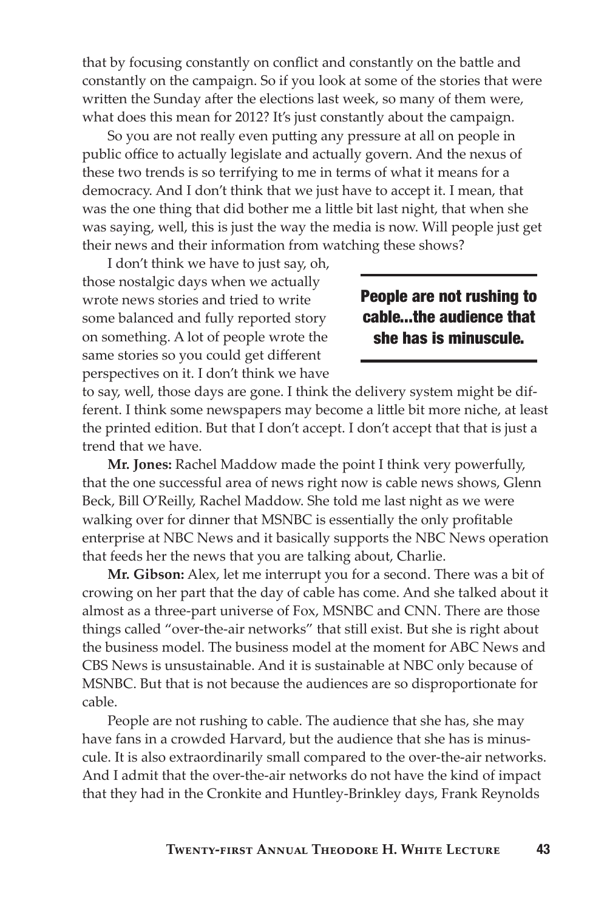that by focusing constantly on conflict and constantly on the battle and constantly on the campaign. So if you look at some of the stories that were written the Sunday after the elections last week, so many of them were, what does this mean for 2012? It's just constantly about the campaign.

So you are not really even putting any pressure at all on people in public office to actually legislate and actually govern. And the nexus of these two trends is so terrifying to me in terms of what it means for a democracy. And I don't think that we just have to accept it. I mean, that was the one thing that did bother me a little bit last night, that when she was saying, well, this is just the way the media is now. Will people just get their news and their information from watching these shows?

I don't think we have to just say, oh, those nostalgic days when we actually wrote news stories and tried to write some balanced and fully reported story on something. A lot of people wrote the same stories so you could get different perspectives on it. I don't think we have to say, well, those days are gone. I think the delivery system might be different. I think some newspapers may become a little bit more niche, at least the printed edition. But that I don't accept. I don't accept that that is just a trend that we have.

> **People are not rushing to cable...the audience that she has is minuscule.**

**Mr. Jones:** Rachel Maddow made the point I think very powerfully, that the one successful area of news right now is cable news shows, Glenn Beck, Bill O'Reilly, Rachel Maddow. She told me last night as we were walking over for dinner that MSNBC is essentially the only profitable enterprise at NBC News and it basically supports the NBC News operation that feeds her the news that you are talking about, Charlie.

**Mr. Gibson:** Alex, let me interrupt you for a second. There was a bit of crowing on her part that the day of cable has come. And she talked about it almost as a three-part universe of Fox, MSNBC and CNN. There are those things called "over-the-air networks" that still exist. But she is right about the business model. The business model at the moment for ABC News and CBS News is unsustainable. And it is sustainable at NBC only because of MSNBC. But that is not because the audiences are so disproportionate for cable.

People are not rushing to cable. The audience that she has, she may have fans in a crowded Harvard, but the audience that she has is minuscule. It is also extraordinarily small compared to the over-the-air networks. And I admit that the over-the-air networks do not have the kind of impact that they had in the Cronkite and Huntley-Brinkley days, Frank Reynolds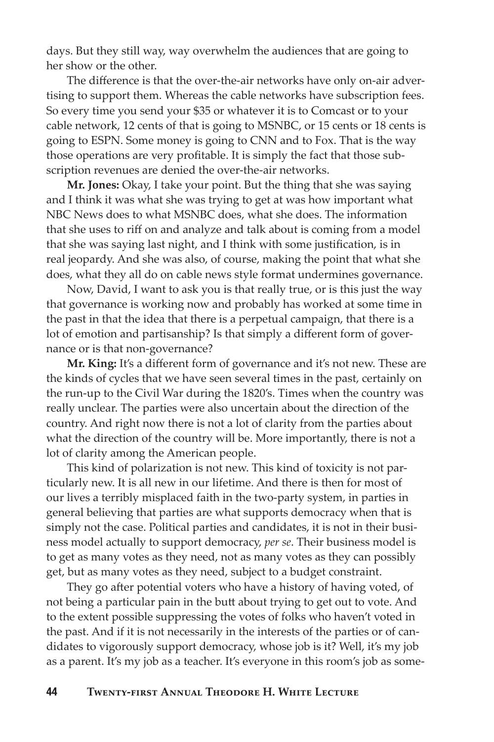days. But they still way, way overwhelm the audiences that are going to her show or the other.

The difference is that the over-the-air networks have only on-air advertising to support them. Whereas the cable networks have subscription fees. So every time you send your $35 or whatever it is to Comcast or to your cable network, 12 cents of that is going to MSNBC, or 15 cents or 18 cents is going to ESPN. Some money is going to CNN and to Fox. That is the way those operations are very profitable. It is simply the fact that those subscription revenues are denied the over-the-air networks.

**Mr. Jones:** Okay, I take your point. But the thing that she was saying and I think it was what she was trying to get at was how important what NBC News does to what MSNBC does, what she does. The information that she uses to riff on and analyze and talk about is coming from a model that she was saying last night, and I think with some justification, is in real jeopardy. And she was also, of course, making the point that what she does, what they all do on cable news style format undermines governance.

Now, David, I want to ask you is that really true, or is this just the way that governance is working now and probably has worked at some time in the past in that the idea that there is a perpetual campaign, that there is a lot of emotion and partisanship? Is that simply a different form of governance or is that non-governance?

**Mr. King:** It's a different form of governance and it's not new. These are the kinds of cycles that we have seen several times in the past, certainly on the run-up to the Civil War during the 1820's. Times when the country was really unclear. The parties were also uncertain about the direction of the country. And right now there is not a lot of clarity from the parties about what the direction of the country will be. More importantly, there is not a lot of clarity among the American people.

This kind of polarization is not new. This kind of toxicity is not particularly new. It is all new in our lifetime. And there is then for most of our lives a terribly misplaced faith in the two-party system, in parties in general believing that parties are what supports democracy when that is simply not the case. Political parties and candidates, it is not in their business model actually to support democracy, *per se*. Their business model is to get as many votes as they need, not as many votes as they can possibly get, but as many votes as they need, subject to a budget constraint.

They go after potential voters who have a history of having voted, of not being a particular pain in the butt about trying to get out to vote. And to the extent possible suppressing the votes of folks who haven't voted in the past. And if it is not necessarily in the interests of the parties or of candidates to vigorously support democracy, whose job is it? Well, it's my job as a parent. It's my job as a teacher. It's everyone in this room's job as some-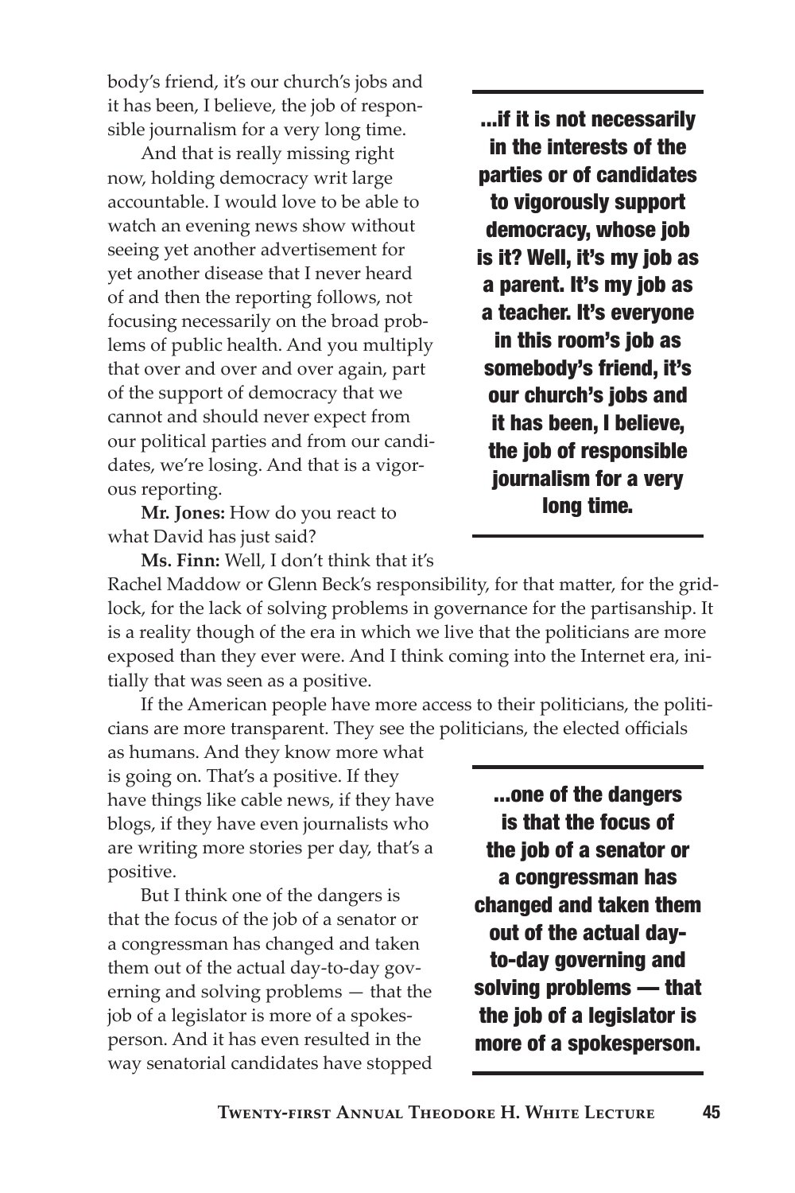body's friend, it's our church's jobs and it has been, I believe, the job of responsible journalism for a very long time.

And that is really missing right now, holding democracy writ large accountable. I would love to be able to watch an evening news show without seeing yet another advertisement for yet another disease that I never heard of and then the reporting follows, not focusing necessarily on the broad problems of public health. And you multiply that over and over and over again, part of the support of democracy that we cannot and should never expect from our political parties and from our candidates, we're losing. And that is a vigorous reporting.

**...if it is not necessarily in the interests of the parties or of candidates to vigorously support democracy, whose job is it? Well, it's my job as a parent. It's my job as a teacher. It's everyone in this room's job as somebody's friend, it's our church's jobs and it has been, I believe, the job of responsible journalism for a very long time.**

**Mr. Jones:** How do you react to what David has just said?

**Ms. Finn:** Well, I don't think that it's Rachel Maddow or Glenn Beck's responsibility, for that matter, for the gridlock, for the lack of solving problems in governance for the partisanship. It is a reality though of the era in which we live that the politicians are more exposed than they ever were. And I think coming into the Internet era, initially that was seen as a positive.

If the American people have more access to their politicians, the politicians are more transparent. They see the politicians, the elected officials as humans. And they know more what is going on. That's a positive. If they have things like cable news, if they have blogs, if they have even journalists who are writing more stories per day, that's a positive.

But I think one of the dangers is that the focus of the job of a senator or a congressman has changed and taken them out of the actual day-to-day governing and solving problems — that the job of a legislator is more of a spokesperson. And it has even resulted in the way senatorial candidates have stopped

**...one of the dangers is that the focus of the job of a senator or a congressman has changed and taken them out of the actual day-to-day governing and solving problems — that the job of a legislator is more of a spokesperson.**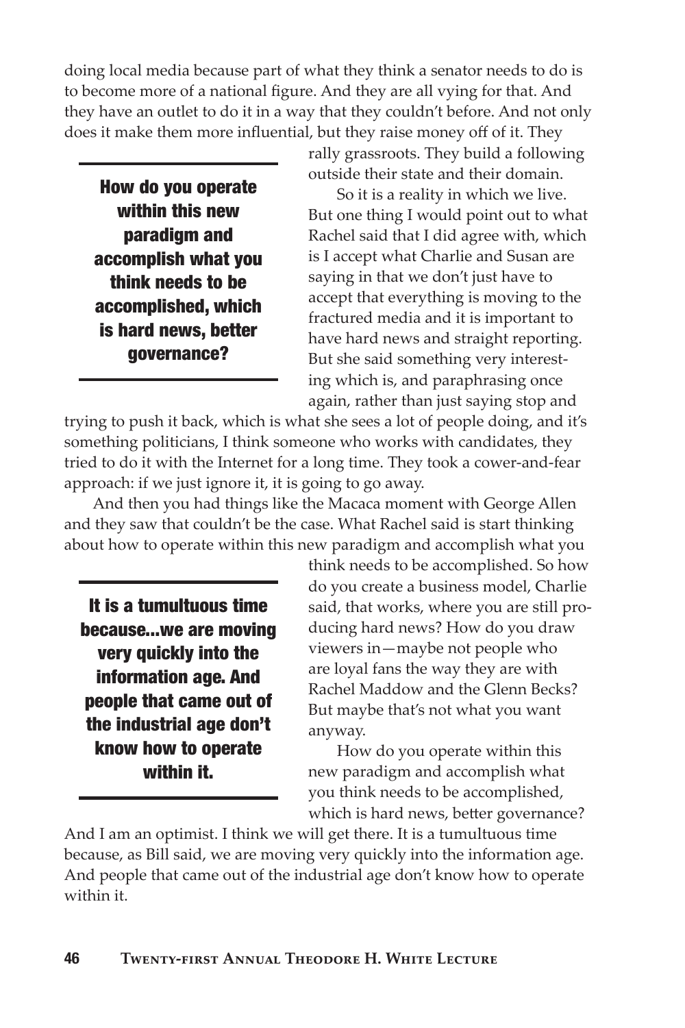doing local media because part of what they think a senator needs to do is to become more of a national figure. And they are all vying for that. And they have an outlet to do it in a way that they couldn't before. And not only does it make them more influential, but they raise money off of it. They rally grassroots. They build a following outside their state and their domain.

**How do you operate within this new paradigm and accomplish what you think needs to be accomplished, which is hard news, better governance?**

So it is a reality in which we live. But one thing I would point out to what Rachel said that I did agree with, which is I accept what Charlie and Susan are saying in that we don't just have to accept that everything is moving to the fractured media and it is important to have hard news and straight reporting. But she said something very interesting which is, and paraphrasing once again, rather than just saying stop and trying to push it back, which is what she sees a lot of people doing, and it's something politicians, I think someone who works with candidates, they tried to do it with the Internet for a long time. They took a cower-and-fear approach: if we just ignore it, it is going to go away.

And then you had things like the Macaca moment with George Allen and they saw that couldn't be the case. What Rachel said is start thinking about how to operate within this new paradigm and accomplish what you think needs to be accomplished. So how do you create a business model, Charlie said, that works, where you are still producing hard news? How do you draw viewers in—maybe not people who are loyal fans the way they are with Rachel Maddow and the Glenn Becks? But maybe that's not what you want anyway.

**It is a tumultuous time because...we are moving very quickly into the information age. And people that came out of the industrial age don't know how to operate within it.**

How do you operate within this new paradigm and accomplish what you think needs to be accomplished, which is hard news, better governance? And I am an optimist. I think we will get there. It is a tumultuous time because, as Bill said, we are moving very quickly into the information age. And people that came out of the industrial age don't know how to operate within it.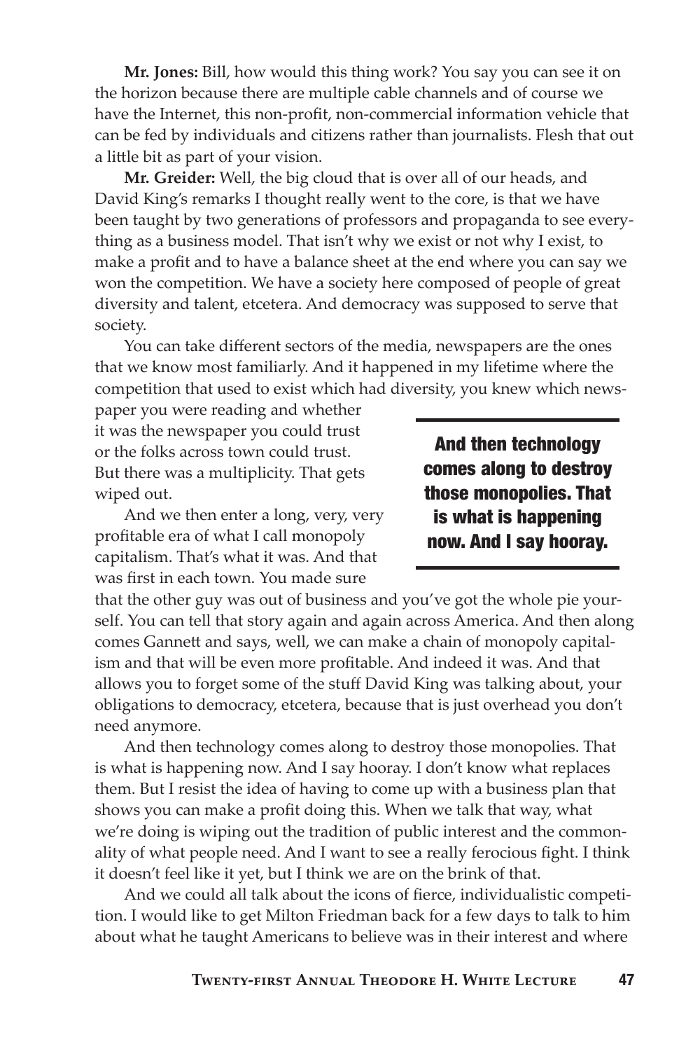**Mr. Jones:** Bill, how would this thing work? You say you can see it on the horizon because there are multiple cable channels and of course we have the Internet, this non-profit, non-commercial information vehicle that can be fed by individuals and citizens rather than journalists. Flesh that out a little bit as part of your vision.

**Mr. Greider:** Well, the big cloud that is over all of our heads, and David King's remarks I thought really went to the core, is that we have been taught by two generations of professors and propaganda to see everything as a business model. That isn't why we exist or not why I exist, to make a profit and to have a balance sheet at the end where you can say we won the competition. We have a society here composed of people of great diversity and talent, etcetera. And democracy was supposed to serve that society.

You can take different sectors of the media, newspapers are the ones that we know most familiarly. And it happened in my lifetime where the competition that used to exist which had diversity, you knew which newspaper you were reading and whether it was the newspaper you could trust or the folks across town could trust. But there was a multiplicity. That gets wiped out.

And we then enter a long, very, very profitable era of what I call monopoly capitalism. That's what it was. And that was first in each town. You made sure that the other guy was out of business and you've got the whole pie yourself. You can tell that story again and again across America. And then along comes Gannett and says, well, we can make a chain of monopoly capitalism and that will be even more profitable. And indeed it was. And that allows you to forget some of the stuff David King was talking about, your obligations to democracy, etcetera, because that is just overhead you don't need anymore.

And then technology comes along to destroy those monopolies. That is what is happening now. And I say hooray. I don't know what replaces them. But I resist the idea of having to come up with a business plan that shows you can make a profit doing this. When we talk that way, what we're doing is wiping out the tradition of public interest and the commonality of what people need. And I want to see a really ferocious fight. I think it doesn't feel like it yet, but I think we are on the brink of that.

And we could all talk about the icons of fierce, individualistic competition. I would like to get Milton Friedman back for a few days to talk to him about what he taught Americans to believe was in their interest and where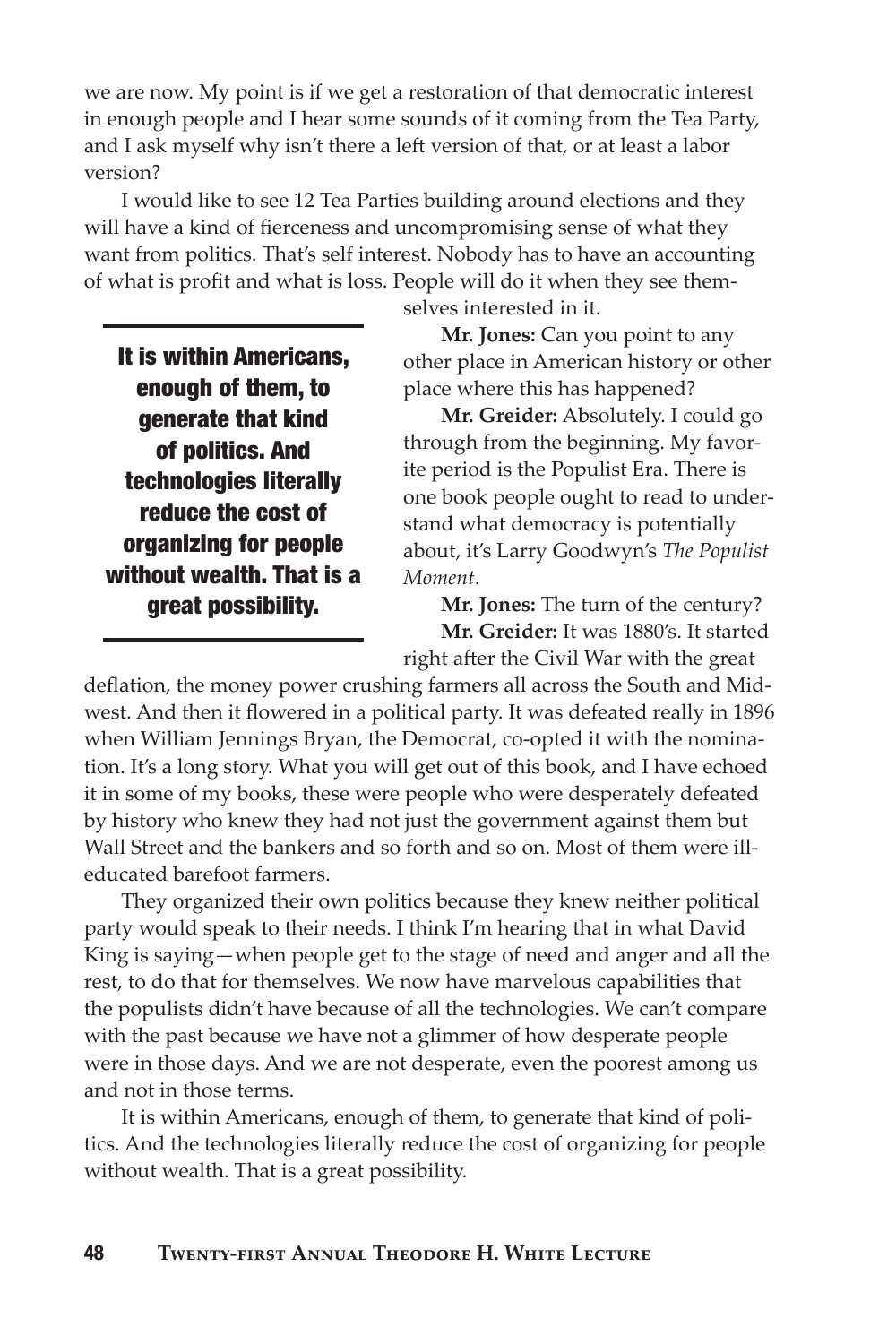we are now. My point is if we get a restoration of that democratic interest in enough people and I hear some sounds of it coming from the Tea Party, and I ask myself why isn't there a left version of that, or at least a labor version?

I would like to see 12 Tea Parties building around elections and they will have a kind of fierceness and uncompromising sense of what they want from politics. That's self interest. Nobody has to have an accounting of what is profit and what is loss. People will do it when they see themselves interested in it.

**It is within Americans, enough of them, to generate that kind of politics. And technologies literally reduce the cost of organizing for people without wealth. That is a great possibility.**

**Mr. Jones:** Can you point to any other place in American history or other place where this has happened?

**Mr. Greider:** Absolutely. I could go through from the beginning. My favorite period is the Populist Era. There is one book people ought to read to understand what democracy is potentially about, it's Larry Goodwyn's *The Populist Moment*.

**Mr. Jones:** The turn of the century?

**Mr. Greider:** It was 1880's. It started right after the Civil War with the great deflation, the money power crushing farmers all across the South and Midwest. And then it flowered in a political party. It was defeated really in 1896 when William Jennings Bryan, the Democrat, co-opted it with the nomination. It's a long story. What you will get out of this book, and I have echoed it in some of my books, these were people who were desperately defeated by history who knew they had not just the government against them but Wall Street and the bankers and so forth and so on. Most of them were ill-educated barefoot farmers.

They organized their own politics because they knew neither political party would speak to their needs. I think I'm hearing that in what David King is saying—when people get to the stage of need and anger and all the rest, to do that for themselves. We now have marvelous capabilities that the populists didn't have because of all the technologies. We can't compare with the past because we have not a glimmer of how desperate people were in those days. And we are not desperate, even the poorest among us and not in those terms.

It is within Americans, enough of them, to generate that kind of politics. And the technologies literally reduce the cost of organizing for people without wealth. That is a great possibility.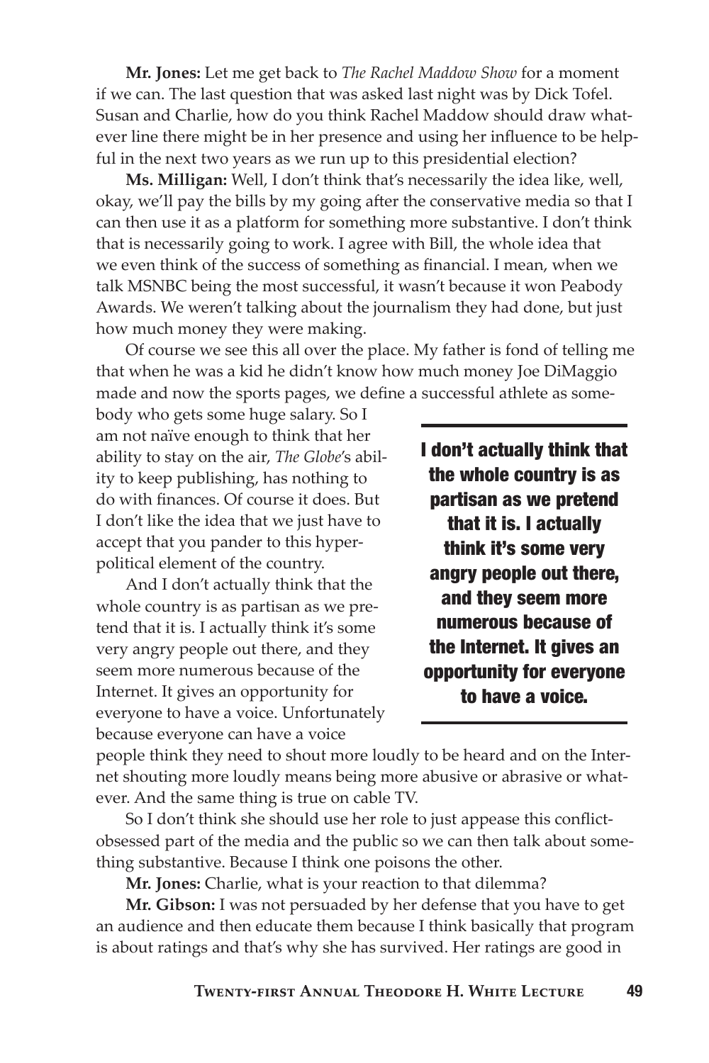**Mr. Jones:** Let me get back to *The Rachel Maddow Show* for a moment if we can. The last question that was asked last night was by Dick Tofel. Susan and Charlie, how do you think Rachel Maddow should draw whatever line there might be in her presence and using her influence to be helpful in the next two years as we run up to this presidential election?

**Ms. Milligan:** Well, I don't think that's necessarily the idea like, well, okay, we'll pay the bills by my going after the conservative media so that I can then use it as a platform for something more substantive. I don't think that is necessarily going to work. I agree with Bill, the whole idea that we even think of the success of something as financial. I mean, when we talk MSNBC being the most successful, it wasn't because it won Peabody Awards. We weren't talking about the journalism they had done, but just how much money they were making.

Of course we see this all over the place. My father is fond of telling me that when he was a kid he didn't know how much money Joe DiMaggio made and now the sports pages, we define a successful athlete as somebody who gets some huge salary. So I am not naïve enough to think that her ability to stay on the air, *The Globe*'s ability to keep publishing, has nothing to do with finances. Of course it does. But I don't like the idea that we just have to accept that you pander to this hyper-political element of the country.

And I don't actually think that the whole country is as partisan as we pretend that it is. I actually think it's some very angry people out there, and they seem more numerous because of the Internet. It gives an opportunity for everyone to have a voice. Unfortunately because everyone can have a voice people think they need to shout more loudly to be heard and on the Internet shouting more loudly means being more abusive or abrasive or whatever. And the same thing is true on cable TV.

> **I don't actually think that the whole country is as partisan as we pretend that it is. I actually think it's some very angry people out there, and they seem more numerous because of the Internet. It gives an opportunity for everyone to have a voice.**

So I don't think she should use her role to just appease this conflict-obsessed part of the media and the public so we can then talk about something substantive. Because I think one poisons the other.

**Mr. Jones:** Charlie, what is your reaction to that dilemma?

**Mr. Gibson:** I was not persuaded by her defense that you have to get an audience and then educate them because I think basically that program is about ratings and that's why she has survived. Her ratings are good in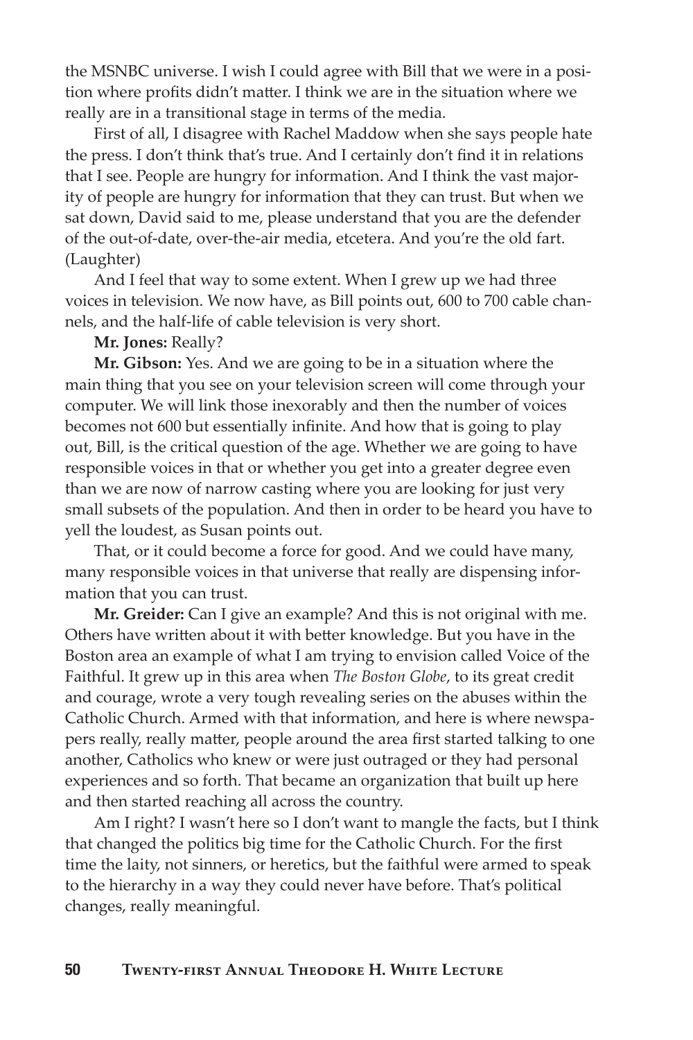the MSNBC universe. I wish I could agree with Bill that we were in a position where profits didn't matter. I think we are in the situation where we really are in a transitional stage in terms of the media.

First of all, I disagree with Rachel Maddow when she says people hate the press. I don't think that's true. And I certainly don't find it in relations that I see. People are hungry for information. And I think the vast majority of people are hungry for information that they can trust. But when we sat down, David said to me, please understand that you are the defender of the out-of-date, over-the-air media, etcetera. And you're the old fart. (Laughter)

And I feel that way to some extent. When I grew up we had three voices in television. We now have, as Bill points out, 600 to 700 cable channels, and the half-life of cable television is very short.

**Mr. Jones:** Really?

**Mr. Gibson:** Yes. And we are going to be in a situation where the main thing that you see on your television screen will come through your computer. We will link those inexorably and then the number of voices becomes not 600 but essentially infinite. And how that is going to play out, Bill, is the critical question of the age. Whether we are going to have responsible voices in that or whether you get into a greater degree even than we are now of narrow casting where you are looking for just very small subsets of the population. And then in order to be heard you have to yell the loudest, as Susan points out.

That, or it could become a force for good. And we could have many, many responsible voices in that universe that really are dispensing information that you can trust.

**Mr. Greider:** Can I give an example? And this is not original with me. Others have written about it with better knowledge. But you have in the Boston area an example of what I am trying to envision called Voice of the Faithful. It grew up in this area when *The Boston Globe*, to its great credit and courage, wrote a very tough revealing series on the abuses within the Catholic Church. Armed with that information, and here is where newspapers really, really matter, people around the area first started talking to one another, Catholics who knew or were just outraged or they had personal experiences and so forth. That became an organization that built up here and then started reaching all across the country.

Am I right? I wasn't here so I don't want to mangle the facts, but I think that changed the politics big time for the Catholic Church. For the first time the laity, not sinners, or heretics, but the faithful were armed to speak to the hierarchy in a way they could never have before. That's political changes, really meaningful.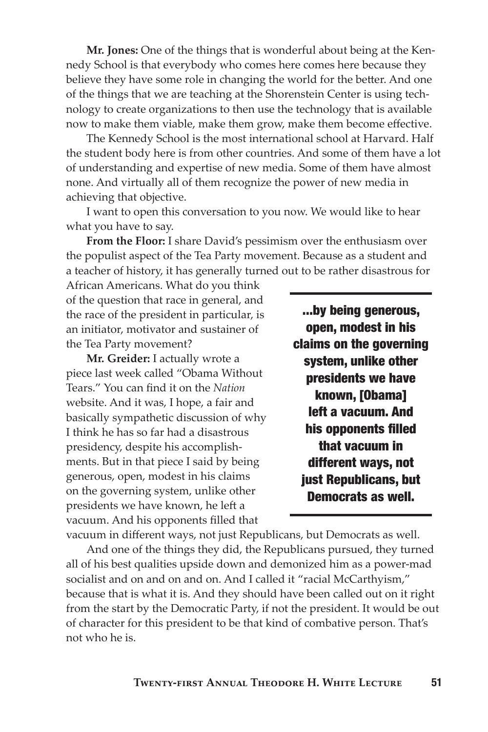**Mr. Jones:** One of the things that is wonderful about being at the Kennedy School is that everybody who comes here comes here because they believe they have some role in changing the world for the better. And one of the things that we are teaching at the Shorenstein Center is using technology to create organizations to then use the technology that is available now to make them viable, make them grow, make them become effective.

The Kennedy School is the most international school at Harvard. Half the student body here is from other countries. And some of them have a lot of understanding and expertise of new media. Some of them have almost none. And virtually all of them recognize the power of new media in achieving that objective.

I want to open this conversation to you now. We would like to hear what you have to say.

**From the Floor:** I share David's pessimism over the enthusiasm over the populist aspect of the Tea Party movement. Because as a student and a teacher of history, it has generally turned out to be rather disastrous for African Americans. What do you think of the question that race in general, and the race of the president in particular, is an initiator, motivator and sustainer of the Tea Party movement?

**Mr. Greider:** I actually wrote a piece last week called "Obama Without Tears." You can find it on the *Nation* website. And it was, I hope, a fair and basically sympathetic discussion of why I think he has so far had a disastrous presidency, despite his accomplishments. But in that piece I said by being generous, open, modest in his claims on the governing system, unlike other presidents we have known, he left a vacuum. And his opponents filled that vacuum in different ways, not just Republicans, but Democrats as well.

**...by being generous, open, modest in his claims on the governing system, unlike other presidents we have known, [Obama] left a vacuum. And his opponents filled that vacuum in different ways, not just Republicans, but Democrats as well.**

And one of the things they did, the Republicans pursued, they turned all of his best qualities upside down and demonized him as a power-mad socialist and on and on and on. And I called it "racial McCarthyism," because that is what it is. And they should have been called out on it right from the start by the Democratic Party, if not the president. It would be out of character for this president to be that kind of combative person. That's not who he is.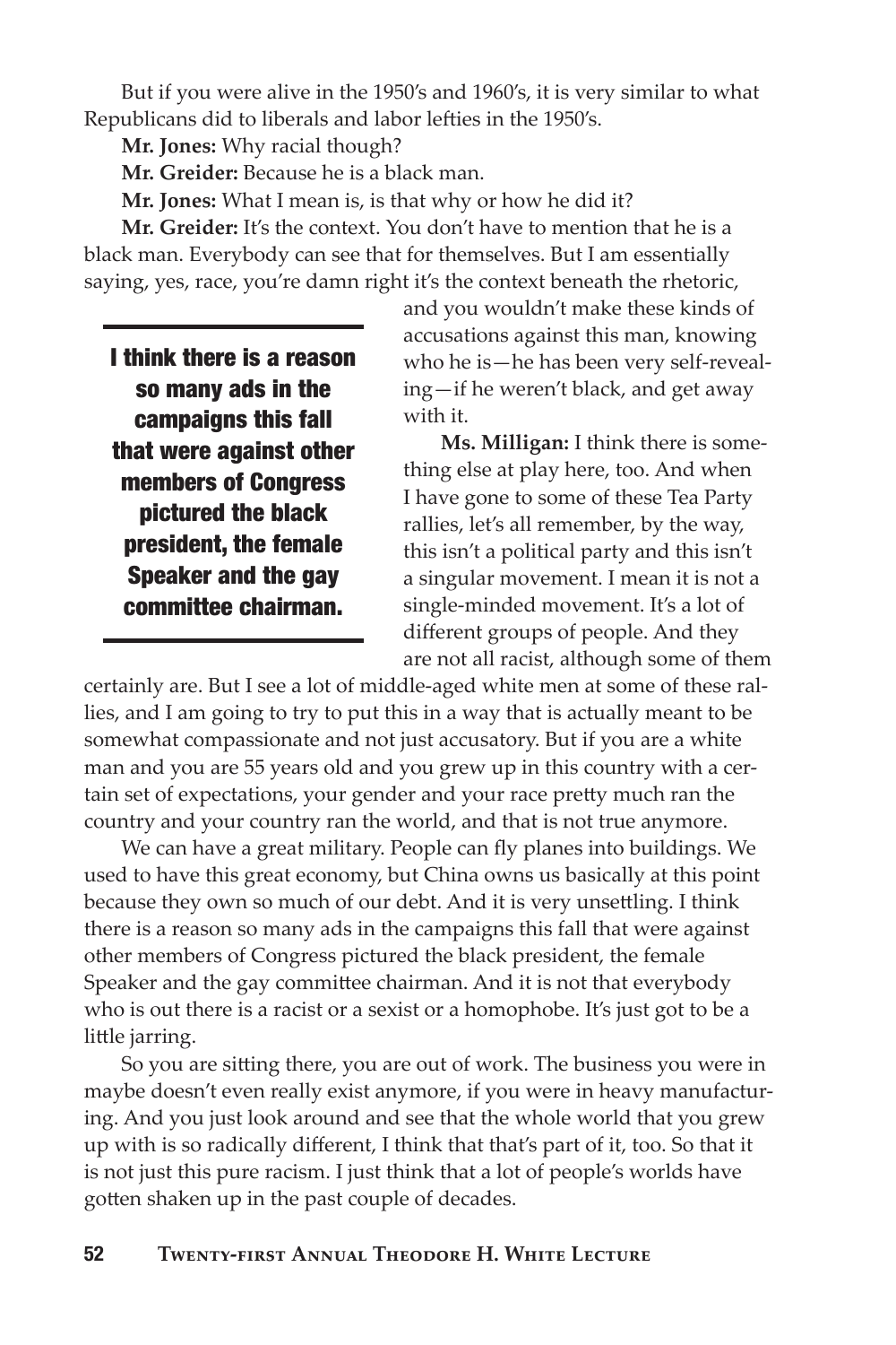But if you were alive in the 1950's and 1960's, it is very similar to what Republicans did to liberals and labor lefties in the 1950's.

**Mr. Jones:** Why racial though?

**Mr. Greider:** Because he is a black man.

**Mr. Jones:** What I mean is, is that why or how he did it?

**Mr. Greider:** It's the context. You don't have to mention that he is a black man. Everybody can see that for themselves. But I am essentially saying, yes, race, you're damn right it's the context beneath the rhetoric, and you wouldn't make these kinds of accusations against this man, knowing who he is—he has been very self-revealing—if he weren't black, and get away with it.

**Ms. Milligan:** I think there is something else at play here, too. And when I have gone to some of these Tea Party rallies, let's all remember, by the way, this isn't a political party and this isn't a singular movement. I mean it is not a single-minded movement. It's a lot of different groups of people. And they are not all racist, although some of them certainly are. But I see a lot of middle-aged white men at some of these rallies, and I am going to try to put this in a way that is actually meant to be somewhat compassionate and not just accusatory. But if you are a white man and you are 55 years old and you grew up in this country with a certain set of expectations, your gender and your race pretty much ran the country and your country ran the world, and that is not true anymore.

We can have a great military. People can fly planes into buildings. We used to have this great economy, but China owns us basically at this point because they own so much of our debt. And it is very unsettling. I think there is a reason so many ads in the campaigns this fall that were against other members of Congress pictured the black president, the female Speaker and the gay committee chairman. And it is not that everybody who is out there is a racist or a sexist or a homophobe. It's just got to be a little jarring.

So you are sitting there, you are out of work. The business you were in maybe doesn't even really exist anymore, if you were in heavy manufacturing. And you just look around and see that the whole world that you grew up with is so radically different, I think that that's part of it, too. So that it is not just this pure racism. I just think that a lot of people's worlds have gotten shaken up in the past couple of decades.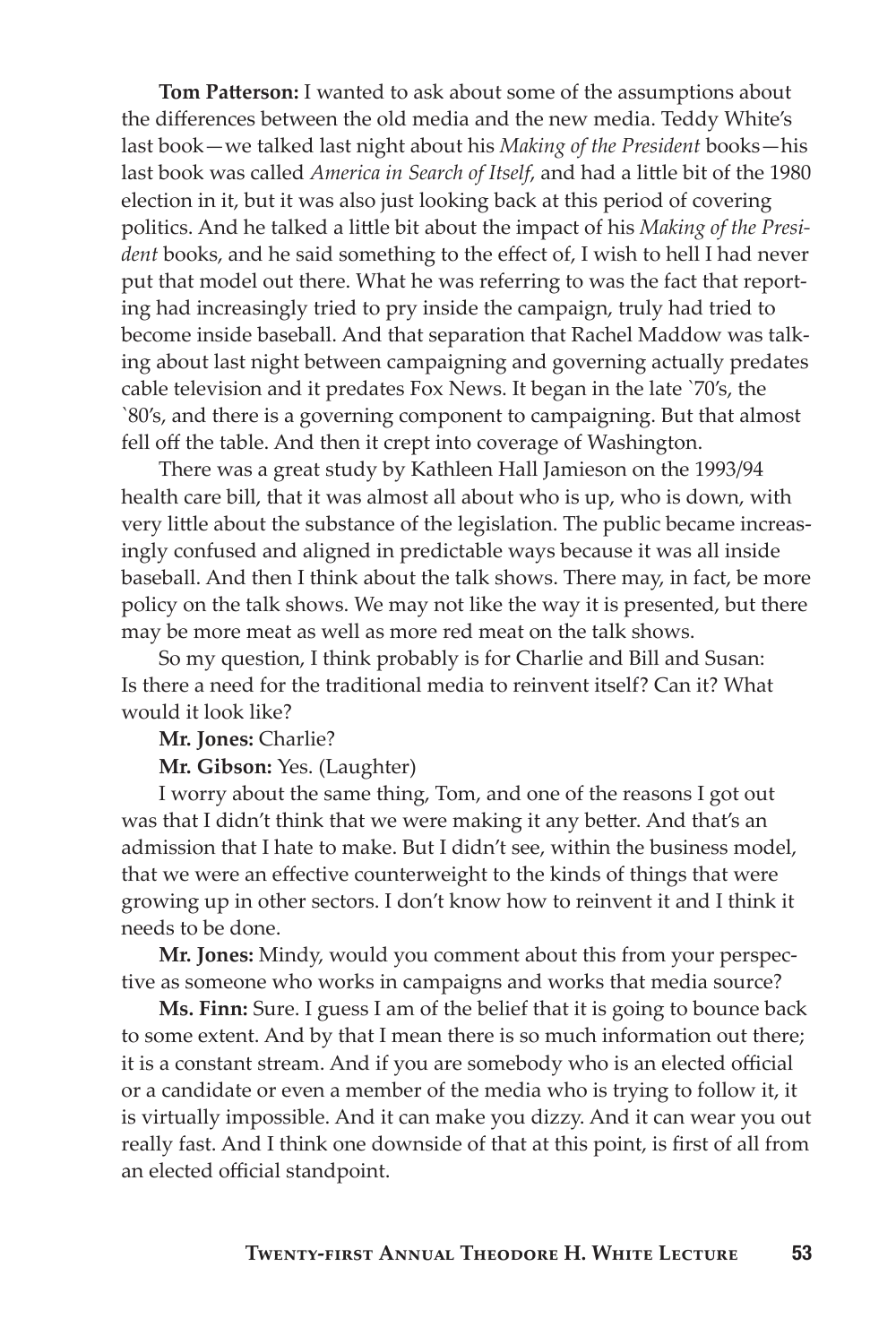**Tom Patterson:** I wanted to ask about some of the assumptions about the differences between the old media and the new media. Teddy White's last book—we talked last night about his *Making of the President* books—his last book was called *America in Search of Itself*, and had a little bit of the 1980 election in it, but it was also just looking back at this period of covering politics. And he talked a little bit about the impact of his *Making of the President* books, and he said something to the effect of, I wish to hell I had never put that model out there. What he was referring to was the fact that reporting had increasingly tried to pry inside the campaign, truly had tried to become inside baseball. And that separation that Rachel Maddow was talking about last night between campaigning and governing actually predates cable television and it predates Fox News. It began in the late `70's, the `80's, and there is a governing component to campaigning. But that almost fell off the table. And then it crept into coverage of Washington.

There was a great study by Kathleen Hall Jamieson on the 1993/94 health care bill, that it was almost all about who is up, who is down, with very little about the substance of the legislation. The public became increasingly confused and aligned in predictable ways because it was all inside baseball. And then I think about the talk shows. There may, in fact, be more policy on the talk shows. We may not like the way it is presented, but there may be more meat as well as more red meat on the talk shows.

So my question, I think probably is for Charlie and Bill and Susan: Is there a need for the traditional media to reinvent itself? Can it? What would it look like?

**Mr. Jones:** Charlie?

**Mr. Gibson:** Yes. (Laughter)

I worry about the same thing, Tom, and one of the reasons I got out was that I didn't think that we were making it any better. And that's an admission that I hate to make. But I didn't see, within the business model, that we were an effective counterweight to the kinds of things that were growing up in other sectors. I don't know how to reinvent it and I think it needs to be done.

**Mr. Jones:** Mindy, would you comment about this from your perspective as someone who works in campaigns and works that media source?

**Ms. Finn:** Sure. I guess I am of the belief that it is going to bounce back to some extent. And by that I mean there is so much information out there; it is a constant stream. And if you are somebody who is an elected official or a candidate or even a member of the media who is trying to follow it, it is virtually impossible. And it can make you dizzy. And it can wear you out really fast. And I think one downside of that at this point, is first of all from an elected official standpoint.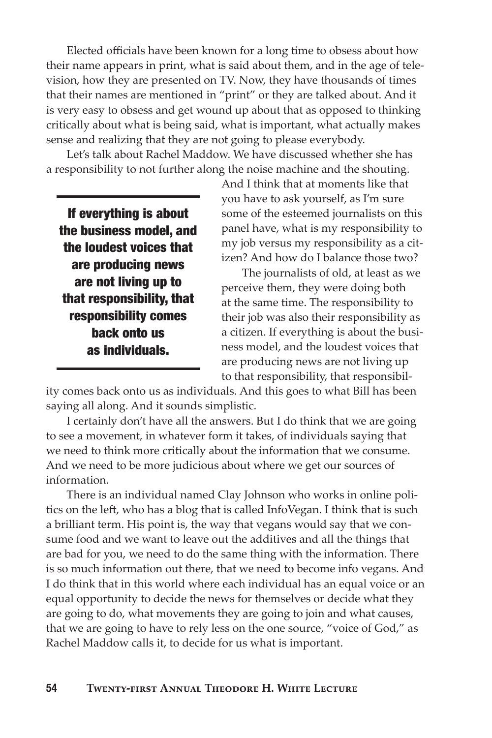Elected officials have been known for a long time to obsess about how their name appears in print, what is said about them, and in the age of television, how they are presented on TV. Now, they have thousands of times that their names are mentioned in "print" or they are talked about. And it is very easy to obsess and get wound up about that as opposed to thinking critically about what is being said, what is important, what actually makes sense and realizing that they are not going to please everybody.

Let's talk about Rachel Maddow. We have discussed whether she has a responsibility to not further along the noise machine and the shouting. And I think that at moments like that you have to ask yourself, as I'm sure some of the esteemed journalists on this panel have, what is my responsibility to my job versus my responsibility as a citizen? And how do I balance those two?

> **If everything is about the business model, and the loudest voices that are producing news are not living up to that responsibility, that responsibility comes back onto us as individuals.**

The journalists of old, at least as we perceive them, they were doing both at the same time. The responsibility to their job was also their responsibility as a citizen. If everything is about the business model, and the loudest voices that are producing news are not living up to that responsibility, that responsibility comes back onto us as individuals. And this goes to what Bill has been saying all along. And it sounds simplistic.

I certainly don't have all the answers. But I do think that we are going to see a movement, in whatever form it takes, of individuals saying that we need to think more critically about the information that we consume. And we need to be more judicious about where we get our sources of information.

There is an individual named Clay Johnson who works in online politics on the left, who has a blog that is called InfoVegan. I think that is such a brilliant term. His point is, the way that vegans would say that we consume food and we want to leave out the additives and all the things that are bad for you, we need to do the same thing with the information. There is so much information out there, that we need to become info vegans. And I do think that in this world where each individual has an equal voice or an equal opportunity to decide the news for themselves or decide what they are going to do, what movements they are going to join and what causes, that we are going to have to rely less on the one source, "voice of God," as Rachel Maddow calls it, to decide for us what is important.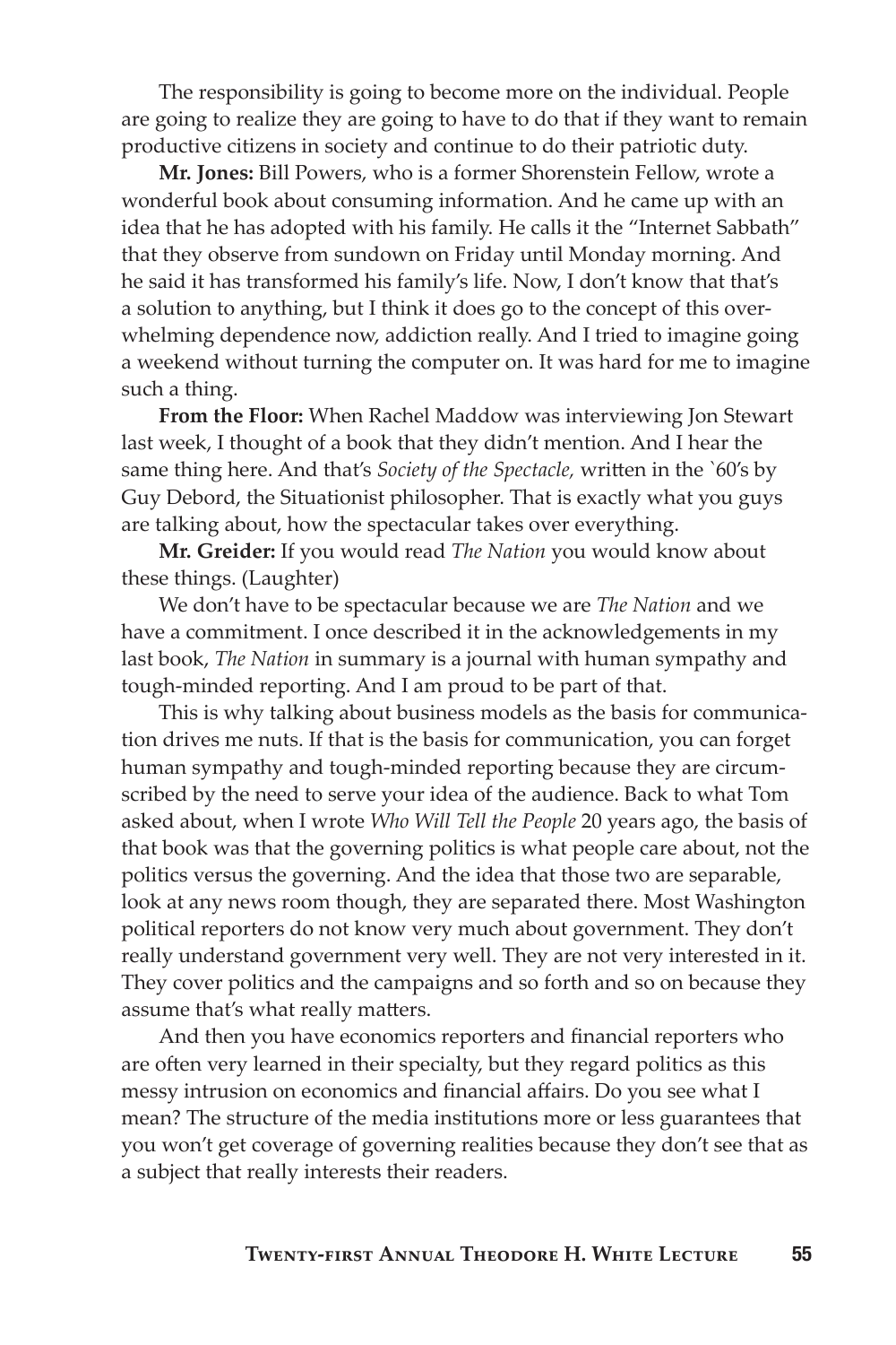The responsibility is going to become more on the individual. People are going to realize they are going to have to do that if they want to remain productive citizens in society and continue to do their patriotic duty.

**Mr. Jones:** Bill Powers, who is a former Shorenstein Fellow, wrote a wonderful book about consuming information. And he came up with an idea that he has adopted with his family. He calls it the "Internet Sabbath" that they observe from sundown on Friday until Monday morning. And he said it has transformed his family's life. Now, I don't know that that's a solution to anything, but I think it does go to the concept of this overwhelming dependence now, addiction really. And I tried to imagine going a weekend without turning the computer on. It was hard for me to imagine such a thing.

**From the Floor:** When Rachel Maddow was interviewing Jon Stewart last week, I thought of a book that they didn't mention. And I hear the same thing here. And that's *Society of the Spectacle,* written in the `60's by Guy Debord, the Situationist philosopher. That is exactly what you guys are talking about, how the spectacular takes over everything.

**Mr. Greider:** If you would read *The Nation* you would know about these things. (Laughter)

We don't have to be spectacular because we are *The Nation* and we have a commitment. I once described it in the acknowledgements in my last book, *The Nation* in summary is a journal with human sympathy and tough-minded reporting. And I am proud to be part of that.

This is why talking about business models as the basis for communication drives me nuts. If that is the basis for communication, you can forget human sympathy and tough-minded reporting because they are circumscribed by the need to serve your idea of the audience. Back to what Tom asked about, when I wrote *Who Will Tell the People* 20 years ago, the basis of that book was that the governing politics is what people care about, not the politics versus the governing. And the idea that those two are separable, look at any news room though, they are separated there. Most Washington political reporters do not know very much about government. They don't really understand government very well. They are not very interested in it. They cover politics and the campaigns and so forth and so on because they assume that's what really matters.

And then you have economics reporters and financial reporters who are often very learned in their specialty, but they regard politics as this messy intrusion on economics and financial affairs. Do you see what I mean? The structure of the media institutions more or less guarantees that you won't get coverage of governing realities because they don't see that as a subject that really interests their readers.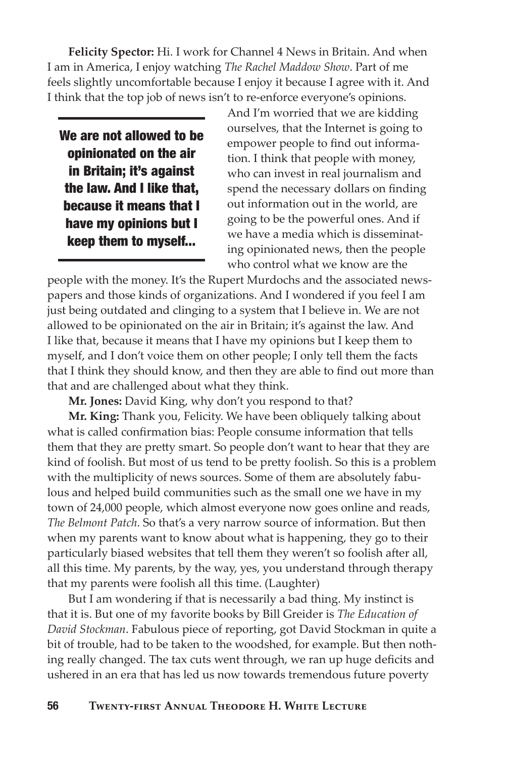**Felicity Spector:** Hi. I work for Channel 4 News in Britain. And when I am in America, I enjoy watching *The Rachel Maddow Show*. Part of me feels slightly uncomfortable because I enjoy it because I agree with it. And I think that the top job of news isn't to re-enforce everyone's opinions. And I'm worried that we are kidding ourselves, that the Internet is going to empower people to find out information. I think that people with money, who can invest in real journalism and spend the necessary dollars on finding out information out in the world, are going to be the powerful ones. And if we have a media which is disseminating opinionated news, then the people who control what we know are the people with the money. It's the Rupert Murdochs and the associated newspapers and those kinds of organizations. And I wondered if you feel I am just being outdated and clinging to a system that I believe in. We are not allowed to be opinionated on the air in Britain; it's against the law. And I like that, because it means that I have my opinions but I keep them to myself, and I don't voice them on other people; I only tell them the facts that I think they should know, and then they are able to find out more than that and are challenged about what they think.

> **We are not allowed to be opinionated on the air in Britain; it's against the law. And I like that, because it means that I have my opinions but I keep them to myself...**

**Mr. Jones:** David King, why don't you respond to that?

**Mr. King:** Thank you, Felicity. We have been obliquely talking about what is called confirmation bias: People consume information that tells them that they are pretty smart. So people don't want to hear that they are kind of foolish. But most of us tend to be pretty foolish. So this is a problem with the multiplicity of news sources. Some of them are absolutely fabulous and helped build communities such as the small one we have in my town of 24,000 people, which almost everyone now goes online and reads, *The Belmont Patch*. So that's a very narrow source of information. But then when my parents want to know about what is happening, they go to their particularly biased websites that tell them they weren't so foolish after all, all this time. My parents, by the way, yes, you understand through therapy that my parents were foolish all this time. (Laughter)

But I am wondering if that is necessarily a bad thing. My instinct is that it is. But one of my favorite books by Bill Greider is *The Education of David Stockman*. Fabulous piece of reporting, got David Stockman in quite a bit of trouble, had to be taken to the woodshed, for example. But then nothing really changed. The tax cuts went through, we ran up huge deficits and ushered in an era that has led us now towards tremendous future poverty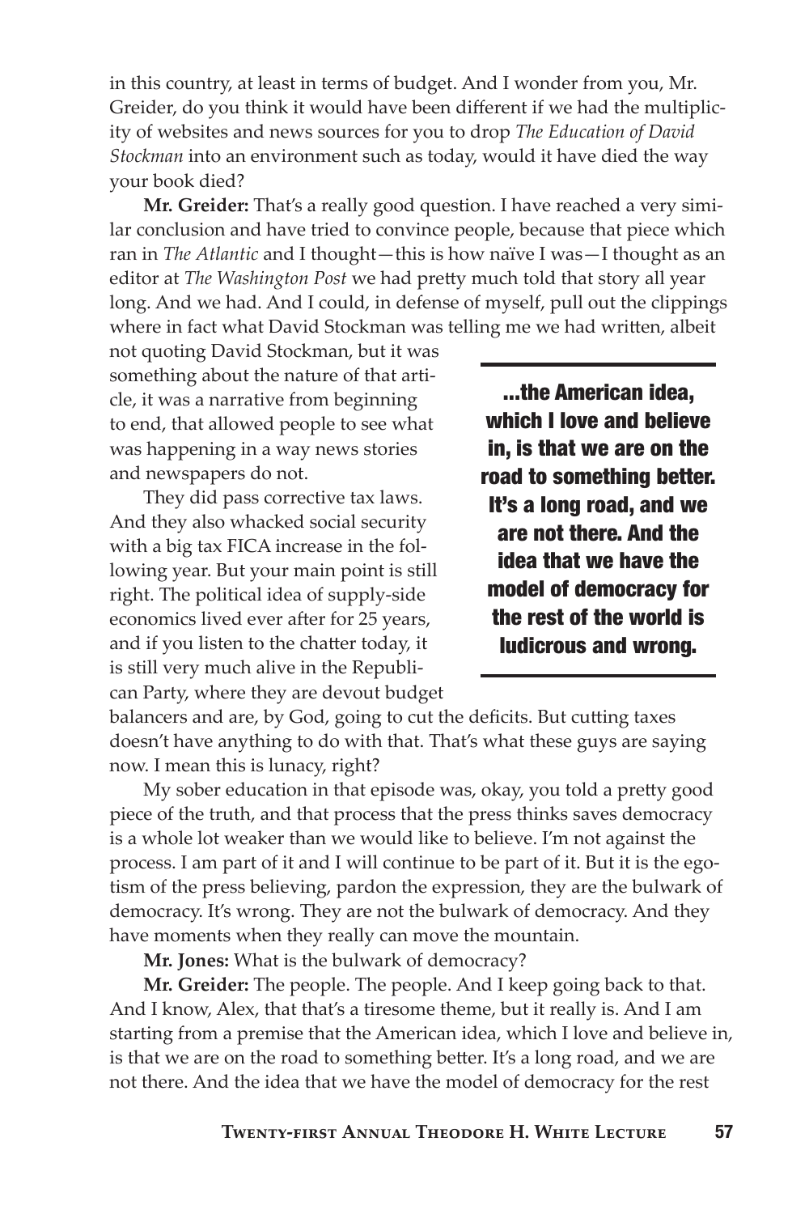in this country, at least in terms of budget. And I wonder from you, Mr. Greider, do you think it would have been different if we had the multiplicity of websites and news sources for you to drop *The Education of David Stockman* into an environment such as today, would it have died the way your book died?

**Mr. Greider:** That's a really good question. I have reached a very similar conclusion and have tried to convince people, because that piece which ran in *The Atlantic* and I thought—this is how naïve I was—I thought as an editor at *The Washington Post* we had pretty much told that story all year long. And we had. And I could, in defense of myself, pull out the clippings where in fact what David Stockman was telling me we had written, albeit not quoting David Stockman, but it was something about the nature of that article, it was a narrative from beginning to end, that allowed people to see what was happening in a way news stories and newspapers do not.

> **...the American idea, which I love and believe in, is that we are on the road to something better. It's a long road, and we are not there. And the idea that we have the model of democracy for the rest of the world is ludicrous and wrong.**

They did pass corrective tax laws. And they also whacked social security with a big tax FICA increase in the following year. But your main point is still right. The political idea of supply-side economics lived ever after for 25 years, and if you listen to the chatter today, it is still very much alive in the Republican Party, where they are devout budget balancers and are, by God, going to cut the deficits. But cutting taxes doesn't have anything to do with that. That's what these guys are saying now. I mean this is lunacy, right?

My sober education in that episode was, okay, you told a pretty good piece of the truth, and that process that the press thinks saves democracy is a whole lot weaker than we would like to believe. I'm not against the process. I am part of it and I will continue to be part of it. But it is the egotism of the press believing, pardon the expression, they are the bulwark of democracy. It's wrong. They are not the bulwark of democracy. And they have moments when they really can move the mountain.

**Mr. Jones:** What is the bulwark of democracy?

**Mr. Greider:** The people. The people. And I keep going back to that. And I know, Alex, that that's a tiresome theme, but it really is. And I am starting from a premise that the American idea, which I love and believe in, is that we are on the road to something better. It's a long road, and we are not there. And the idea that we have the model of democracy for the rest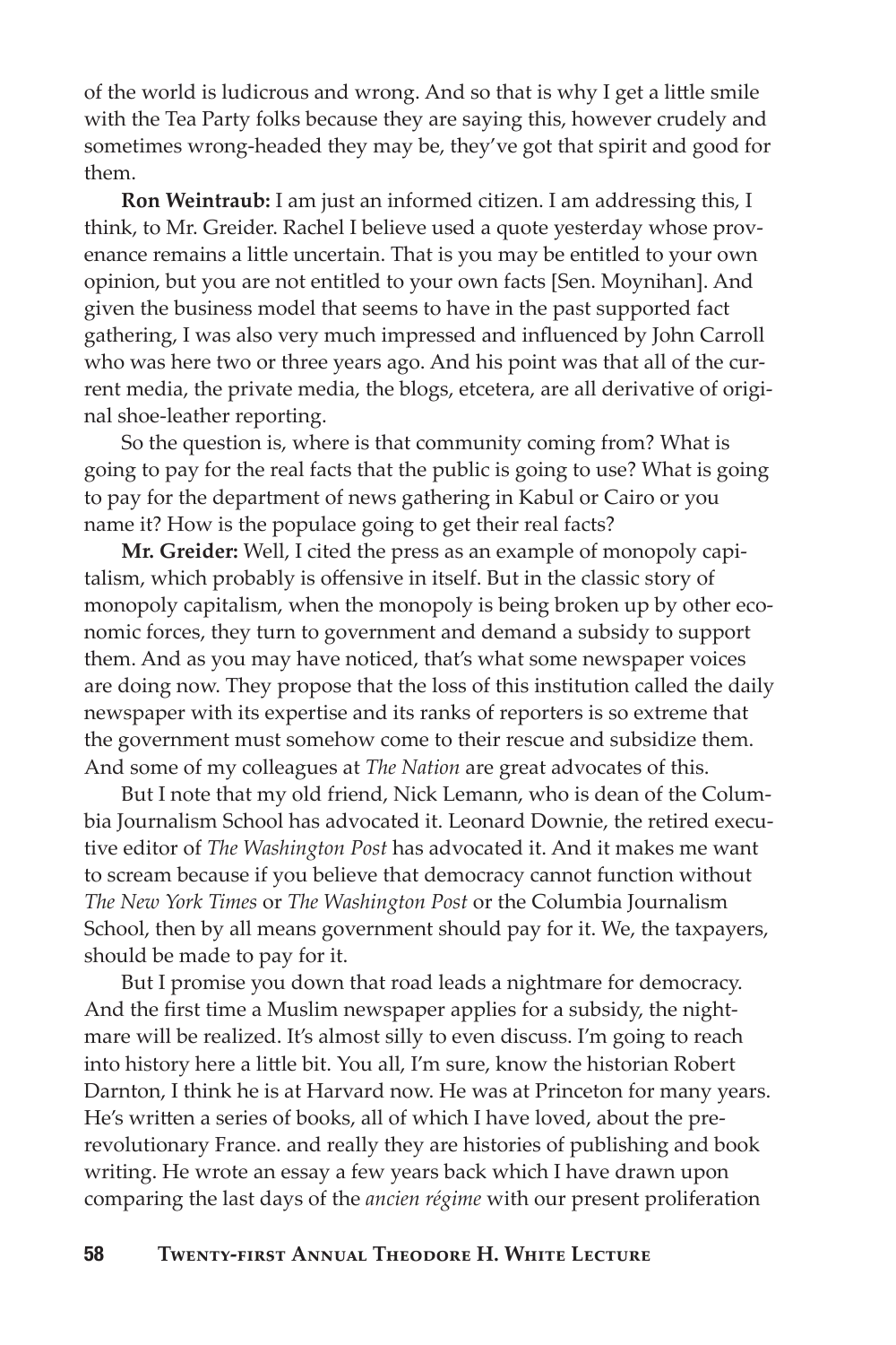of the world is ludicrous and wrong. And so that is why I get a little smile with the Tea Party folks because they are saying this, however crudely and sometimes wrong-headed they may be, they've got that spirit and good for them.

**Ron Weintraub:** I am just an informed citizen. I am addressing this, I think, to Mr. Greider. Rachel I believe used a quote yesterday whose provenance remains a little uncertain. That is you may be entitled to your own opinion, but you are not entitled to your own facts [Sen. Moynihan]. And given the business model that seems to have in the past supported fact gathering, I was also very much impressed and influenced by John Carroll who was here two or three years ago. And his point was that all of the current media, the private media, the blogs, etcetera, are all derivative of original shoe-leather reporting.

So the question is, where is that community coming from? What is going to pay for the real facts that the public is going to use? What is going to pay for the department of news gathering in Kabul or Cairo or you name it? How is the populace going to get their real facts?

**Mr. Greider:** Well, I cited the press as an example of monopoly capitalism, which probably is offensive in itself. But in the classic story of monopoly capitalism, when the monopoly is being broken up by other economic forces, they turn to government and demand a subsidy to support them. And as you may have noticed, that's what some newspaper voices are doing now. They propose that the loss of this institution called the daily newspaper with its expertise and its ranks of reporters is so extreme that the government must somehow come to their rescue and subsidize them. And some of my colleagues at *The Nation* are great advocates of this.

But I note that my old friend, Nick Lemann, who is dean of the Columbia Journalism School has advocated it. Leonard Downie, the retired executive editor of *The Washington Post* has advocated it. And it makes me want to scream because if you believe that democracy cannot function without *The New York Times* or *The Washington Post* or the Columbia Journalism School, then by all means government should pay for it. We, the taxpayers, should be made to pay for it.

But I promise you down that road leads a nightmare for democracy. And the first time a Muslim newspaper applies for a subsidy, the nightmare will be realized. It's almost silly to even discuss. I'm going to reach into history here a little bit. You all, I'm sure, know the historian Robert Darnton, I think he is at Harvard now. He was at Princeton for many years. He's written a series of books, all of which I have loved, about the pre-revolutionary France. and really they are histories of publishing and book writing. He wrote an essay a few years back which I have drawn upon comparing the last days of the *ancien régime* with our present proliferation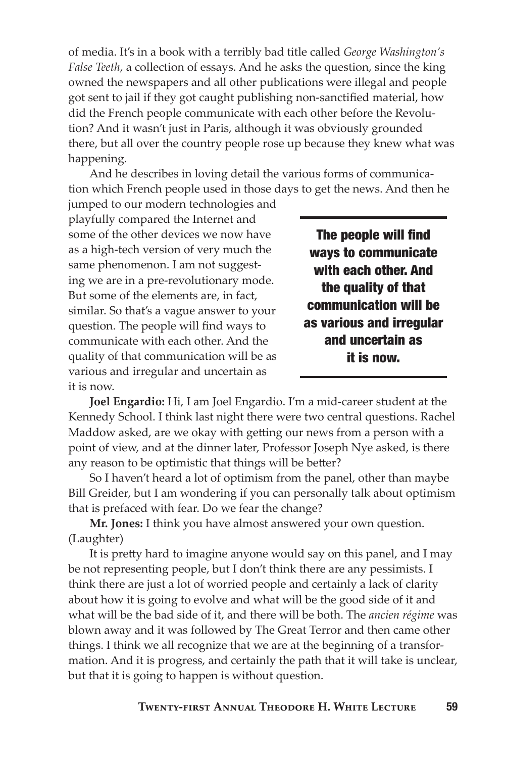of media. It's in a book with a terribly bad title called *George Washington's False Teeth*, a collection of essays. And he asks the question, since the king owned the newspapers and all other publications were illegal and people got sent to jail if they got caught publishing non-sanctified material, how did the French people communicate with each other before the Revolution? And it wasn't just in Paris, although it was obviously grounded there, but all over the country people rose up because they knew what was happening.

And he describes in loving detail the various forms of communication which French people used in those days to get the news. And then he jumped to our modern technologies and playfully compared the Internet and some of the other devices we now have as a high-tech version of very much the same phenomenon. I am not suggesting we are in a pre-revolutionary mode. But some of the elements are, in fact, similar. So that's a vague answer to your question. The people will find ways to communicate with each other. And the quality of that communication will be as various and irregular and uncertain as it is now.

> **The people will find ways to communicate with each other. And the quality of that communication will be as various and irregular and uncertain as it is now.**

**Joel Engardio:** Hi, I am Joel Engardio. I'm a mid-career student at the Kennedy School. I think last night there were two central questions. Rachel Maddow asked, are we okay with getting our news from a person with a point of view, and at the dinner later, Professor Joseph Nye asked, is there any reason to be optimistic that things will be better?

So I haven't heard a lot of optimism from the panel, other than maybe Bill Greider, but I am wondering if you can personally talk about optimism that is prefaced with fear. Do we fear the change?

**Mr. Jones:** I think you have almost answered your own question. (Laughter)

It is pretty hard to imagine anyone would say on this panel, and I may be not representing people, but I don't think there are any pessimists. I think there are just a lot of worried people and certainly a lack of clarity about how it is going to evolve and what will be the good side of it and what will be the bad side of it, and there will be both. The *ancien régime* was blown away and it was followed by The Great Terror and then came other things. I think we all recognize that we are at the beginning of a transformation. And it is progress, and certainly the path that it will take is unclear, but that it is going to happen is without question.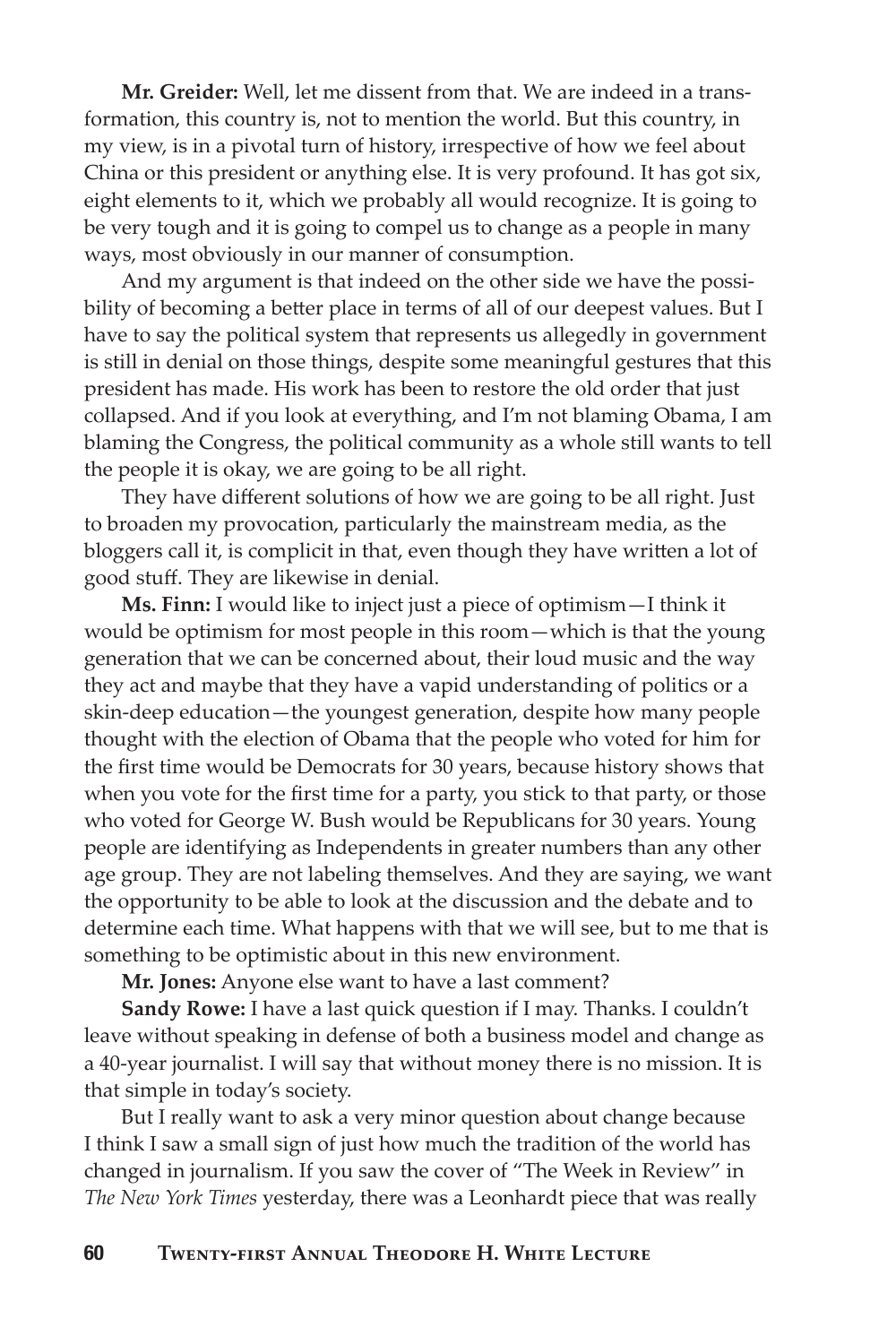**Mr. Greider:** Well, let me dissent from that. We are indeed in a transformation, this country is, not to mention the world. But this country, in my view, is in a pivotal turn of history, irrespective of how we feel about China or this president or anything else. It is very profound. It has got six, eight elements to it, which we probably all would recognize. It is going to be very tough and it is going to compel us to change as a people in many ways, most obviously in our manner of consumption.

And my argument is that indeed on the other side we have the possibility of becoming a better place in terms of all of our deepest values. But I have to say the political system that represents us allegedly in government is still in denial on those things, despite some meaningful gestures that this president has made. His work has been to restore the old order that just collapsed. And if you look at everything, and I'm not blaming Obama, I am blaming the Congress, the political community as a whole still wants to tell the people it is okay, we are going to be all right.

They have different solutions of how we are going to be all right. Just to broaden my provocation, particularly the mainstream media, as the bloggers call it, is complicit in that, even though they have written a lot of good stuff. They are likewise in denial.

**Ms. Finn:** I would like to inject just a piece of optimism—I think it would be optimism for most people in this room—which is that the young generation that we can be concerned about, their loud music and the way they act and maybe that they have a vapid understanding of politics or a skin-deep education—the youngest generation, despite how many people thought with the election of Obama that the people who voted for him for the first time would be Democrats for 30 years, because history shows that when you vote for the first time for a party, you stick to that party, or those who voted for George W. Bush would be Republicans for 30 years. Young people are identifying as Independents in greater numbers than any other age group. They are not labeling themselves. And they are saying, we want the opportunity to be able to look at the discussion and the debate and to determine each time. What happens with that we will see, but to me that is something to be optimistic about in this new environment.

**Mr. Jones:** Anyone else want to have a last comment?

**Sandy Rowe:** I have a last quick question if I may. Thanks. I couldn't leave without speaking in defense of both a business model and change as a 40-year journalist. I will say that without money there is no mission. It is that simple in today's society.

But I really want to ask a very minor question about change because I think I saw a small sign of just how much the tradition of the world has changed in journalism. If you saw the cover of "The Week in Review" in *The New York Times* yesterday, there was a Leonhardt piece that was really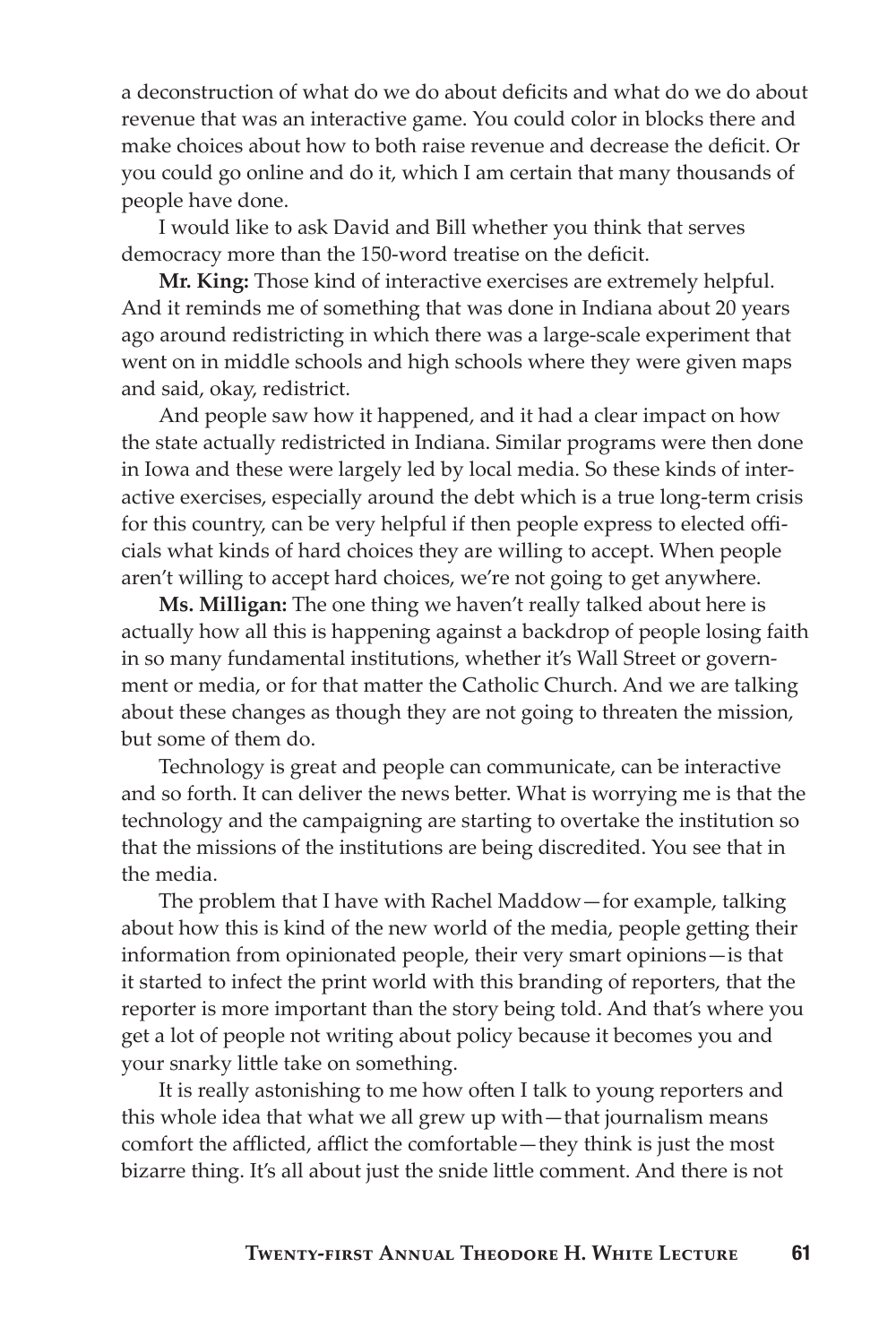a deconstruction of what do we do about deficits and what do we do about revenue that was an interactive game. You could color in blocks there and make choices about how to both raise revenue and decrease the deficit. Or you could go online and do it, which I am certain that many thousands of people have done.

I would like to ask David and Bill whether you think that serves democracy more than the 150-word treatise on the deficit.

**Mr. King:** Those kind of interactive exercises are extremely helpful. And it reminds me of something that was done in Indiana about 20 years ago around redistricting in which there was a large-scale experiment that went on in middle schools and high schools where they were given maps and said, okay, redistrict.

And people saw how it happened, and it had a clear impact on how the state actually redistricted in Indiana. Similar programs were then done in Iowa and these were largely led by local media. So these kinds of interactive exercises, especially around the debt which is a true long-term crisis for this country, can be very helpful if then people express to elected officials what kinds of hard choices they are willing to accept. When people aren't willing to accept hard choices, we're not going to get anywhere.

**Ms. Milligan:** The one thing we haven't really talked about here is actually how all this is happening against a backdrop of people losing faith in so many fundamental institutions, whether it's Wall Street or government or media, or for that matter the Catholic Church. And we are talking about these changes as though they are not going to threaten the mission, but some of them do.

Technology is great and people can communicate, can be interactive and so forth. It can deliver the news better. What is worrying me is that the technology and the campaigning are starting to overtake the institution so that the missions of the institutions are being discredited. You see that in the media.

The problem that I have with Rachel Maddow—for example, talking about how this is kind of the new world of the media, people getting their information from opinionated people, their very smart opinions—is that it started to infect the print world with this branding of reporters, that the reporter is more important than the story being told. And that's where you get a lot of people not writing about policy because it becomes you and your snarky little take on something.

It is really astonishing to me how often I talk to young reporters and this whole idea that what we all grew up with—that journalism means comfort the afflicted, afflict the comfortable—they think is just the most bizarre thing. It's all about just the snide little comment. And there is not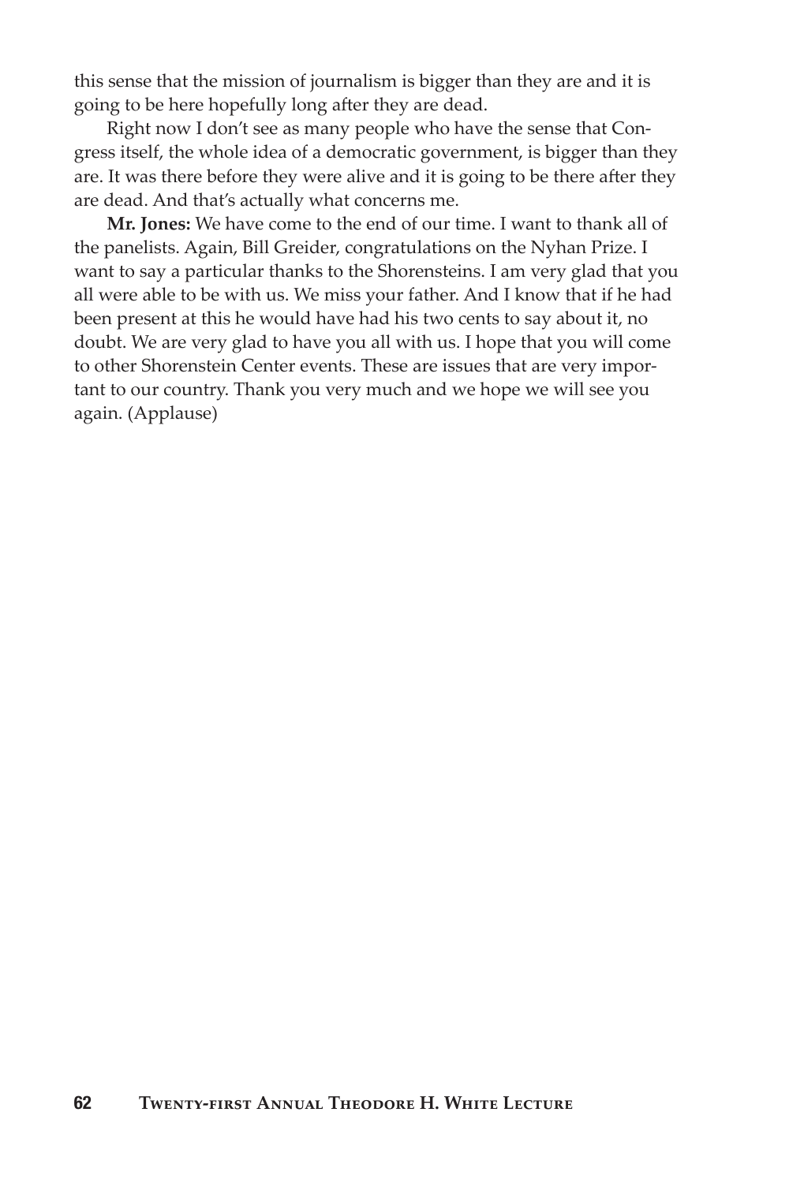this sense that the mission of journalism is bigger than they are and it is going to be here hopefully long after they are dead.

Right now I don't see as many people who have the sense that Congress itself, the whole idea of a democratic government, is bigger than they are. It was there before they were alive and it is going to be there after they are dead. And that's actually what concerns me.

**Mr. Jones:** We have come to the end of our time. I want to thank all of the panelists. Again, Bill Greider, congratulations on the Nyhan Prize. I want to say a particular thanks to the Shorensteins. I am very glad that you all were able to be with us. We miss your father. And I know that if he had been present at this he would have had his two cents to say about it, no doubt. We are very glad to have you all with us. I hope that you will come to other Shorenstein Center events. These are issues that are very important to our country. Thank you very much and we hope we will see you again. (Applause)